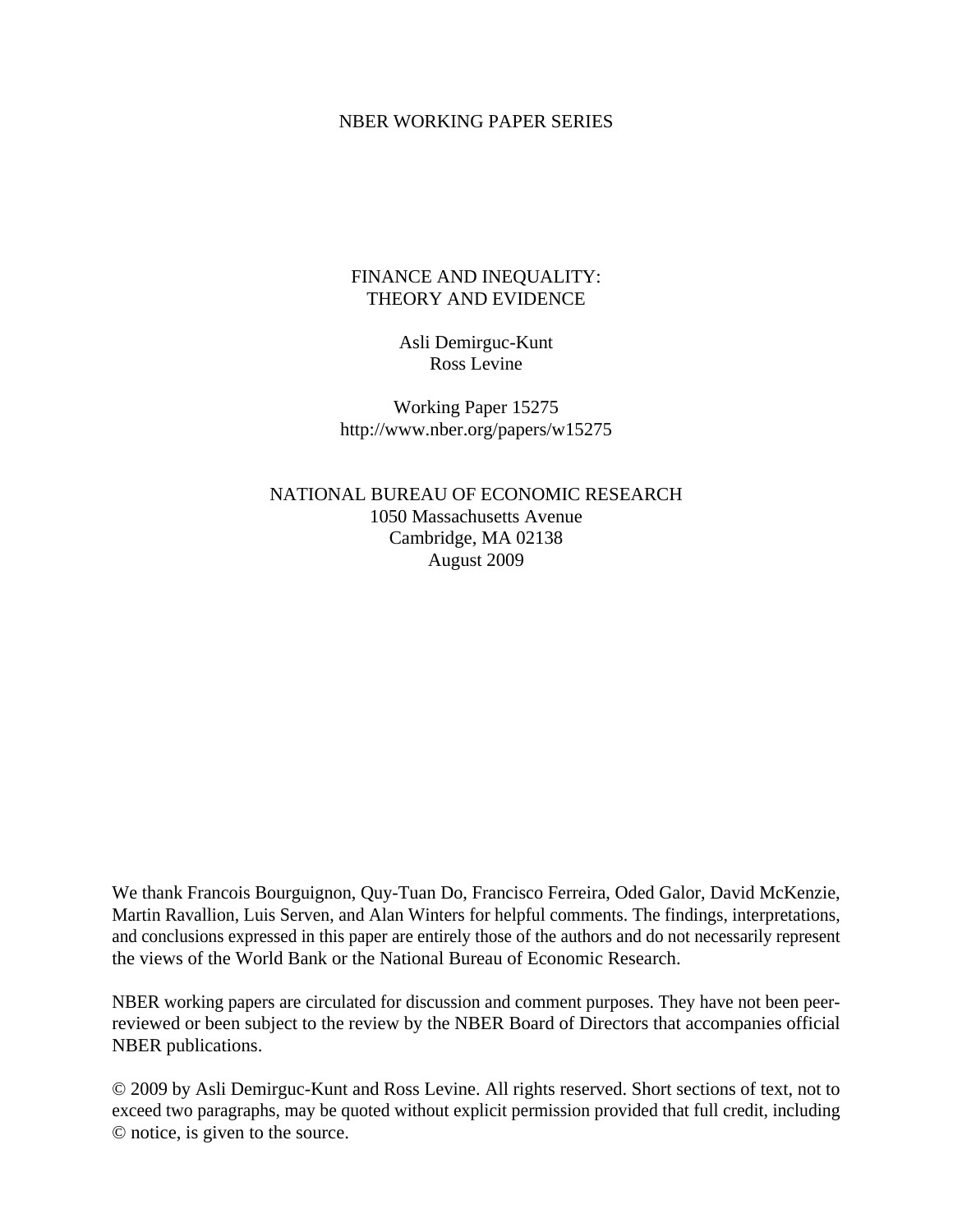NBER WORKING PAPER SERIES

# FINANCE AND INEQUALITY:
# THEORY AND EVIDENCE

Asli Demirguc-Kunt
Ross Levine

Working Paper 15275
http://www.nber.org/papers/w15275

NATIONAL BUREAU OF ECONOMIC RESEARCH
1050 Massachusetts Avenue
Cambridge, MA 02138
August 2009

We thank Francois Bourguignon, Quy-Tuan Do, Francisco Ferreira, Oded Galor, David McKenzie, Martin Ravallion, Luis Serven, and Alan Winters for helpful comments. The findings, interpretations, and conclusions expressed in this paper are entirely those of the authors and do not necessarily represent the views of the World Bank or the National Bureau of Economic Research.

NBER working papers are circulated for discussion and comment purposes. They have not been peer-reviewed or been subject to the review by the NBER Board of Directors that accompanies official NBER publications.

© 2009 by Asli Demirguc-Kunt and Ross Levine. All rights reserved. Short sections of text, not to exceed two paragraphs, may be quoted without explicit permission provided that full credit, including © notice, is given to the source.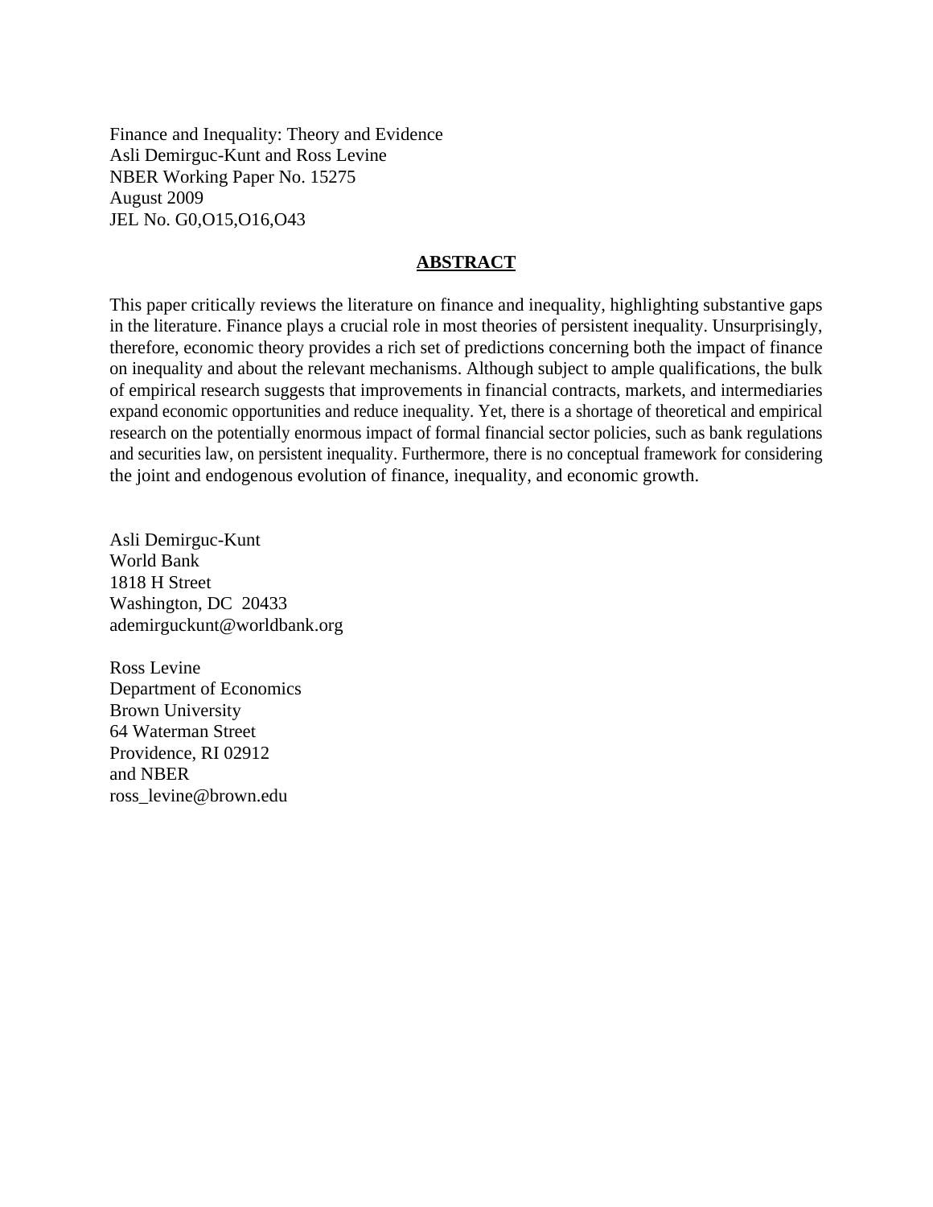Finance and Inequality: Theory and Evidence
Asli Demirguc-Kunt and Ross Levine
NBER Working Paper No. 15275
August 2009
JEL No. G0,O15,O16,O43

## ABSTRACT

This paper critically reviews the literature on finance and inequality, highlighting substantive gaps in the literature. Finance plays a crucial role in most theories of persistent inequality. Unsurprisingly, therefore, economic theory provides a rich set of predictions concerning both the impact of finance on inequality and about the relevant mechanisms. Although subject to ample qualifications, the bulk of empirical research suggests that improvements in financial contracts, markets, and intermediaries expand economic opportunities and reduce inequality. Yet, there is a shortage of theoretical and empirical research on the potentially enormous impact of formal financial sector policies, such as bank regulations and securities law, on persistent inequality. Furthermore, there is no conceptual framework for considering the joint and endogenous evolution of finance, inequality, and economic growth.

Asli Demirguc-Kunt
World Bank
1818 H Street
Washington, DC 20433
ademirguckunt@worldbank.org

Ross Levine
Department of Economics
Brown University
64 Waterman Street
Providence, RI 02912
and NBER
ross_levine@brown.edu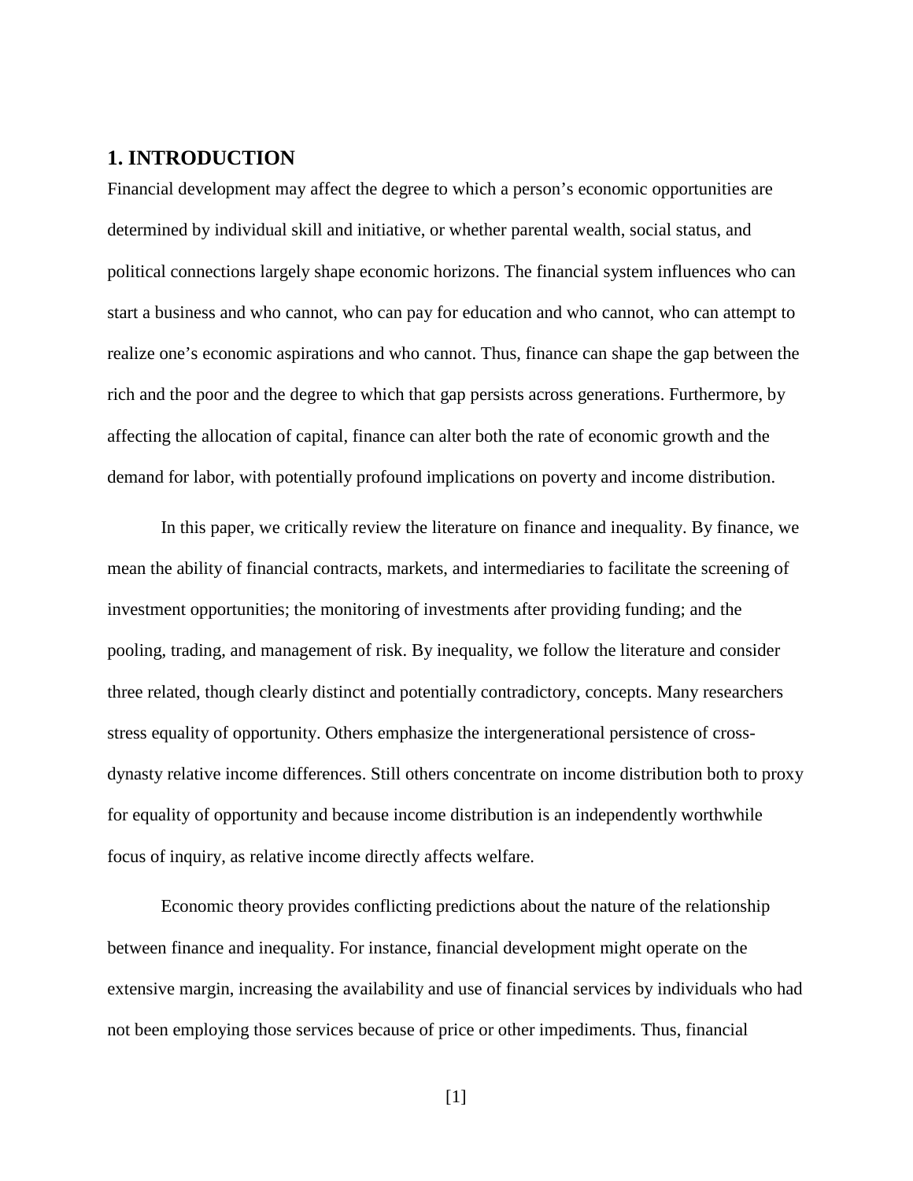# 1. INTRODUCTION

Financial development may affect the degree to which a person's economic opportunities are determined by individual skill and initiative, or whether parental wealth, social status, and political connections largely shape economic horizons. The financial system influences who can start a business and who cannot, who can pay for education and who cannot, who can attempt to realize one's economic aspirations and who cannot. Thus, finance can shape the gap between the rich and the poor and the degree to which that gap persists across generations. Furthermore, by affecting the allocation of capital, finance can alter both the rate of economic growth and the demand for labor, with potentially profound implications on poverty and income distribution.

In this paper, we critically review the literature on finance and inequality. By finance, we mean the ability of financial contracts, markets, and intermediaries to facilitate the screening of investment opportunities; the monitoring of investments after providing funding; and the pooling, trading, and management of risk. By inequality, we follow the literature and consider three related, though clearly distinct and potentially contradictory, concepts. Many researchers stress equality of opportunity. Others emphasize the intergenerational persistence of cross-dynasty relative income differences. Still others concentrate on income distribution both to proxy for equality of opportunity and because income distribution is an independently worthwhile focus of inquiry, as relative income directly affects welfare.

Economic theory provides conflicting predictions about the nature of the relationship between finance and inequality. For instance, financial development might operate on the extensive margin, increasing the availability and use of financial services by individuals who had not been employing those services because of price or other impediments. Thus, financial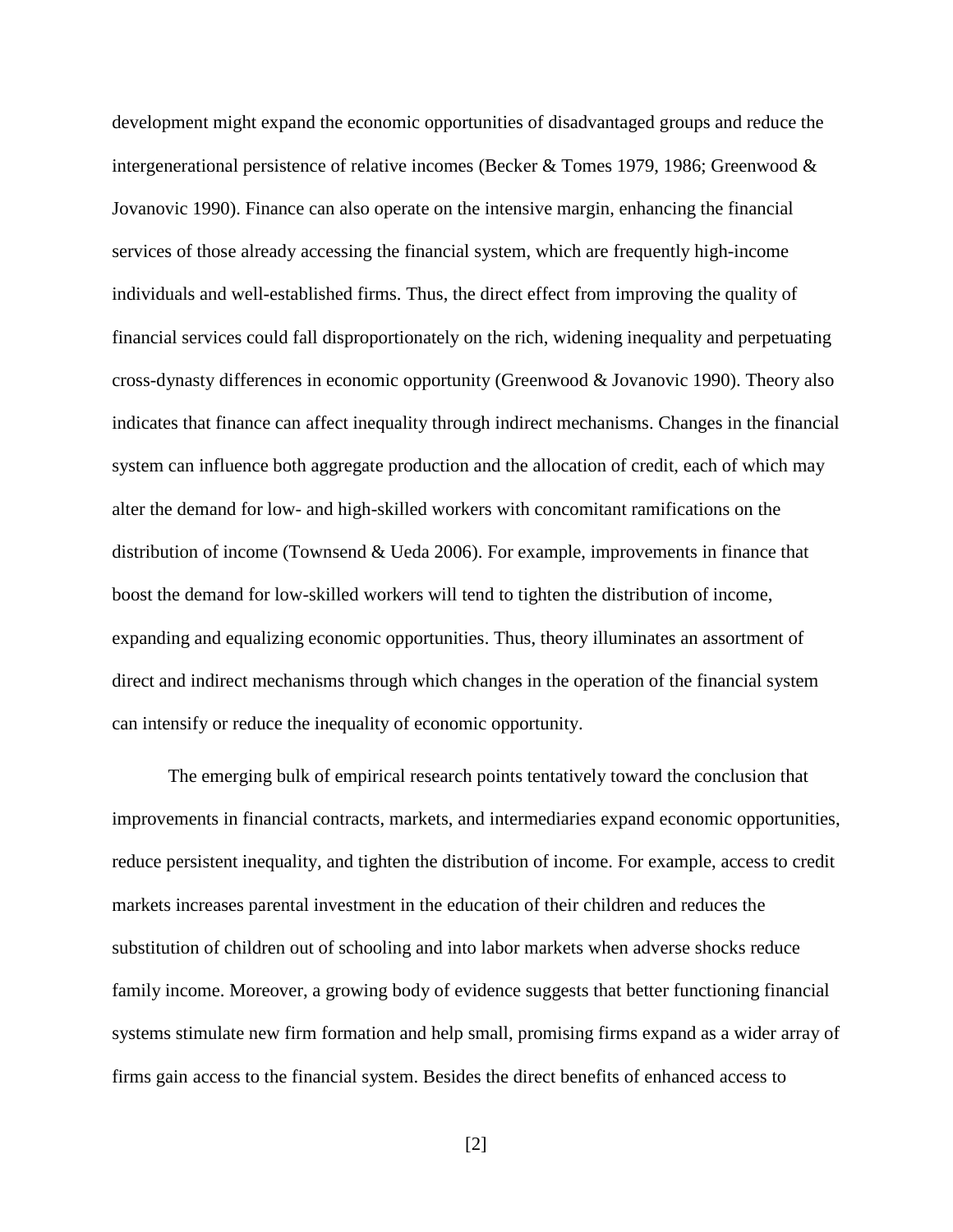development might expand the economic opportunities of disadvantaged groups and reduce the intergenerational persistence of relative incomes (Becker & Tomes 1979, 1986; Greenwood & Jovanovic 1990). Finance can also operate on the intensive margin, enhancing the financial services of those already accessing the financial system, which are frequently high-income individuals and well-established firms. Thus, the direct effect from improving the quality of financial services could fall disproportionately on the rich, widening inequality and perpetuating cross-dynasty differences in economic opportunity (Greenwood & Jovanovic 1990). Theory also indicates that finance can affect inequality through indirect mechanisms. Changes in the financial system can influence both aggregate production and the allocation of credit, each of which may alter the demand for low- and high-skilled workers with concomitant ramifications on the distribution of income (Townsend & Ueda 2006). For example, improvements in finance that boost the demand for low-skilled workers will tend to tighten the distribution of income, expanding and equalizing economic opportunities. Thus, theory illuminates an assortment of direct and indirect mechanisms through which changes in the operation of the financial system can intensify or reduce the inequality of economic opportunity.

The emerging bulk of empirical research points tentatively toward the conclusion that improvements in financial contracts, markets, and intermediaries expand economic opportunities, reduce persistent inequality, and tighten the distribution of income. For example, access to credit markets increases parental investment in the education of their children and reduces the substitution of children out of schooling and into labor markets when adverse shocks reduce family income. Moreover, a growing body of evidence suggests that better functioning financial systems stimulate new firm formation and help small, promising firms expand as a wider array of firms gain access to the financial system. Besides the direct benefits of enhanced access to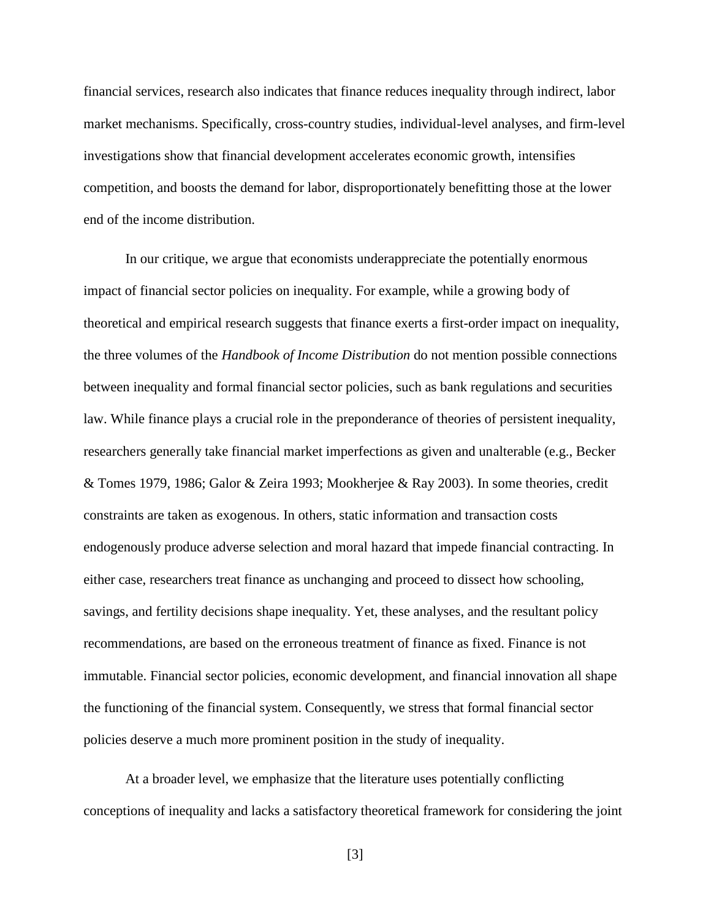financial services, research also indicates that finance reduces inequality through indirect, labor market mechanisms. Specifically, cross-country studies, individual-level analyses, and firm-level investigations show that financial development accelerates economic growth, intensifies competition, and boosts the demand for labor, disproportionately benefitting those at the lower end of the income distribution.

In our critique, we argue that economists underappreciate the potentially enormous impact of financial sector policies on inequality. For example, while a growing body of theoretical and empirical research suggests that finance exerts a first-order impact on inequality, the three volumes of the *Handbook of Income Distribution* do not mention possible connections between inequality and formal financial sector policies, such as bank regulations and securities law. While finance plays a crucial role in the preponderance of theories of persistent inequality, researchers generally take financial market imperfections as given and unalterable (e.g., Becker & Tomes 1979, 1986; Galor & Zeira 1993; Mookherjee & Ray 2003). In some theories, credit constraints are taken as exogenous. In others, static information and transaction costs endogenously produce adverse selection and moral hazard that impede financial contracting. In either case, researchers treat finance as unchanging and proceed to dissect how schooling, savings, and fertility decisions shape inequality. Yet, these analyses, and the resultant policy recommendations, are based on the erroneous treatment of finance as fixed. Finance is not immutable. Financial sector policies, economic development, and financial innovation all shape the functioning of the financial system. Consequently, we stress that formal financial sector policies deserve a much more prominent position in the study of inequality.

At a broader level, we emphasize that the literature uses potentially conflicting conceptions of inequality and lacks a satisfactory theoretical framework for considering the joint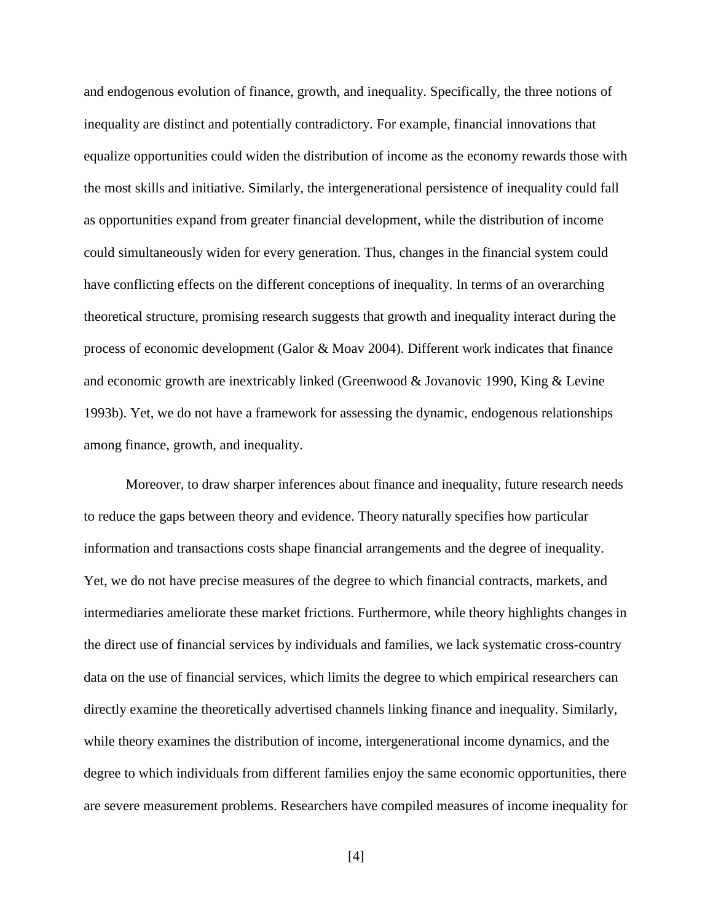and endogenous evolution of finance, growth, and inequality. Specifically, the three notions of inequality are distinct and potentially contradictory. For example, financial innovations that equalize opportunities could widen the distribution of income as the economy rewards those with the most skills and initiative. Similarly, the intergenerational persistence of inequality could fall as opportunities expand from greater financial development, while the distribution of income could simultaneously widen for every generation. Thus, changes in the financial system could have conflicting effects on the different conceptions of inequality. In terms of an overarching theoretical structure, promising research suggests that growth and inequality interact during the process of economic development (Galor & Moav 2004). Different work indicates that finance and economic growth are inextricably linked (Greenwood & Jovanovic 1990, King & Levine 1993b). Yet, we do not have a framework for assessing the dynamic, endogenous relationships among finance, growth, and inequality.

Moreover, to draw sharper inferences about finance and inequality, future research needs to reduce the gaps between theory and evidence. Theory naturally specifies how particular information and transactions costs shape financial arrangements and the degree of inequality. Yet, we do not have precise measures of the degree to which financial contracts, markets, and intermediaries ameliorate these market frictions. Furthermore, while theory highlights changes in the direct use of financial services by individuals and families, we lack systematic cross-country data on the use of financial services, which limits the degree to which empirical researchers can directly examine the theoretically advertised channels linking finance and inequality. Similarly, while theory examines the distribution of income, intergenerational income dynamics, and the degree to which individuals from different families enjoy the same economic opportunities, there are severe measurement problems. Researchers have compiled measures of income inequality for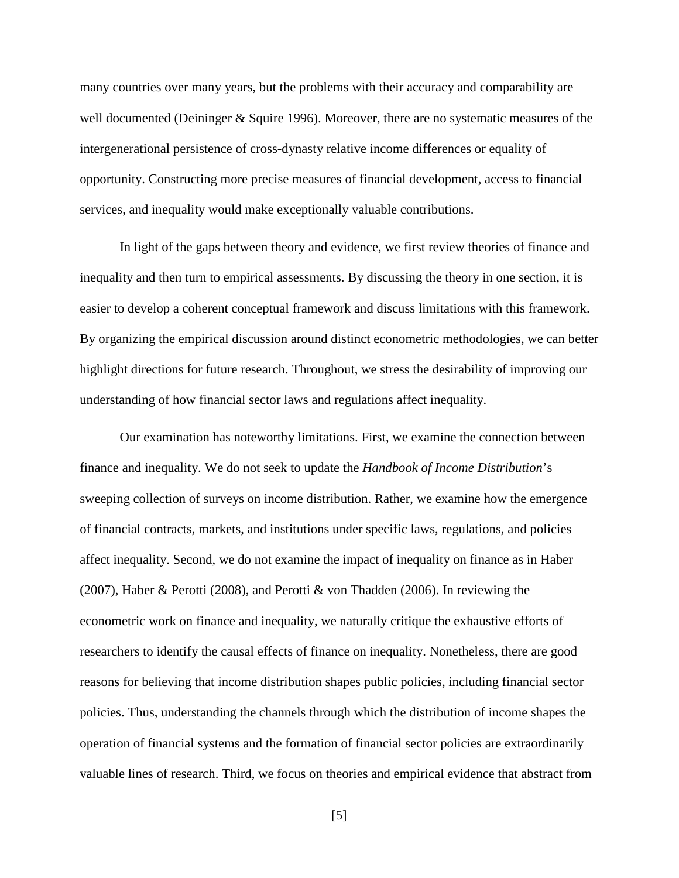many countries over many years, but the problems with their accuracy and comparability are well documented (Deininger & Squire 1996). Moreover, there are no systematic measures of the intergenerational persistence of cross-dynasty relative income differences or equality of opportunity. Constructing more precise measures of financial development, access to financial services, and inequality would make exceptionally valuable contributions.

In light of the gaps between theory and evidence, we first review theories of finance and inequality and then turn to empirical assessments. By discussing the theory in one section, it is easier to develop a coherent conceptual framework and discuss limitations with this framework. By organizing the empirical discussion around distinct econometric methodologies, we can better highlight directions for future research. Throughout, we stress the desirability of improving our understanding of how financial sector laws and regulations affect inequality.

Our examination has noteworthy limitations. First, we examine the connection between finance and inequality. We do not seek to update the *Handbook of Income Distribution*'s sweeping collection of surveys on income distribution. Rather, we examine how the emergence of financial contracts, markets, and institutions under specific laws, regulations, and policies affect inequality. Second, we do not examine the impact of inequality on finance as in Haber (2007), Haber & Perotti (2008), and Perotti & von Thadden (2006). In reviewing the econometric work on finance and inequality, we naturally critique the exhaustive efforts of researchers to identify the causal effects of finance on inequality. Nonetheless, there are good reasons for believing that income distribution shapes public policies, including financial sector policies. Thus, understanding the channels through which the distribution of income shapes the operation of financial systems and the formation of financial sector policies are extraordinarily valuable lines of research. Third, we focus on theories and empirical evidence that abstract from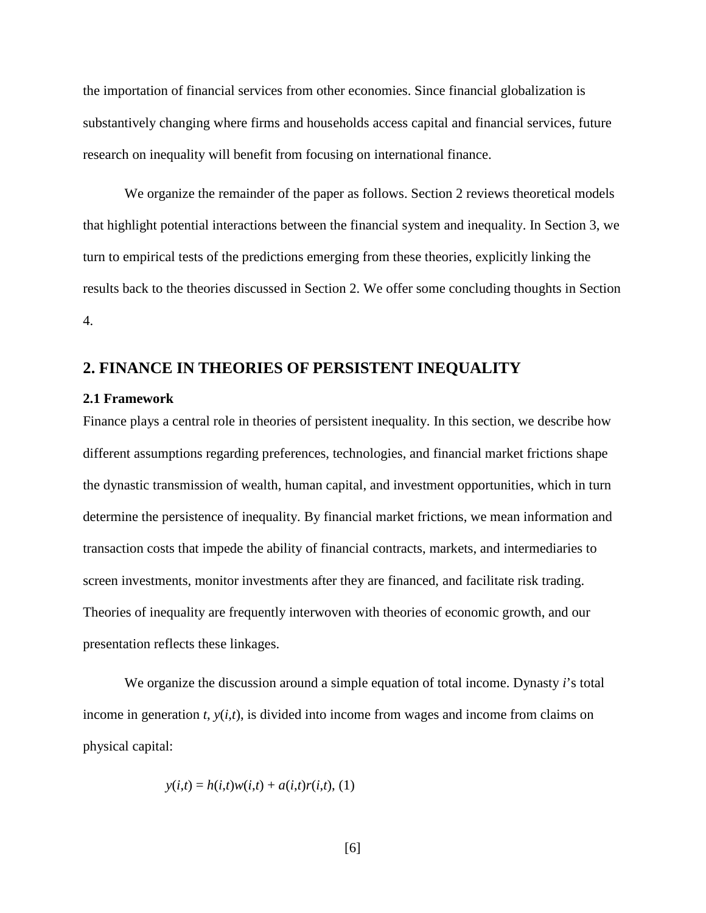the importation of financial services from other economies. Since financial globalization is substantively changing where firms and households access capital and financial services, future research on inequality will benefit from focusing on international finance.

We organize the remainder of the paper as follows. Section 2 reviews theoretical models that highlight potential interactions between the financial system and inequality. In Section 3, we turn to empirical tests of the predictions emerging from these theories, explicitly linking the results back to the theories discussed in Section 2. We offer some concluding thoughts in Section 4.

## 2. FINANCE IN THEORIES OF PERSISTENT INEQUALITY

### 2.1 Framework

Finance plays a central role in theories of persistent inequality. In this section, we describe how different assumptions regarding preferences, technologies, and financial market frictions shape the dynastic transmission of wealth, human capital, and investment opportunities, which in turn determine the persistence of inequality. By financial market frictions, we mean information and transaction costs that impede the ability of financial contracts, markets, and intermediaries to screen investments, monitor investments after they are financed, and facilitate risk trading. Theories of inequality are frequently interwoven with theories of economic growth, and our presentation reflects these linkages.

We organize the discussion around a simple equation of total income. Dynasty $i$'s total income in generation $t$, $y(i,t)$, is divided into income from wages and income from claims on physical capital:

$$y(i,t) = h(i,t)w(i,t) + a(i,t)r(i,t), \quad (1)$$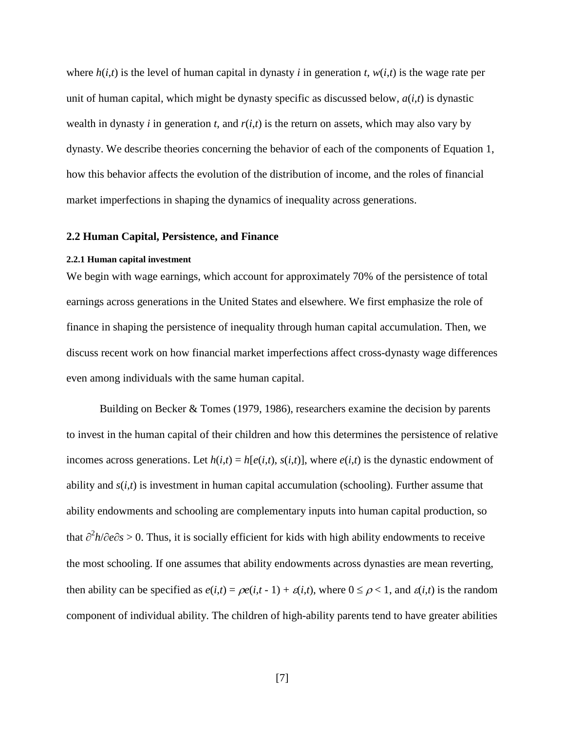where $h(i,t)$ is the level of human capital in dynasty $i$ in generation $t$, $w(i,t)$ is the wage rate per unit of human capital, which might be dynasty specific as discussed below, $a(i,t)$ is dynastic wealth in dynasty $i$ in generation $t$, and $r(i,t)$ is the return on assets, which may also vary by dynasty. We describe theories concerning the behavior of each of the components of Equation 1, how this behavior affects the evolution of the distribution of income, and the roles of financial market imperfections in shaping the dynamics of inequality across generations.

## 2.2 Human Capital, Persistence, and Finance

### 2.2.1 Human capital investment

We begin with wage earnings, which account for approximately 70% of the persistence of total earnings across generations in the United States and elsewhere. We first emphasize the role of finance in shaping the persistence of inequality through human capital accumulation. Then, we discuss recent work on how financial market imperfections affect cross-dynasty wage differences even among individuals with the same human capital.

Building on Becker & Tomes (1979, 1986), researchers examine the decision by parents to invest in the human capital of their children and how this determines the persistence of relative incomes across generations. Let $h(i,t) = h[e(i,t), s(i,t)]$, where $e(i,t)$ is the dynastic endowment of ability and $s(i,t)$ is investment in human capital accumulation (schooling). Further assume that ability endowments and schooling are complementary inputs into human capital production, so that $\partial^2 h/\partial e \partial s > 0$. Thus, it is socially efficient for kids with high ability endowments to receive the most schooling. If one assumes that ability endowments across dynasties are mean reverting, then ability can be specified as $e(i,t) = \rho e(i,t - 1) + \varepsilon(i,t)$, where $0 \leq \rho < 1$, and $\varepsilon(i,t)$ is the random component of individual ability. The children of high-ability parents tend to have greater abilities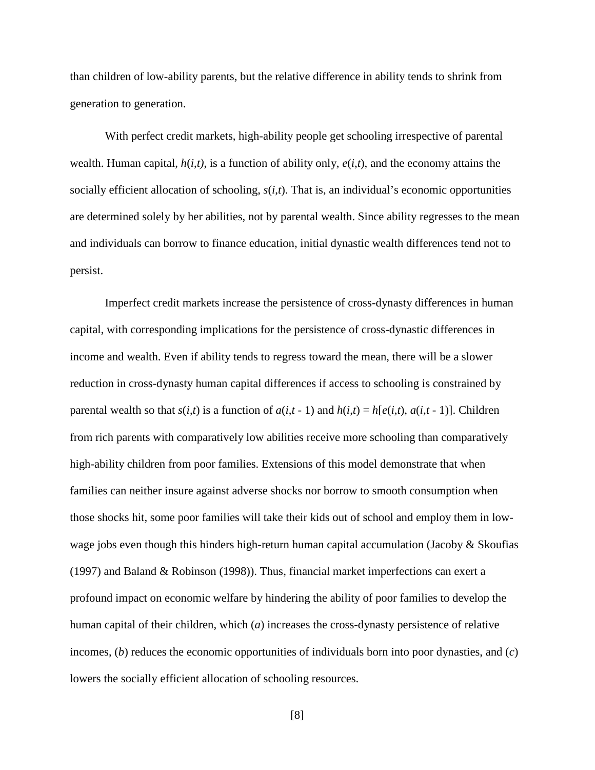than children of low-ability parents, but the relative difference in ability tends to shrink from generation to generation.

With perfect credit markets, high-ability people get schooling irrespective of parental wealth. Human capital, $h(i,t)$, is a function of ability only, $e(i,t)$, and the economy attains the socially efficient allocation of schooling, $s(i,t)$. That is, an individual's economic opportunities are determined solely by her abilities, not by parental wealth. Since ability regresses to the mean and individuals can borrow to finance education, initial dynastic wealth differences tend not to persist.

Imperfect credit markets increase the persistence of cross-dynasty differences in human capital, with corresponding implications for the persistence of cross-dynastic differences in income and wealth. Even if ability tends to regress toward the mean, there will be a slower reduction in cross-dynasty human capital differences if access to schooling is constrained by parental wealth so that $s(i,t)$ is a function of $a(i,t-1)$ and $h(i,t) = h[e(i,t), a(i,t-1)]$. Children from rich parents with comparatively low abilities receive more schooling than comparatively high-ability children from poor families. Extensions of this model demonstrate that when families can neither insure against adverse shocks nor borrow to smooth consumption when those shocks hit, some poor families will take their kids out of school and employ them in low-wage jobs even though this hinders high-return human capital accumulation (Jacoby & Skoufias (1997) and Baland & Robinson (1998)). Thus, financial market imperfections can exert a profound impact on economic welfare by hindering the ability of poor families to develop the human capital of their children, which (*a*) increases the cross-dynasty persistence of relative incomes, (*b*) reduces the economic opportunities of individuals born into poor dynasties, and (*c*) lowers the socially efficient allocation of schooling resources.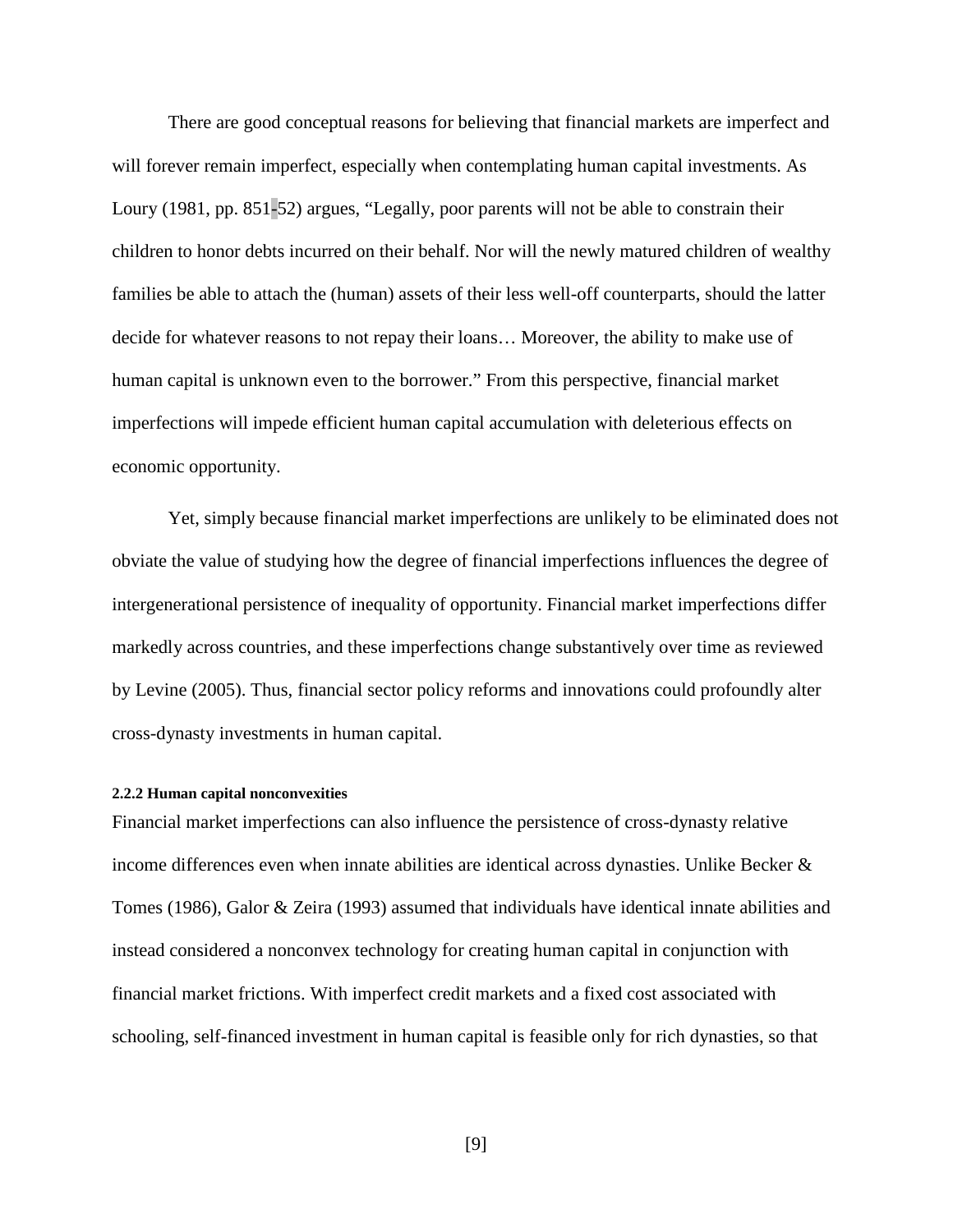There are good conceptual reasons for believing that financial markets are imperfect and will forever remain imperfect, especially when contemplating human capital investments. As Loury (1981, pp. 851-52) argues, "Legally, poor parents will not be able to constrain their children to honor debts incurred on their behalf. Nor will the newly matured children of wealthy families be able to attach the (human) assets of their less well-off counterparts, should the latter decide for whatever reasons to not repay their loans… Moreover, the ability to make use of human capital is unknown even to the borrower." From this perspective, financial market imperfections will impede efficient human capital accumulation with deleterious effects on economic opportunity.

Yet, simply because financial market imperfections are unlikely to be eliminated does not obviate the value of studying how the degree of financial imperfections influences the degree of intergenerational persistence of inequality of opportunity. Financial market imperfections differ markedly across countries, and these imperfections change substantively over time as reviewed by Levine (2005). Thus, financial sector policy reforms and innovations could profoundly alter cross-dynasty investments in human capital.

#### 2.2.2 Human capital nonconvexities

Financial market imperfections can also influence the persistence of cross-dynasty relative income differences even when innate abilities are identical across dynasties. Unlike Becker & Tomes (1986), Galor & Zeira (1993) assumed that individuals have identical innate abilities and instead considered a nonconvex technology for creating human capital in conjunction with financial market frictions. With imperfect credit markets and a fixed cost associated with schooling, self-financed investment in human capital is feasible only for rich dynasties, so that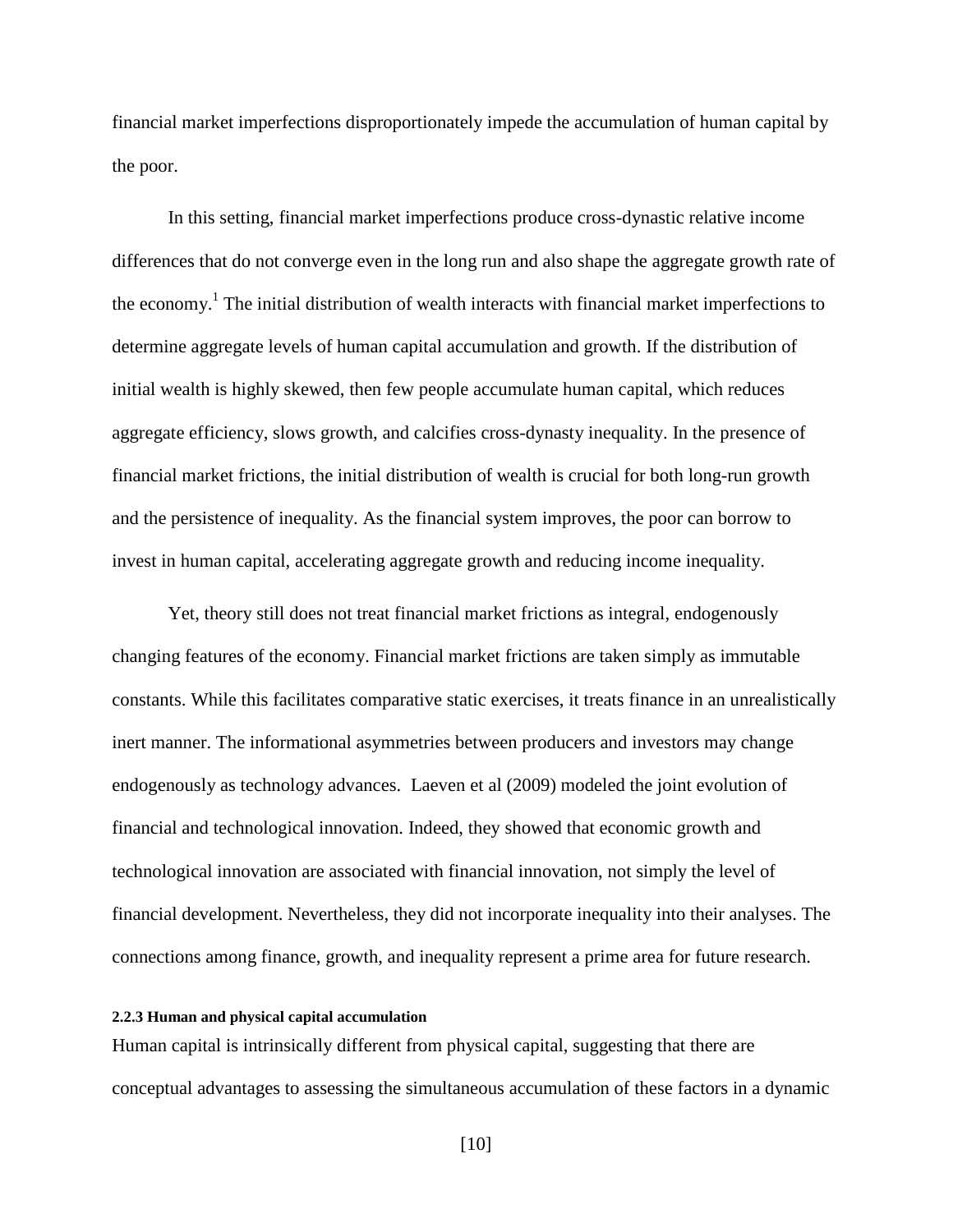financial market imperfections disproportionately impede the accumulation of human capital by the poor.

In this setting, financial market imperfections produce cross-dynastic relative income differences that do not converge even in the long run and also shape the aggregate growth rate of the economy.[1] The initial distribution of wealth interacts with financial market imperfections to determine aggregate levels of human capital accumulation and growth. If the distribution of initial wealth is highly skewed, then few people accumulate human capital, which reduces aggregate efficiency, slows growth, and calcifies cross-dynasty inequality. In the presence of financial market frictions, the initial distribution of wealth is crucial for both long-run growth and the persistence of inequality. As the financial system improves, the poor can borrow to invest in human capital, accelerating aggregate growth and reducing income inequality.

Yet, theory still does not treat financial market frictions as integral, endogenously changing features of the economy. Financial market frictions are taken simply as immutable constants. While this facilitates comparative static exercises, it treats finance in an unrealistically inert manner. The informational asymmetries between producers and investors may change endogenously as technology advances. Laeven et al (2009) modeled the joint evolution of financial and technological innovation. Indeed, they showed that economic growth and technological innovation are associated with financial innovation, not simply the level of financial development. Nevertheless, they did not incorporate inequality into their analyses. The connections among finance, growth, and inequality represent a prime area for future research.

#### 2.2.3 Human and physical capital accumulation

Human capital is intrinsically different from physical capital, suggesting that there are conceptual advantages to assessing the simultaneous accumulation of these factors in a dynamic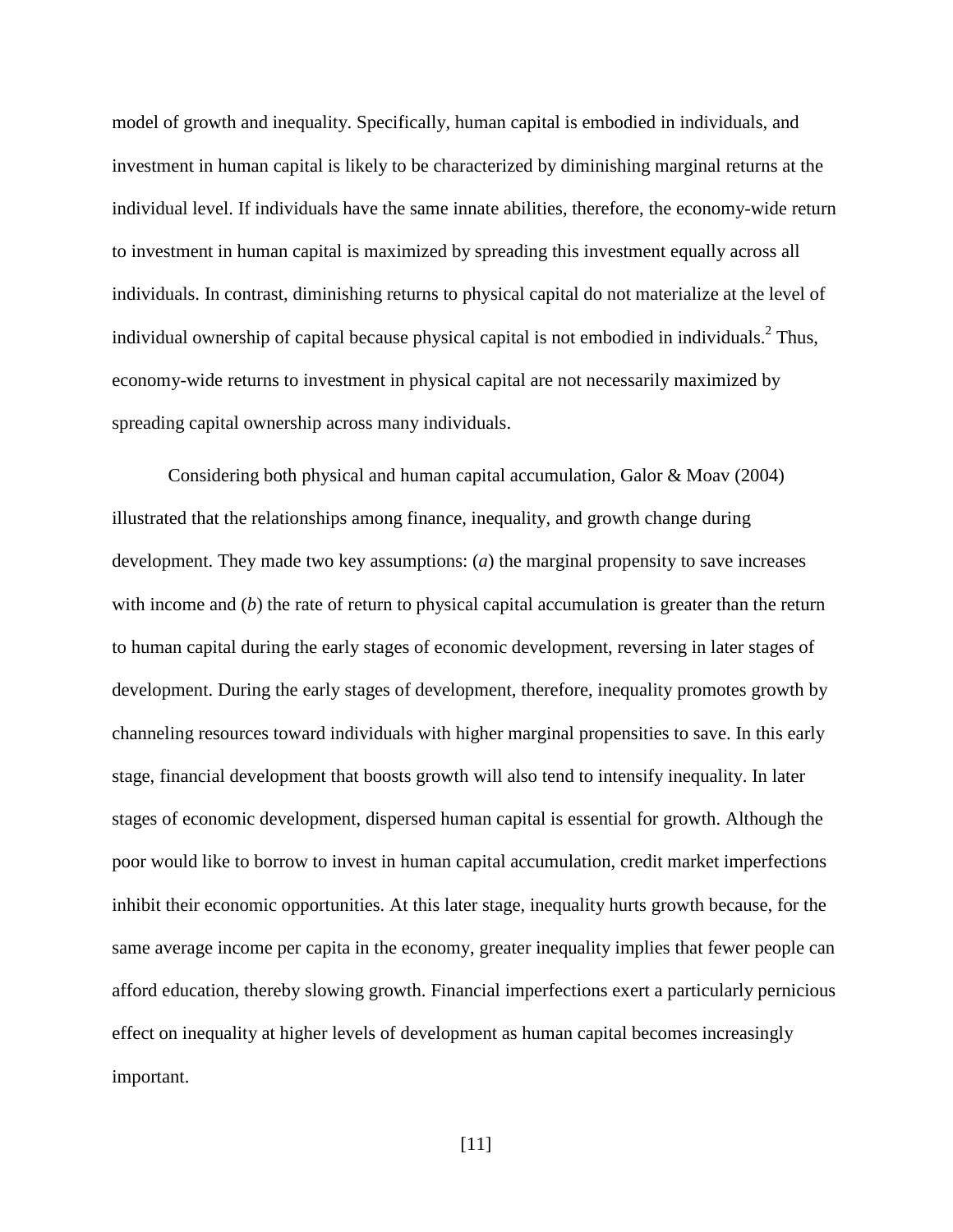model of growth and inequality. Specifically, human capital is embodied in individuals, and investment in human capital is likely to be characterized by diminishing marginal returns at the individual level. If individuals have the same innate abilities, therefore, the economy-wide return to investment in human capital is maximized by spreading this investment equally across all individuals. In contrast, diminishing returns to physical capital do not materialize at the level of individual ownership of capital because physical capital is not embodied in individuals.[2] Thus, economy-wide returns to investment in physical capital are not necessarily maximized by spreading capital ownership across many individuals.

Considering both physical and human capital accumulation, Galor & Moav (2004) illustrated that the relationships among finance, inequality, and growth change during development. They made two key assumptions: (*a*) the marginal propensity to save increases with income and (*b*) the rate of return to physical capital accumulation is greater than the return to human capital during the early stages of economic development, reversing in later stages of development. During the early stages of development, therefore, inequality promotes growth by channeling resources toward individuals with higher marginal propensities to save. In this early stage, financial development that boosts growth will also tend to intensify inequality. In later stages of economic development, dispersed human capital is essential for growth. Although the poor would like to borrow to invest in human capital accumulation, credit market imperfections inhibit their economic opportunities. At this later stage, inequality hurts growth because, for the same average income per capita in the economy, greater inequality implies that fewer people can afford education, thereby slowing growth. Financial imperfections exert a particularly pernicious effect on inequality at higher levels of development as human capital becomes increasingly important.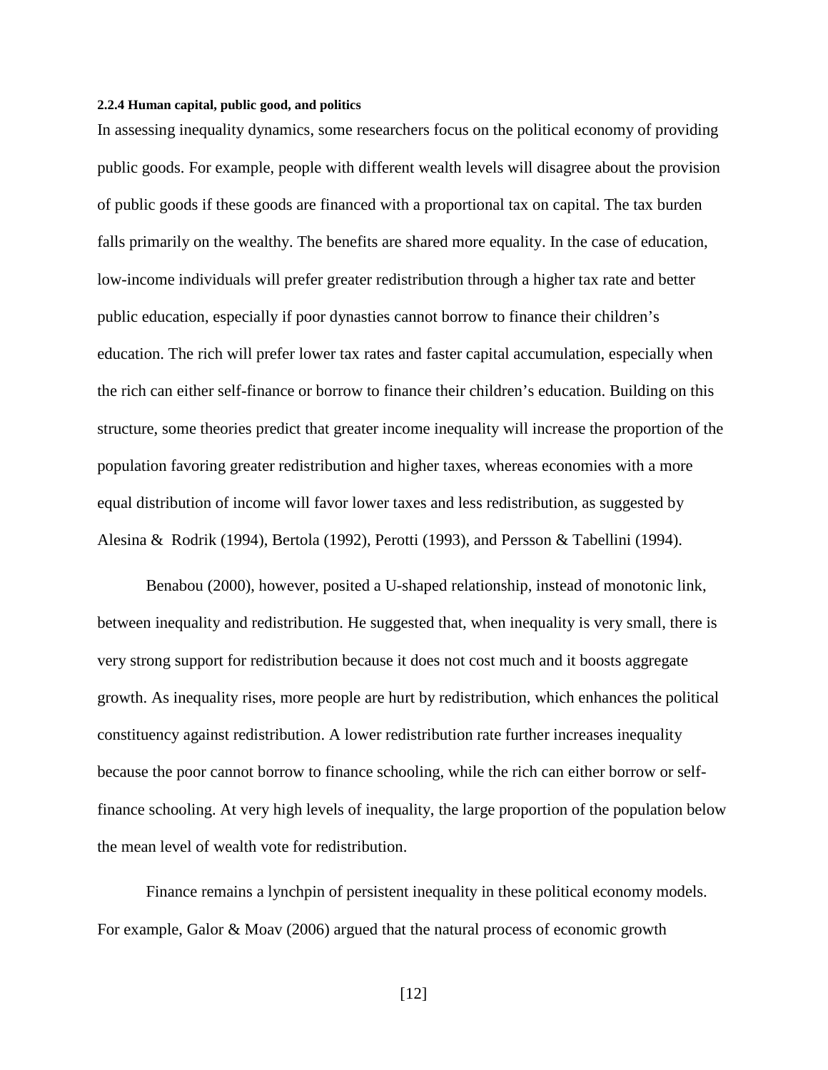#### 2.2.4 Human capital, public good, and politics

In assessing inequality dynamics, some researchers focus on the political economy of providing public goods. For example, people with different wealth levels will disagree about the provision of public goods if these goods are financed with a proportional tax on capital. The tax burden falls primarily on the wealthy. The benefits are shared more equality. In the case of education, low-income individuals will prefer greater redistribution through a higher tax rate and better public education, especially if poor dynasties cannot borrow to finance their children's education. The rich will prefer lower tax rates and faster capital accumulation, especially when the rich can either self-finance or borrow to finance their children's education. Building on this structure, some theories predict that greater income inequality will increase the proportion of the population favoring greater redistribution and higher taxes, whereas economies with a more equal distribution of income will favor lower taxes and less redistribution, as suggested by Alesina & Rodrik (1994), Bertola (1992), Perotti (1993), and Persson & Tabellini (1994).

Benabou (2000), however, posited a U-shaped relationship, instead of monotonic link, between inequality and redistribution. He suggested that, when inequality is very small, there is very strong support for redistribution because it does not cost much and it boosts aggregate growth. As inequality rises, more people are hurt by redistribution, which enhances the political constituency against redistribution. A lower redistribution rate further increases inequality because the poor cannot borrow to finance schooling, while the rich can either borrow or self-finance schooling. At very high levels of inequality, the large proportion of the population below the mean level of wealth vote for redistribution.

Finance remains a lynchpin of persistent inequality in these political economy models. For example, Galor & Moav (2006) argued that the natural process of economic growth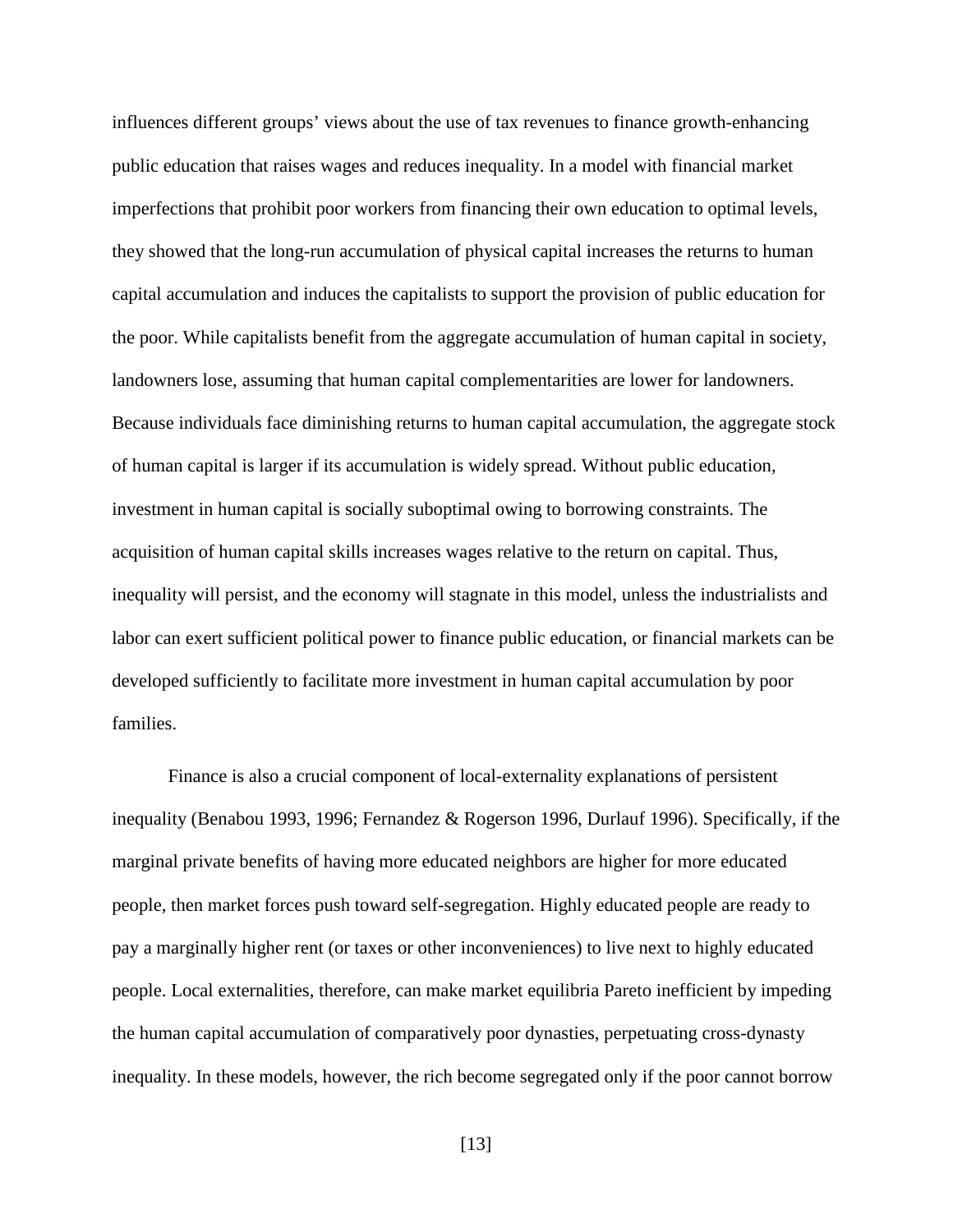influences different groups' views about the use of tax revenues to finance growth-enhancing public education that raises wages and reduces inequality. In a model with financial market imperfections that prohibit poor workers from financing their own education to optimal levels, they showed that the long-run accumulation of physical capital increases the returns to human capital accumulation and induces the capitalists to support the provision of public education for the poor. While capitalists benefit from the aggregate accumulation of human capital in society, landowners lose, assuming that human capital complementarities are lower for landowners. Because individuals face diminishing returns to human capital accumulation, the aggregate stock of human capital is larger if its accumulation is widely spread. Without public education, investment in human capital is socially suboptimal owing to borrowing constraints. The acquisition of human capital skills increases wages relative to the return on capital. Thus, inequality will persist, and the economy will stagnate in this model, unless the industrialists and labor can exert sufficient political power to finance public education, or financial markets can be developed sufficiently to facilitate more investment in human capital accumulation by poor families.

Finance is also a crucial component of local-externality explanations of persistent inequality (Benabou 1993, 1996; Fernandez & Rogerson 1996, Durlauf 1996). Specifically, if the marginal private benefits of having more educated neighbors are higher for more educated people, then market forces push toward self-segregation. Highly educated people are ready to pay a marginally higher rent (or taxes or other inconveniences) to live next to highly educated people. Local externalities, therefore, can make market equilibria Pareto inefficient by impeding the human capital accumulation of comparatively poor dynasties, perpetuating cross-dynasty inequality. In these models, however, the rich become segregated only if the poor cannot borrow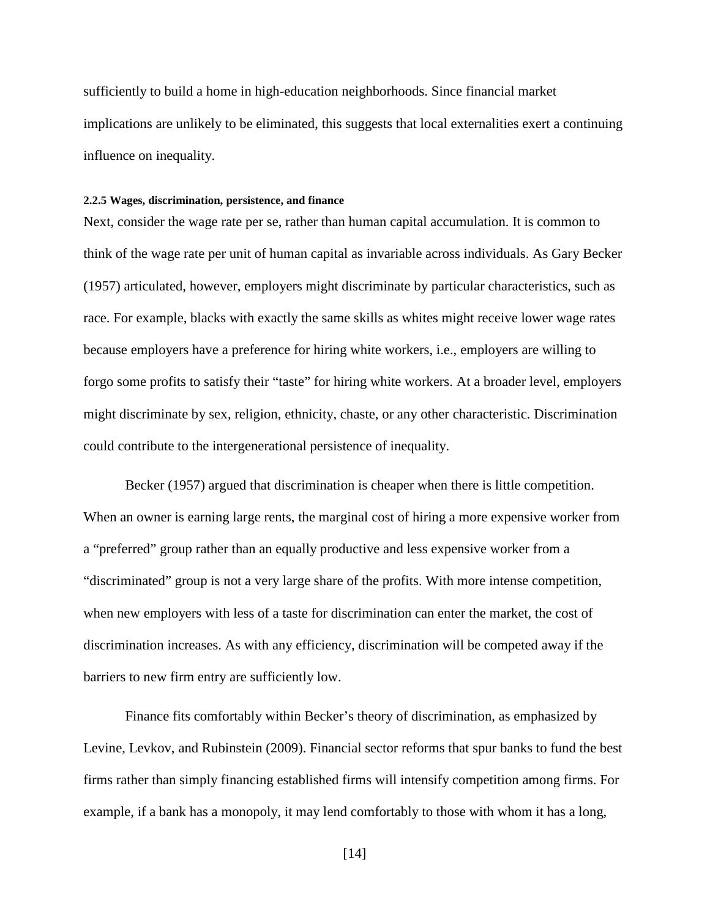sufficiently to build a home in high-education neighborhoods. Since financial market implications are unlikely to be eliminated, this suggests that local externalities exert a continuing influence on inequality.

#### 2.2.5 Wages, discrimination, persistence, and finance

Next, consider the wage rate per se, rather than human capital accumulation. It is common to think of the wage rate per unit of human capital as invariable across individuals. As Gary Becker (1957) articulated, however, employers might discriminate by particular characteristics, such as race. For example, blacks with exactly the same skills as whites might receive lower wage rates because employers have a preference for hiring white workers, i.e., employers are willing to forgo some profits to satisfy their "taste" for hiring white workers. At a broader level, employers might discriminate by sex, religion, ethnicity, chaste, or any other characteristic. Discrimination could contribute to the intergenerational persistence of inequality.

Becker (1957) argued that discrimination is cheaper when there is little competition. When an owner is earning large rents, the marginal cost of hiring a more expensive worker from a "preferred" group rather than an equally productive and less expensive worker from a "discriminated" group is not a very large share of the profits. With more intense competition, when new employers with less of a taste for discrimination can enter the market, the cost of discrimination increases. As with any efficiency, discrimination will be competed away if the barriers to new firm entry are sufficiently low.

Finance fits comfortably within Becker's theory of discrimination, as emphasized by Levine, Levkov, and Rubinstein (2009). Financial sector reforms that spur banks to fund the best firms rather than simply financing established firms will intensify competition among firms. For example, if a bank has a monopoly, it may lend comfortably to those with whom it has a long,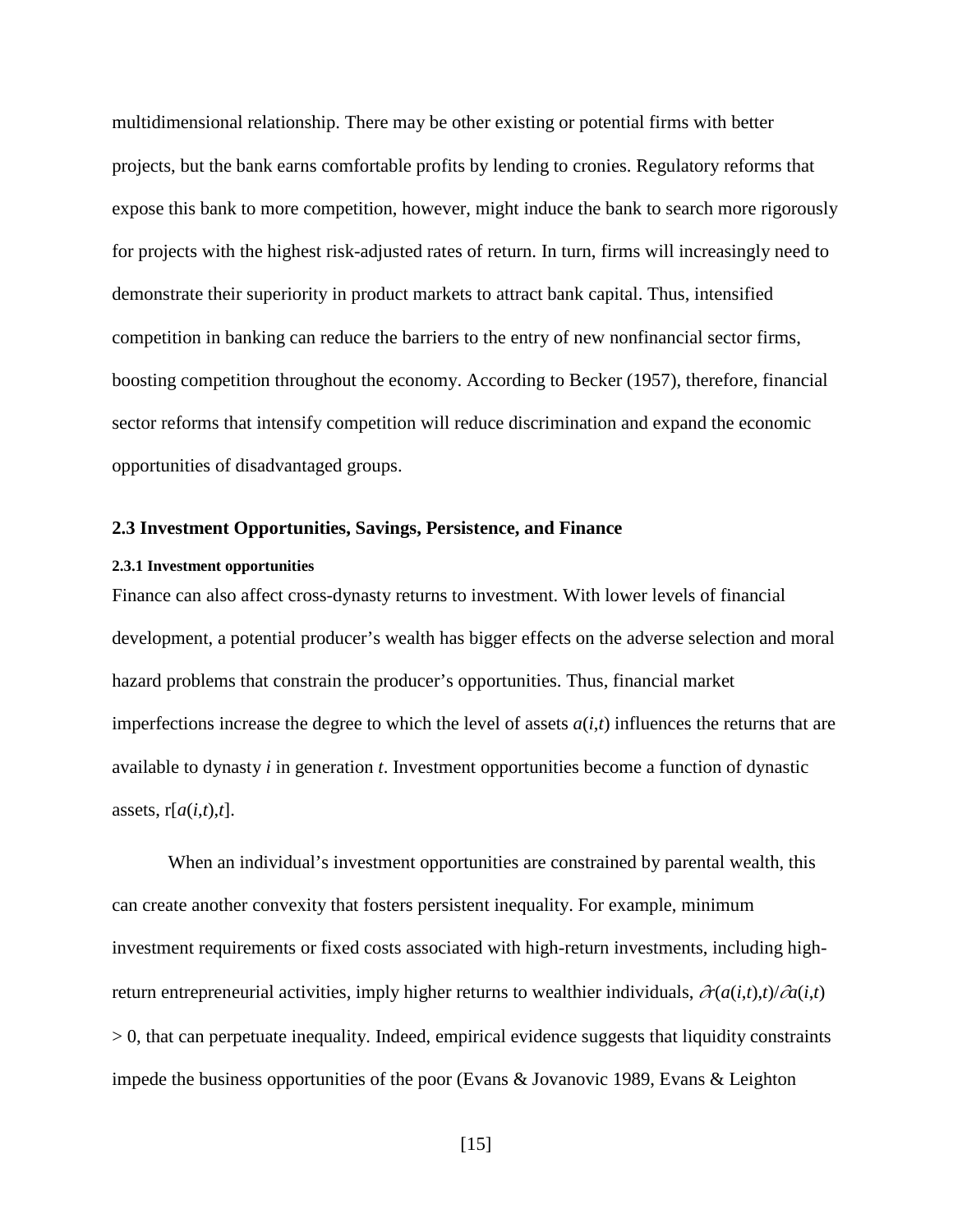multidimensional relationship. There may be other existing or potential firms with better projects, but the bank earns comfortable profits by lending to cronies. Regulatory reforms that expose this bank to more competition, however, might induce the bank to search more rigorously for projects with the highest risk-adjusted rates of return. In turn, firms will increasingly need to demonstrate their superiority in product markets to attract bank capital. Thus, intensified competition in banking can reduce the barriers to the entry of new nonfinancial sector firms, boosting competition throughout the economy. According to Becker (1957), therefore, financial sector reforms that intensify competition will reduce discrimination and expand the economic opportunities of disadvantaged groups.

## 2.3 Investment Opportunities, Savings, Persistence, and Finance

### 2.3.1 Investment opportunities

Finance can also affect cross-dynasty returns to investment. With lower levels of financial development, a potential producer's wealth has bigger effects on the adverse selection and moral hazard problems that constrain the producer's opportunities. Thus, financial market imperfections increase the degree to which the level of assets $a(i,t)$ influences the returns that are available to dynasty $i$ in generation $t$. Investment opportunities become a function of dynastic assets, $r[a(i,t),t]$.

When an individual's investment opportunities are constrained by parental wealth, this can create another convexity that fosters persistent inequality. For example, minimum investment requirements or fixed costs associated with high-return investments, including high-return entrepreneurial activities, imply higher returns to wealthier individuals, $\partial r(a(i,t),t)/\partial a(i,t) > 0$, that can perpetuate inequality. Indeed, empirical evidence suggests that liquidity constraints impede the business opportunities of the poor (Evans & Jovanovic 1989, Evans & Leighton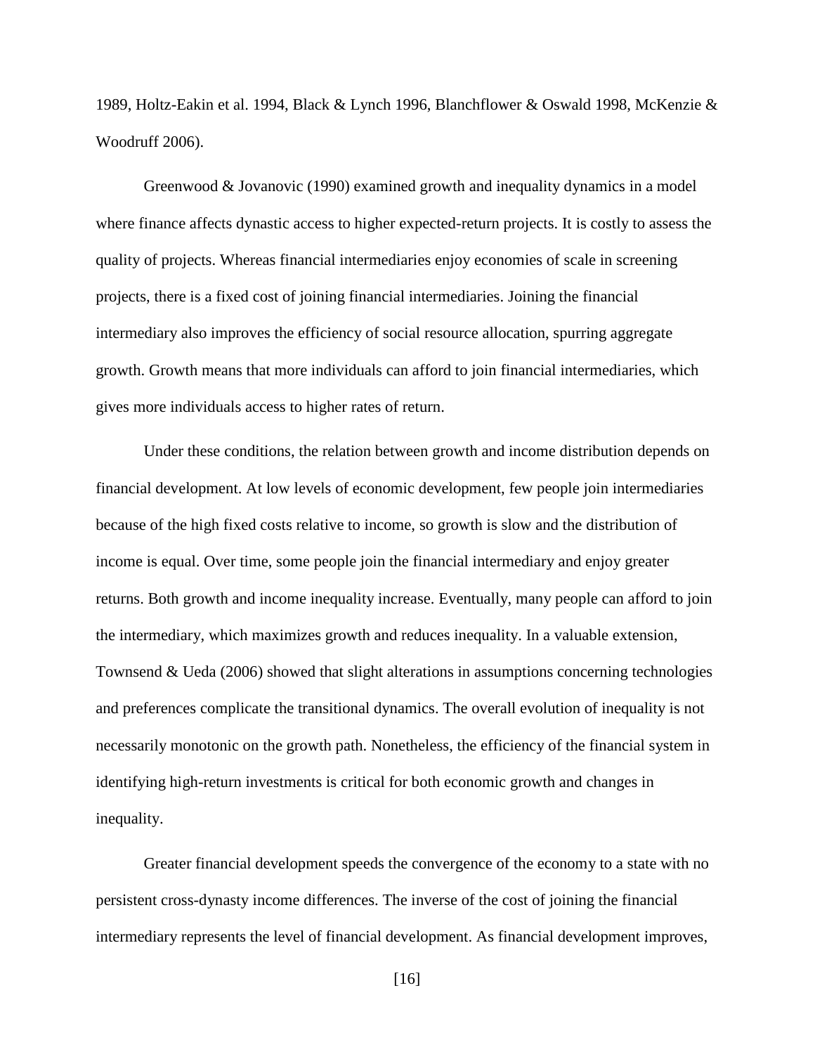1989, Holtz-Eakin et al. 1994, Black & Lynch 1996, Blanchflower & Oswald 1998, McKenzie & Woodruff 2006).

Greenwood & Jovanovic (1990) examined growth and inequality dynamics in a model where finance affects dynastic access to higher expected-return projects. It is costly to assess the quality of projects. Whereas financial intermediaries enjoy economies of scale in screening projects, there is a fixed cost of joining financial intermediaries. Joining the financial intermediary also improves the efficiency of social resource allocation, spurring aggregate growth. Growth means that more individuals can afford to join financial intermediaries, which gives more individuals access to higher rates of return.

Under these conditions, the relation between growth and income distribution depends on financial development. At low levels of economic development, few people join intermediaries because of the high fixed costs relative to income, so growth is slow and the distribution of income is equal. Over time, some people join the financial intermediary and enjoy greater returns. Both growth and income inequality increase. Eventually, many people can afford to join the intermediary, which maximizes growth and reduces inequality. In a valuable extension, Townsend & Ueda (2006) showed that slight alterations in assumptions concerning technologies and preferences complicate the transitional dynamics. The overall evolution of inequality is not necessarily monotonic on the growth path. Nonetheless, the efficiency of the financial system in identifying high-return investments is critical for both economic growth and changes in inequality.

Greater financial development speeds the convergence of the economy to a state with no persistent cross-dynasty income differences. The inverse of the cost of joining the financial intermediary represents the level of financial development. As financial development improves,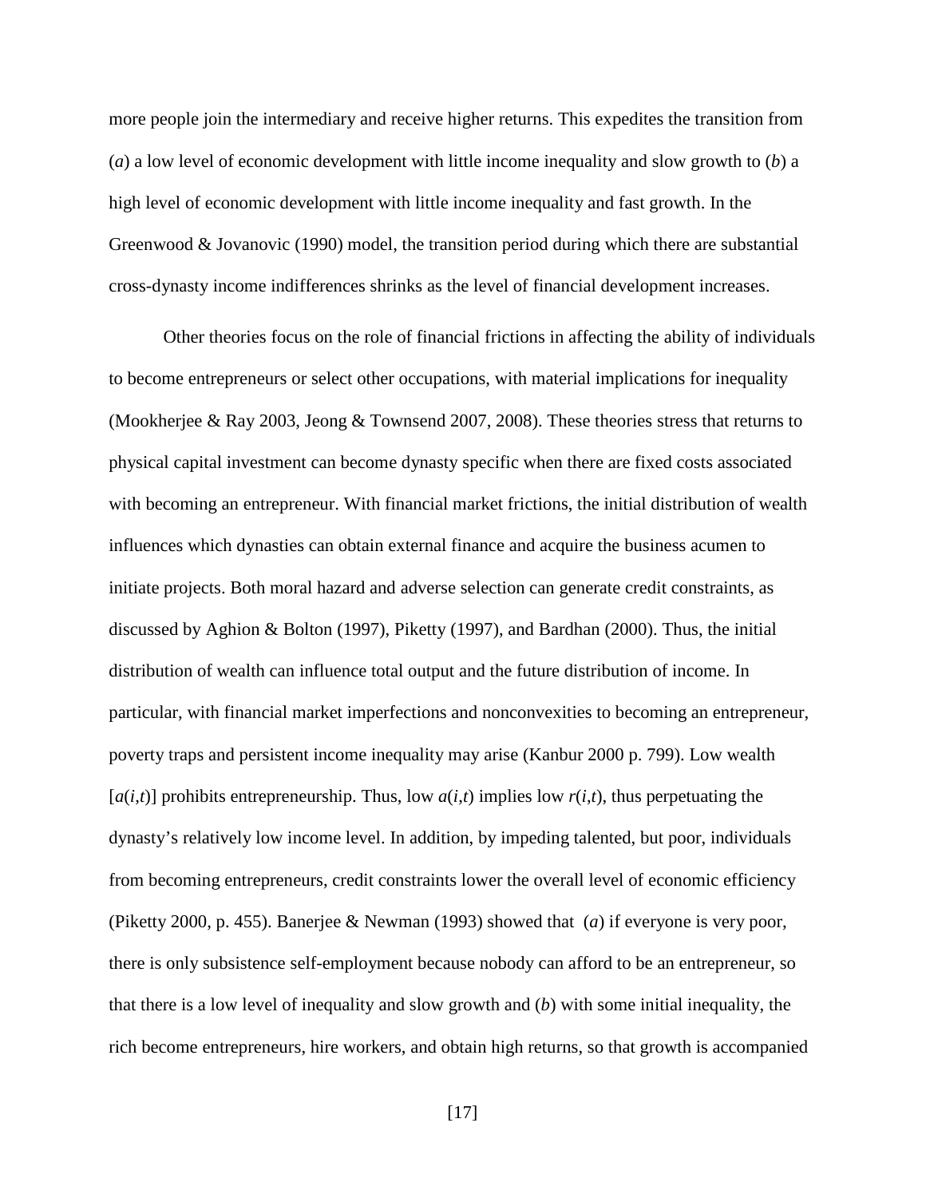more people join the intermediary and receive higher returns. This expedites the transition from (*a*) a low level of economic development with little income inequality and slow growth to (*b*) a high level of economic development with little income inequality and fast growth. In the Greenwood & Jovanovic (1990) model, the transition period during which there are substantial cross-dynasty income indifferences shrinks as the level of financial development increases.

Other theories focus on the role of financial frictions in affecting the ability of individuals to become entrepreneurs or select other occupations, with material implications for inequality (Mookherjee & Ray 2003, Jeong & Townsend 2007, 2008). These theories stress that returns to physical capital investment can become dynasty specific when there are fixed costs associated with becoming an entrepreneur. With financial market frictions, the initial distribution of wealth influences which dynasties can obtain external finance and acquire the business acumen to initiate projects. Both moral hazard and adverse selection can generate credit constraints, as discussed by Aghion & Bolton (1997), Piketty (1997), and Bardhan (2000). Thus, the initial distribution of wealth can influence total output and the future distribution of income. In particular, with financial market imperfections and nonconvexities to becoming an entrepreneur, poverty traps and persistent income inequality may arise (Kanbur 2000 p. 799). Low wealth [$a(i,t)$] prohibits entrepreneurship. Thus, low $a(i,t)$ implies low $r(i,t)$, thus perpetuating the dynasty's relatively low income level. In addition, by impeding talented, but poor, individuals from becoming entrepreneurs, credit constraints lower the overall level of economic efficiency (Piketty 2000, p. 455). Banerjee & Newman (1993) showed that (*a*) if everyone is very poor, there is only subsistence self-employment because nobody can afford to be an entrepreneur, so that there is a low level of inequality and slow growth and (*b*) with some initial inequality, the rich become entrepreneurs, hire workers, and obtain high returns, so that growth is accompanied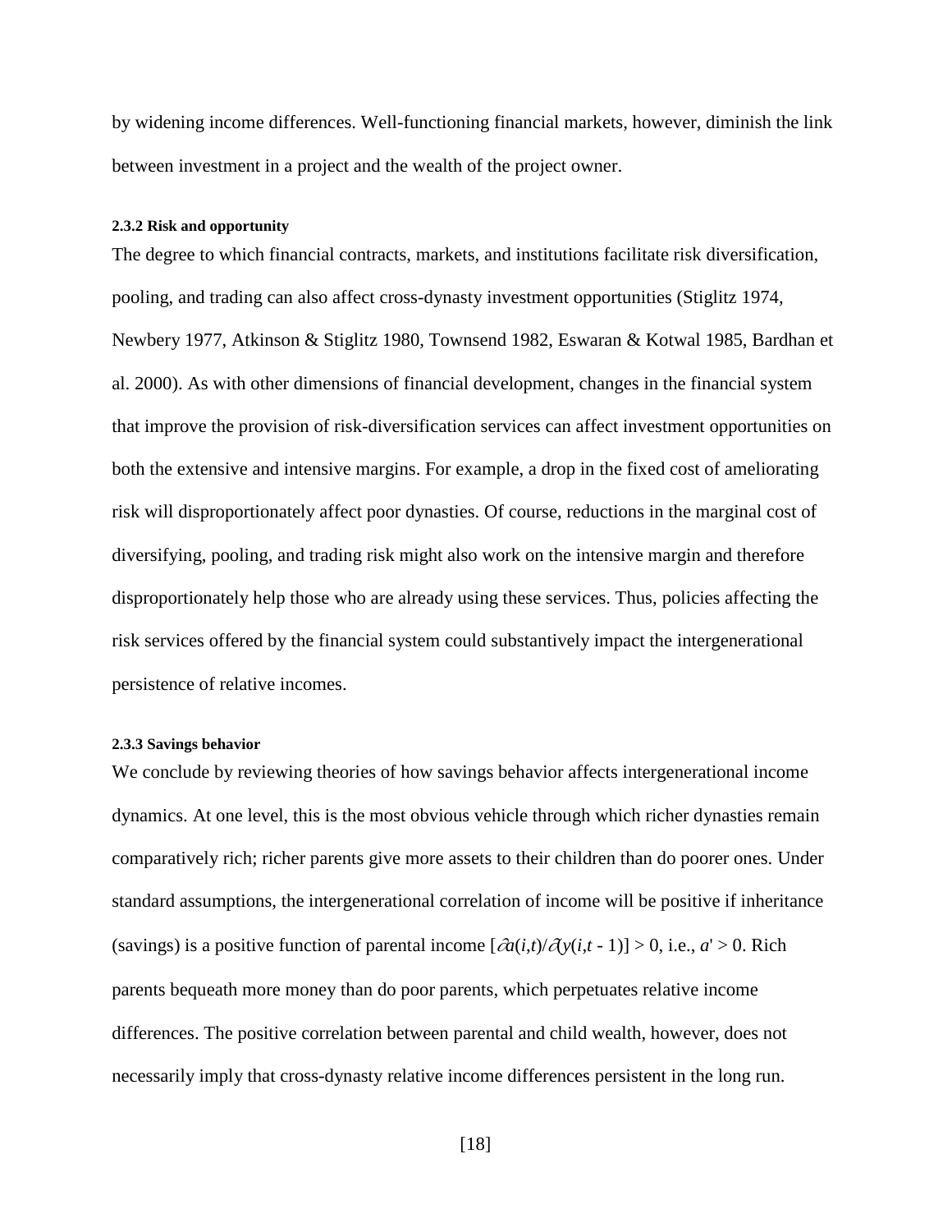by widening income differences. Well-functioning financial markets, however, diminish the link between investment in a project and the wealth of the project owner.

#### 2.3.2 Risk and opportunity

The degree to which financial contracts, markets, and institutions facilitate risk diversification, pooling, and trading can also affect cross-dynasty investment opportunities (Stiglitz 1974, Newbery 1977, Atkinson & Stiglitz 1980, Townsend 1982, Eswaran & Kotwal 1985, Bardhan et al. 2000). As with other dimensions of financial development, changes in the financial system that improve the provision of risk-diversification services can affect investment opportunities on both the extensive and intensive margins. For example, a drop in the fixed cost of ameliorating risk will disproportionately affect poor dynasties. Of course, reductions in the marginal cost of diversifying, pooling, and trading risk might also work on the intensive margin and therefore disproportionately help those who are already using these services. Thus, policies affecting the risk services offered by the financial system could substantively impact the intergenerational persistence of relative incomes.

#### 2.3.3 Savings behavior

We conclude by reviewing theories of how savings behavior affects intergenerational income dynamics. At one level, this is the most obvious vehicle through which richer dynasties remain comparatively rich; richer parents give more assets to their children than do poorer ones. Under standard assumptions, the intergenerational correlation of income will be positive if inheritance (savings) is a positive function of parental income $[\partial a(i,t)/\partial y(i,t-1)] > 0$, i.e., $a' > 0$. Rich parents bequeath more money than do poor parents, which perpetuates relative income differences. The positive correlation between parental and child wealth, however, does not necessarily imply that cross-dynasty relative income differences persistent in the long run.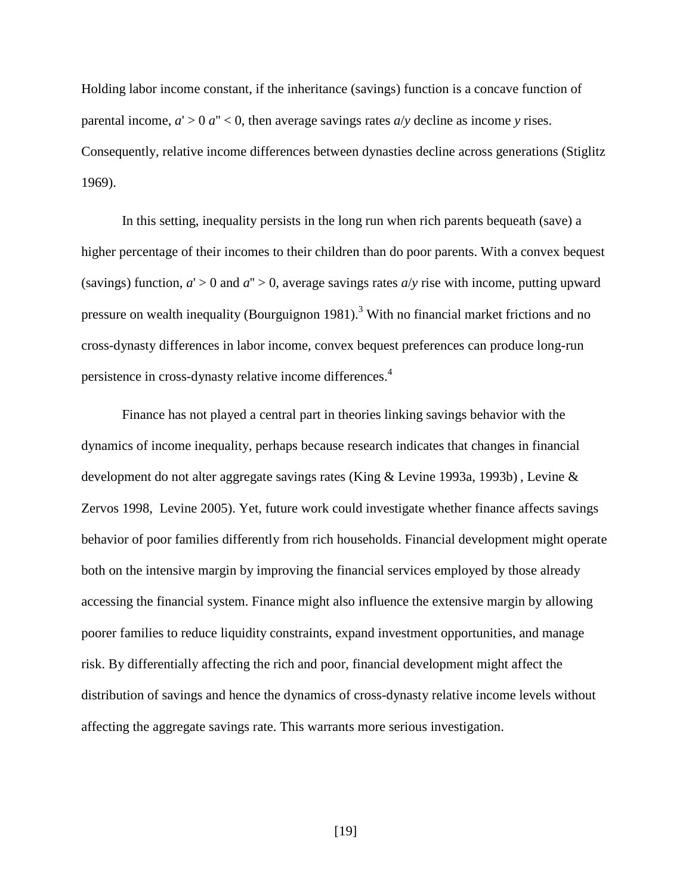Holding labor income constant, if the inheritance (savings) function is a concave function of parental income, $a' > 0$ $a'' < 0$, then average savings rates $a/y$ decline as income $y$ rises. Consequently, relative income differences between dynasties decline across generations (Stiglitz 1969).

In this setting, inequality persists in the long run when rich parents bequeath (save) a higher percentage of their incomes to their children than do poor parents. With a convex bequest (savings) function, $a' > 0$ and $a'' > 0$, average savings rates $a/y$ rise with income, putting upward pressure on wealth inequality (Bourguignon 1981).[3] With no financial market frictions and no cross-dynasty differences in labor income, convex bequest preferences can produce long-run persistence in cross-dynasty relative income differences.[4]

Finance has not played a central part in theories linking savings behavior with the dynamics of income inequality, perhaps because research indicates that changes in financial development do not alter aggregate savings rates (King & Levine 1993a, 1993b) , Levine & Zervos 1998, Levine 2005). Yet, future work could investigate whether finance affects savings behavior of poor families differently from rich households. Financial development might operate both on the intensive margin by improving the financial services employed by those already accessing the financial system. Finance might also influence the extensive margin by allowing poorer families to reduce liquidity constraints, expand investment opportunities, and manage risk. By differentially affecting the rich and poor, financial development might affect the distribution of savings and hence the dynamics of cross-dynasty relative income levels without affecting the aggregate savings rate. This warrants more serious investigation.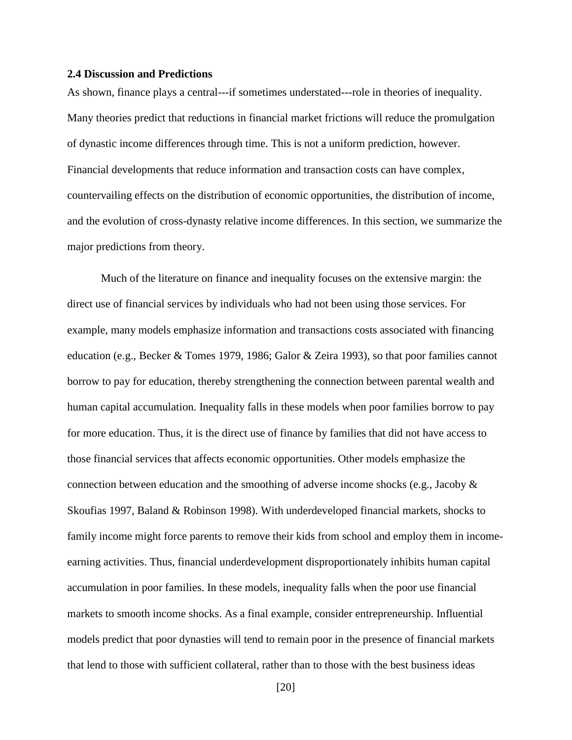### 2.4 Discussion and Predictions

As shown, finance plays a central---if sometimes understated---role in theories of inequality. Many theories predict that reductions in financial market frictions will reduce the promulgation of dynastic income differences through time. This is not a uniform prediction, however. Financial developments that reduce information and transaction costs can have complex, countervailing effects on the distribution of economic opportunities, the distribution of income, and the evolution of cross-dynasty relative income differences. In this section, we summarize the major predictions from theory.

Much of the literature on finance and inequality focuses on the extensive margin: the direct use of financial services by individuals who had not been using those services. For example, many models emphasize information and transactions costs associated with financing education (e.g., Becker & Tomes 1979, 1986; Galor & Zeira 1993), so that poor families cannot borrow to pay for education, thereby strengthening the connection between parental wealth and human capital accumulation. Inequality falls in these models when poor families borrow to pay for more education. Thus, it is the direct use of finance by families that did not have access to those financial services that affects economic opportunities. Other models emphasize the connection between education and the smoothing of adverse income shocks (e.g., Jacoby & Skoufias 1997, Baland & Robinson 1998). With underdeveloped financial markets, shocks to family income might force parents to remove their kids from school and employ them in income-earning activities. Thus, financial underdevelopment disproportionately inhibits human capital accumulation in poor families. In these models, inequality falls when the poor use financial markets to smooth income shocks. As a final example, consider entrepreneurship. Influential models predict that poor dynasties will tend to remain poor in the presence of financial markets that lend to those with sufficient collateral, rather than to those with the best business ideas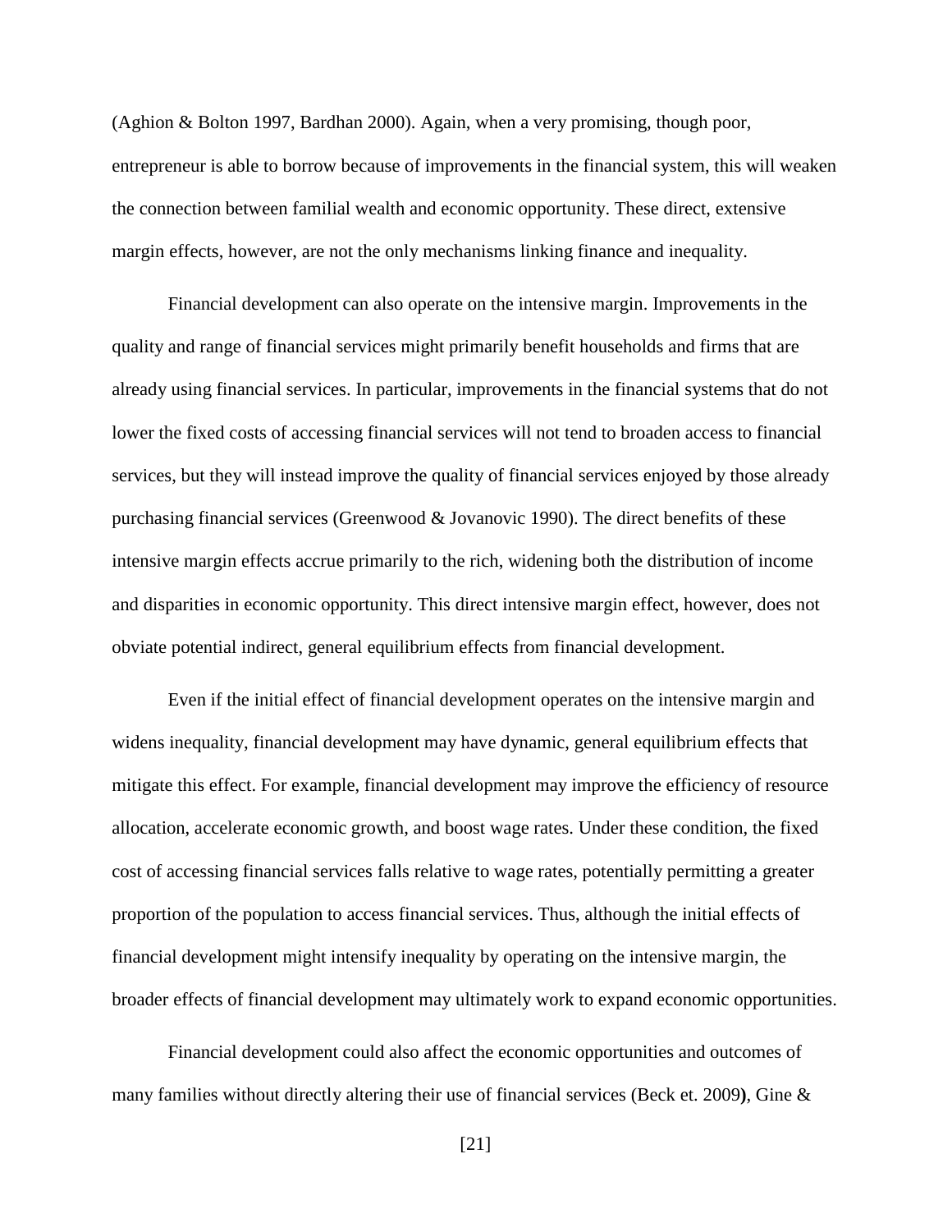(Aghion & Bolton 1997, Bardhan 2000). Again, when a very promising, though poor, entrepreneur is able to borrow because of improvements in the financial system, this will weaken the connection between familial wealth and economic opportunity. These direct, extensive margin effects, however, are not the only mechanisms linking finance and inequality.

Financial development can also operate on the intensive margin. Improvements in the quality and range of financial services might primarily benefit households and firms that are already using financial services. In particular, improvements in the financial systems that do not lower the fixed costs of accessing financial services will not tend to broaden access to financial services, but they will instead improve the quality of financial services enjoyed by those already purchasing financial services (Greenwood & Jovanovic 1990). The direct benefits of these intensive margin effects accrue primarily to the rich, widening both the distribution of income and disparities in economic opportunity. This direct intensive margin effect, however, does not obviate potential indirect, general equilibrium effects from financial development.

Even if the initial effect of financial development operates on the intensive margin and widens inequality, financial development may have dynamic, general equilibrium effects that mitigate this effect. For example, financial development may improve the efficiency of resource allocation, accelerate economic growth, and boost wage rates. Under these condition, the fixed cost of accessing financial services falls relative to wage rates, potentially permitting a greater proportion of the population to access financial services. Thus, although the initial effects of financial development might intensify inequality by operating on the intensive margin, the broader effects of financial development may ultimately work to expand economic opportunities.

Financial development could also affect the economic opportunities and outcomes of many families without directly altering their use of financial services (Beck et. 2009**)**, Gine &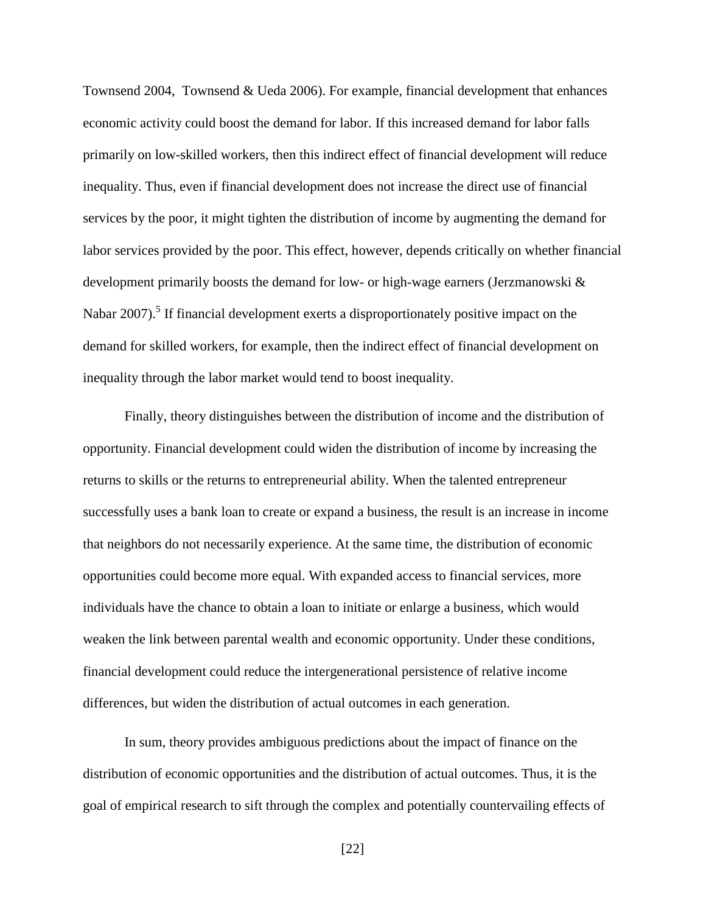Townsend 2004, Townsend & Ueda 2006). For example, financial development that enhances economic activity could boost the demand for labor. If this increased demand for labor falls primarily on low-skilled workers, then this indirect effect of financial development will reduce inequality. Thus, even if financial development does not increase the direct use of financial services by the poor, it might tighten the distribution of income by augmenting the demand for labor services provided by the poor. This effect, however, depends critically on whether financial development primarily boosts the demand for low- or high-wage earners (Jerzmanowski & Nabar 2007).[5] If financial development exerts a disproportionately positive impact on the demand for skilled workers, for example, then the indirect effect of financial development on inequality through the labor market would tend to boost inequality.

Finally, theory distinguishes between the distribution of income and the distribution of opportunity. Financial development could widen the distribution of income by increasing the returns to skills or the returns to entrepreneurial ability. When the talented entrepreneur successfully uses a bank loan to create or expand a business, the result is an increase in income that neighbors do not necessarily experience. At the same time, the distribution of economic opportunities could become more equal. With expanded access to financial services, more individuals have the chance to obtain a loan to initiate or enlarge a business, which would weaken the link between parental wealth and economic opportunity. Under these conditions, financial development could reduce the intergenerational persistence of relative income differences, but widen the distribution of actual outcomes in each generation.

In sum, theory provides ambiguous predictions about the impact of finance on the distribution of economic opportunities and the distribution of actual outcomes. Thus, it is the goal of empirical research to sift through the complex and potentially countervailing effects of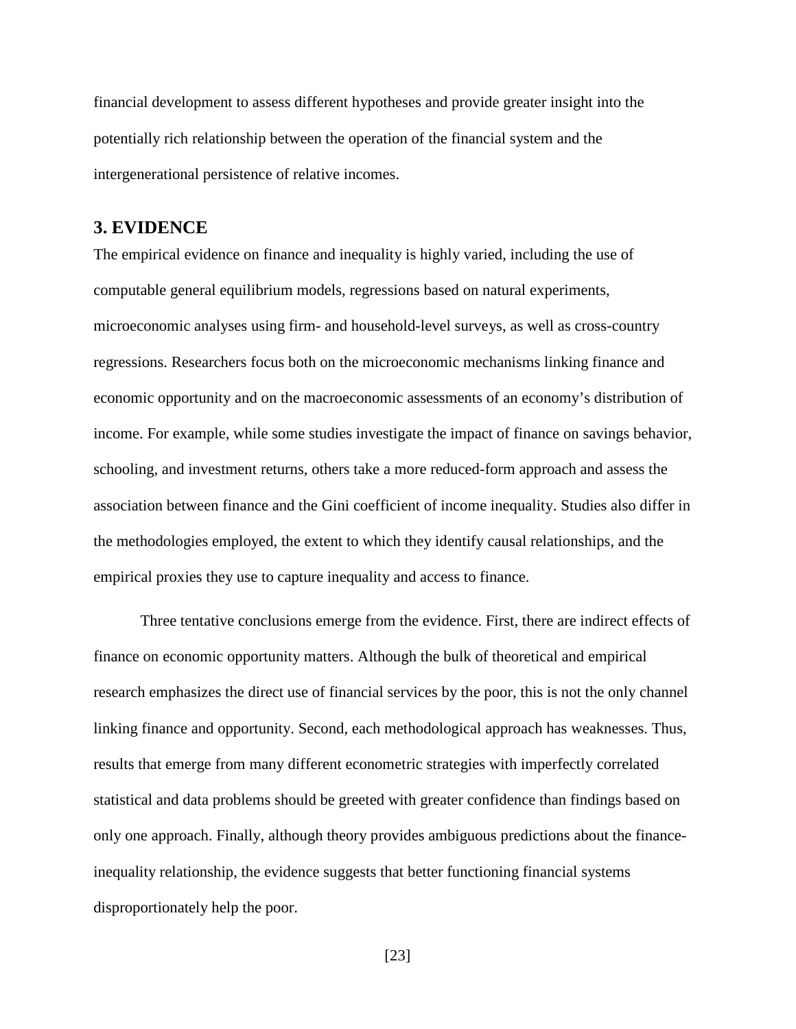financial development to assess different hypotheses and provide greater insight into the potentially rich relationship between the operation of the financial system and the intergenerational persistence of relative incomes.

## 3. EVIDENCE

The empirical evidence on finance and inequality is highly varied, including the use of computable general equilibrium models, regressions based on natural experiments, microeconomic analyses using firm- and household-level surveys, as well as cross-country regressions. Researchers focus both on the microeconomic mechanisms linking finance and economic opportunity and on the macroeconomic assessments of an economy's distribution of income. For example, while some studies investigate the impact of finance on savings behavior, schooling, and investment returns, others take a more reduced-form approach and assess the association between finance and the Gini coefficient of income inequality. Studies also differ in the methodologies employed, the extent to which they identify causal relationships, and the empirical proxies they use to capture inequality and access to finance.

Three tentative conclusions emerge from the evidence. First, there are indirect effects of finance on economic opportunity matters. Although the bulk of theoretical and empirical research emphasizes the direct use of financial services by the poor, this is not the only channel linking finance and opportunity. Second, each methodological approach has weaknesses. Thus, results that emerge from many different econometric strategies with imperfectly correlated statistical and data problems should be greeted with greater confidence than findings based on only one approach. Finally, although theory provides ambiguous predictions about the finance-inequality relationship, the evidence suggests that better functioning financial systems disproportionately help the poor.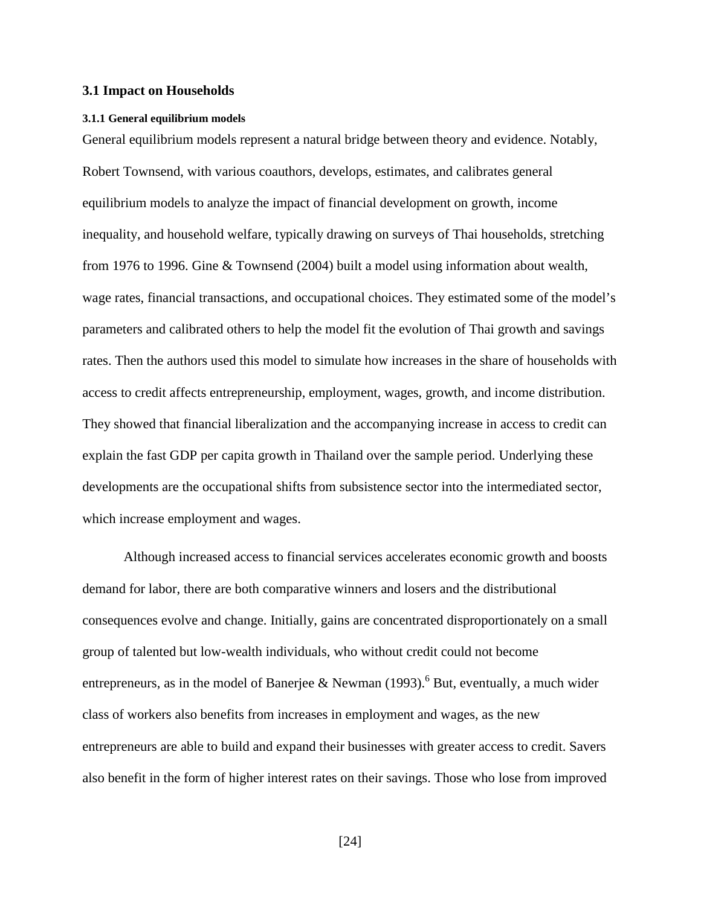## 3.1 Impact on Households

### 3.1.1 General equilibrium models

General equilibrium models represent a natural bridge between theory and evidence. Notably, Robert Townsend, with various coauthors, develops, estimates, and calibrates general equilibrium models to analyze the impact of financial development on growth, income inequality, and household welfare, typically drawing on surveys of Thai households, stretching from 1976 to 1996. Gine & Townsend (2004) built a model using information about wealth, wage rates, financial transactions, and occupational choices. They estimated some of the model's parameters and calibrated others to help the model fit the evolution of Thai growth and savings rates. Then the authors used this model to simulate how increases in the share of households with access to credit affects entrepreneurship, employment, wages, growth, and income distribution. They showed that financial liberalization and the accompanying increase in access to credit can explain the fast GDP per capita growth in Thailand over the sample period. Underlying these developments are the occupational shifts from subsistence sector into the intermediated sector, which increase employment and wages.

Although increased access to financial services accelerates economic growth and boosts demand for labor, there are both comparative winners and losers and the distributional consequences evolve and change. Initially, gains are concentrated disproportionately on a small group of talented but low-wealth individuals, who without credit could not become entrepreneurs, as in the model of Banerjee & Newman (1993).[6] But, eventually, a much wider class of workers also benefits from increases in employment and wages, as the new entrepreneurs are able to build and expand their businesses with greater access to credit. Savers also benefit in the form of higher interest rates on their savings. Those who lose from improved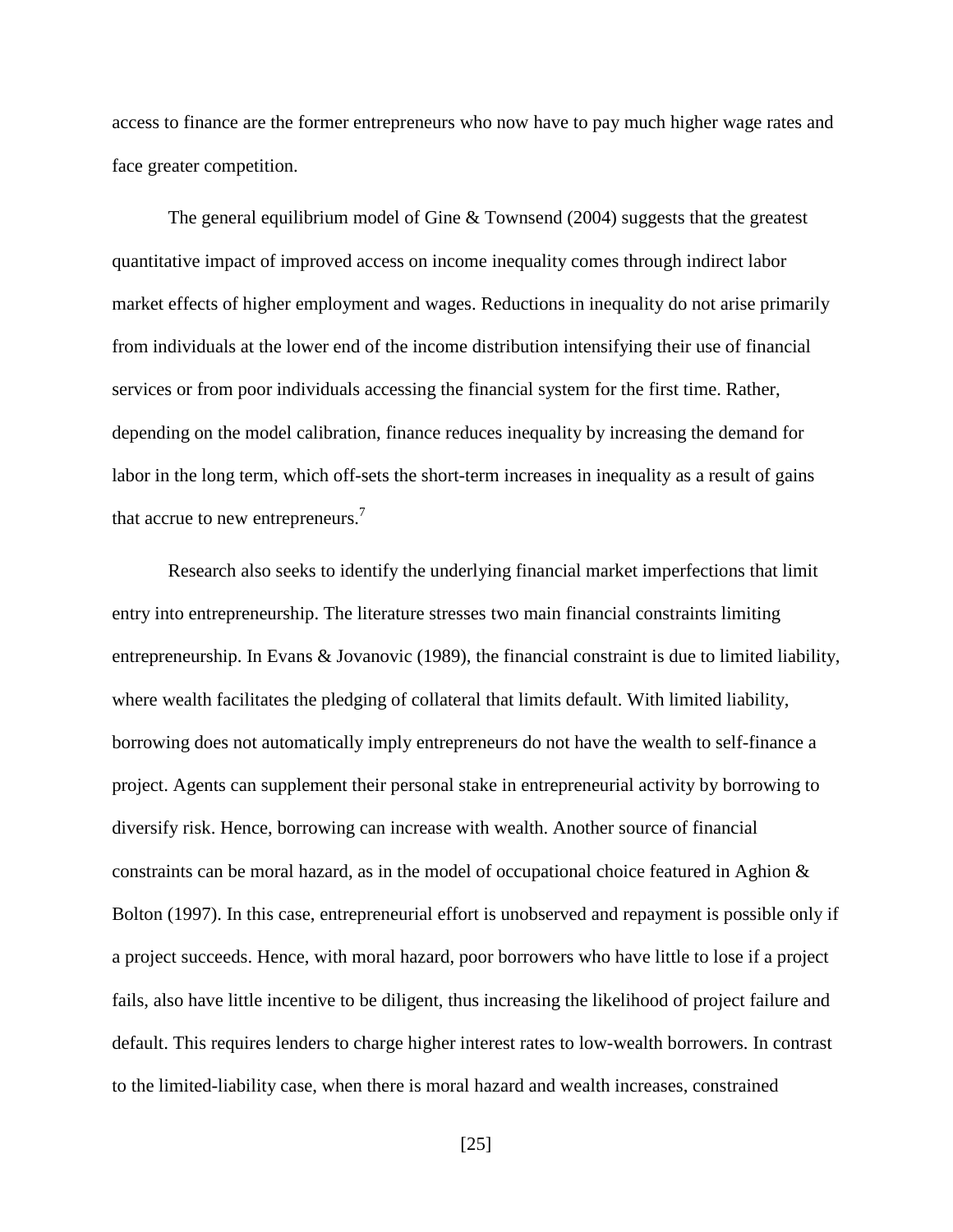access to finance are the former entrepreneurs who now have to pay much higher wage rates and face greater competition.

The general equilibrium model of Gine & Townsend (2004) suggests that the greatest quantitative impact of improved access on income inequality comes through indirect labor market effects of higher employment and wages. Reductions in inequality do not arise primarily from individuals at the lower end of the income distribution intensifying their use of financial services or from poor individuals accessing the financial system for the first time. Rather, depending on the model calibration, finance reduces inequality by increasing the demand for labor in the long term, which off-sets the short-term increases in inequality as a result of gains that accrue to new entrepreneurs.[7]

Research also seeks to identify the underlying financial market imperfections that limit entry into entrepreneurship. The literature stresses two main financial constraints limiting entrepreneurship. In Evans & Jovanovic (1989), the financial constraint is due to limited liability, where wealth facilitates the pledging of collateral that limits default. With limited liability, borrowing does not automatically imply entrepreneurs do not have the wealth to self-finance a project. Agents can supplement their personal stake in entrepreneurial activity by borrowing to diversify risk. Hence, borrowing can increase with wealth. Another source of financial constraints can be moral hazard, as in the model of occupational choice featured in Aghion & Bolton (1997). In this case, entrepreneurial effort is unobserved and repayment is possible only if a project succeeds. Hence, with moral hazard, poor borrowers who have little to lose if a project fails, also have little incentive to be diligent, thus increasing the likelihood of project failure and default. This requires lenders to charge higher interest rates to low-wealth borrowers. In contrast to the limited-liability case, when there is moral hazard and wealth increases, constrained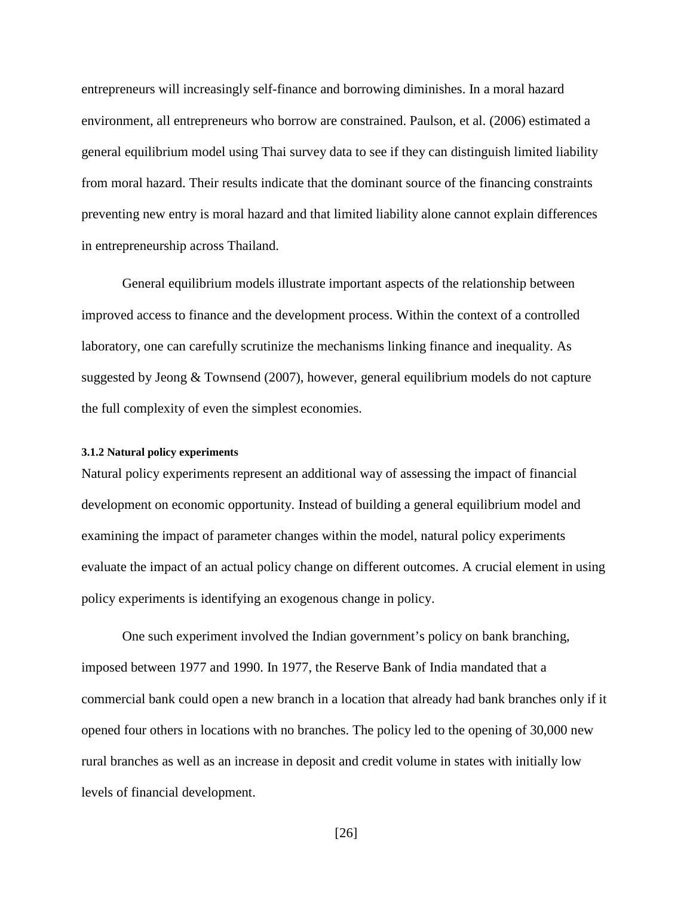entrepreneurs will increasingly self-finance and borrowing diminishes. In a moral hazard environment, all entrepreneurs who borrow are constrained. Paulson, et al. (2006) estimated a general equilibrium model using Thai survey data to see if they can distinguish limited liability from moral hazard. Their results indicate that the dominant source of the financing constraints preventing new entry is moral hazard and that limited liability alone cannot explain differences in entrepreneurship across Thailand.

General equilibrium models illustrate important aspects of the relationship between improved access to finance and the development process. Within the context of a controlled laboratory, one can carefully scrutinize the mechanisms linking finance and inequality. As suggested by Jeong & Townsend (2007), however, general equilibrium models do not capture the full complexity of even the simplest economies.

#### 3.1.2 Natural policy experiments

Natural policy experiments represent an additional way of assessing the impact of financial development on economic opportunity. Instead of building a general equilibrium model and examining the impact of parameter changes within the model, natural policy experiments evaluate the impact of an actual policy change on different outcomes. A crucial element in using policy experiments is identifying an exogenous change in policy.

One such experiment involved the Indian government's policy on bank branching, imposed between 1977 and 1990. In 1977, the Reserve Bank of India mandated that a commercial bank could open a new branch in a location that already had bank branches only if it opened four others in locations with no branches. The policy led to the opening of 30,000 new rural branches as well as an increase in deposit and credit volume in states with initially low levels of financial development.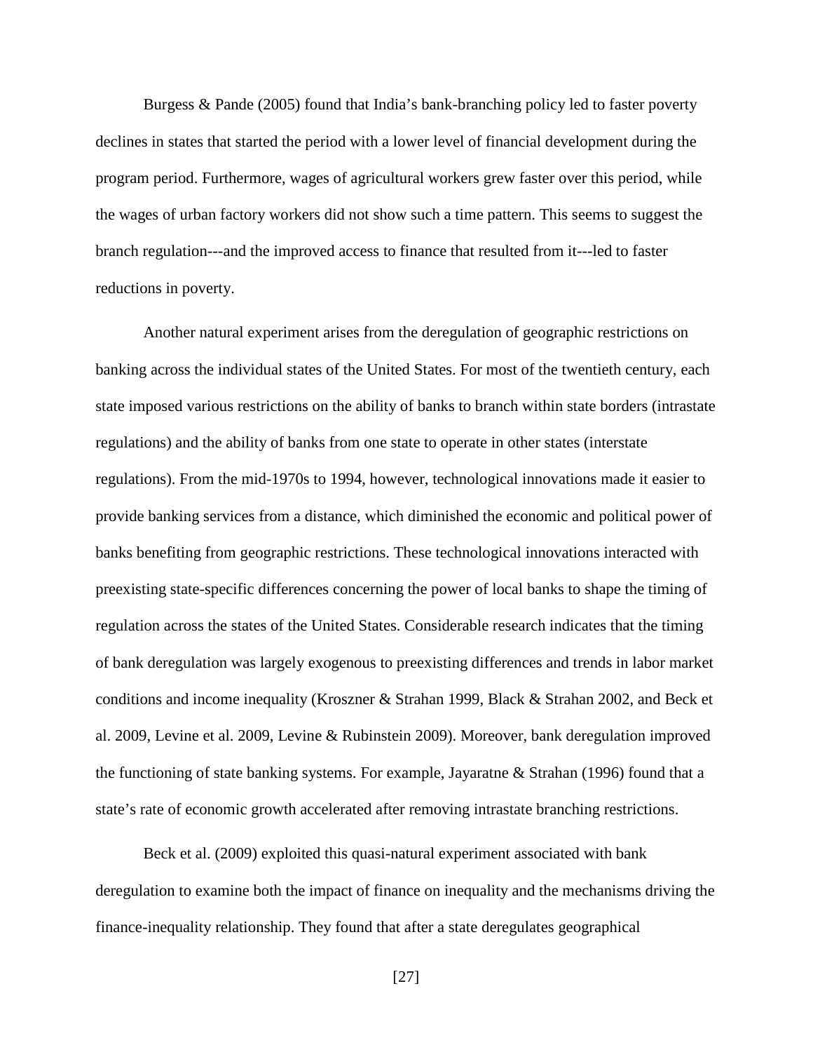Burgess & Pande (2005) found that India's bank-branching policy led to faster poverty declines in states that started the period with a lower level of financial development during the program period. Furthermore, wages of agricultural workers grew faster over this period, while the wages of urban factory workers did not show such a time pattern. This seems to suggest the branch regulation---and the improved access to finance that resulted from it---led to faster reductions in poverty.

Another natural experiment arises from the deregulation of geographic restrictions on banking across the individual states of the United States. For most of the twentieth century, each state imposed various restrictions on the ability of banks to branch within state borders (intrastate regulations) and the ability of banks from one state to operate in other states (interstate regulations). From the mid-1970s to 1994, however, technological innovations made it easier to provide banking services from a distance, which diminished the economic and political power of banks benefiting from geographic restrictions. These technological innovations interacted with preexisting state-specific differences concerning the power of local banks to shape the timing of regulation across the states of the United States. Considerable research indicates that the timing of bank deregulation was largely exogenous to preexisting differences and trends in labor market conditions and income inequality (Kroszner & Strahan 1999, Black & Strahan 2002, and Beck et al. 2009, Levine et al. 2009, Levine & Rubinstein 2009). Moreover, bank deregulation improved the functioning of state banking systems. For example, Jayaratne & Strahan (1996) found that a state's rate of economic growth accelerated after removing intrastate branching restrictions.

Beck et al. (2009) exploited this quasi-natural experiment associated with bank deregulation to examine both the impact of finance on inequality and the mechanisms driving the finance-inequality relationship. They found that after a state deregulates geographical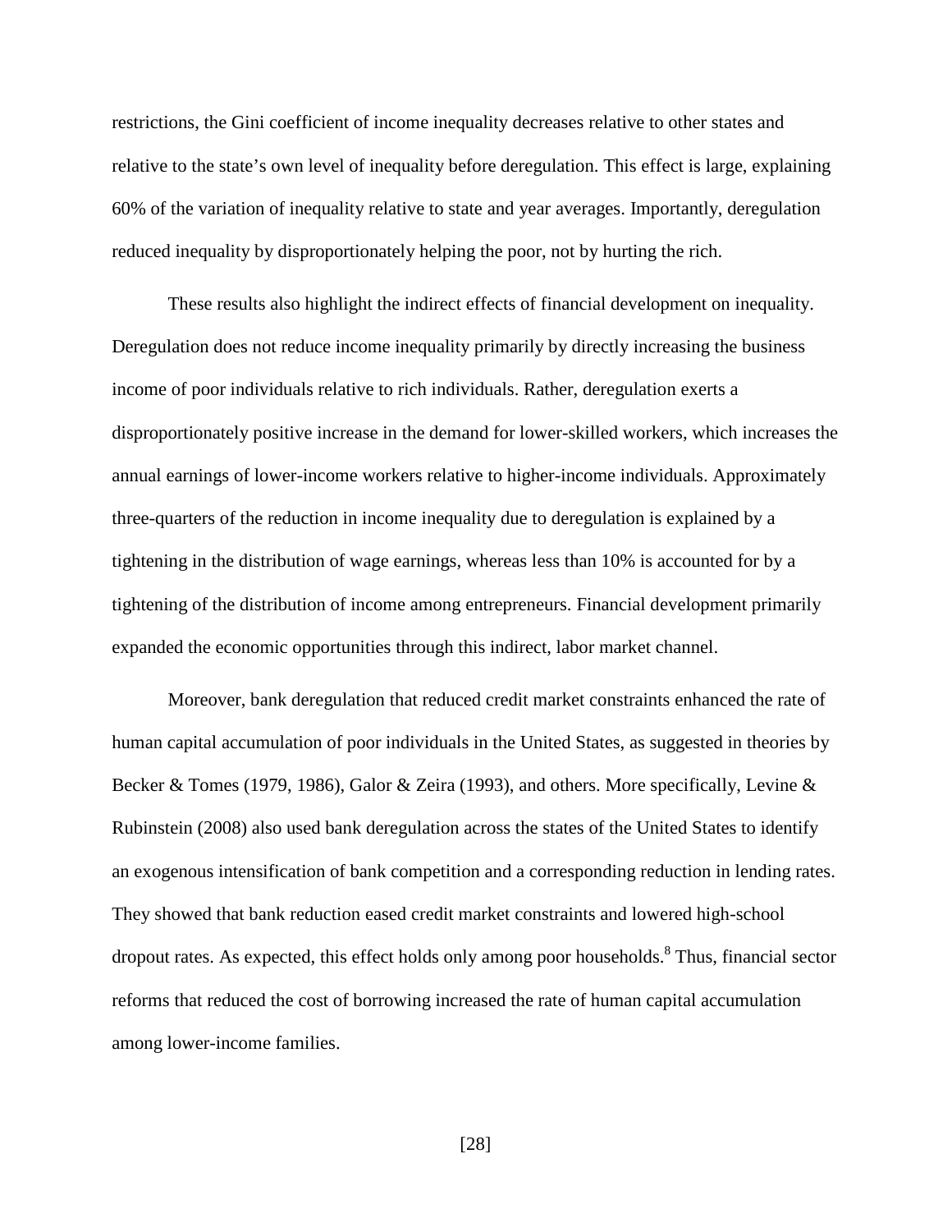restrictions, the Gini coefficient of income inequality decreases relative to other states and relative to the state's own level of inequality before deregulation. This effect is large, explaining 60% of the variation of inequality relative to state and year averages. Importantly, deregulation reduced inequality by disproportionately helping the poor, not by hurting the rich.

These results also highlight the indirect effects of financial development on inequality. Deregulation does not reduce income inequality primarily by directly increasing the business income of poor individuals relative to rich individuals. Rather, deregulation exerts a disproportionately positive increase in the demand for lower-skilled workers, which increases the annual earnings of lower-income workers relative to higher-income individuals. Approximately three-quarters of the reduction in income inequality due to deregulation is explained by a tightening in the distribution of wage earnings, whereas less than 10% is accounted for by a tightening of the distribution of income among entrepreneurs. Financial development primarily expanded the economic opportunities through this indirect, labor market channel.

Moreover, bank deregulation that reduced credit market constraints enhanced the rate of human capital accumulation of poor individuals in the United States, as suggested in theories by Becker & Tomes (1979, 1986), Galor & Zeira (1993), and others. More specifically, Levine & Rubinstein (2008) also used bank deregulation across the states of the United States to identify an exogenous intensification of bank competition and a corresponding reduction in lending rates. They showed that bank reduction eased credit market constraints and lowered high-school dropout rates. As expected, this effect holds only among poor households.[8] Thus, financial sector reforms that reduced the cost of borrowing increased the rate of human capital accumulation among lower-income families.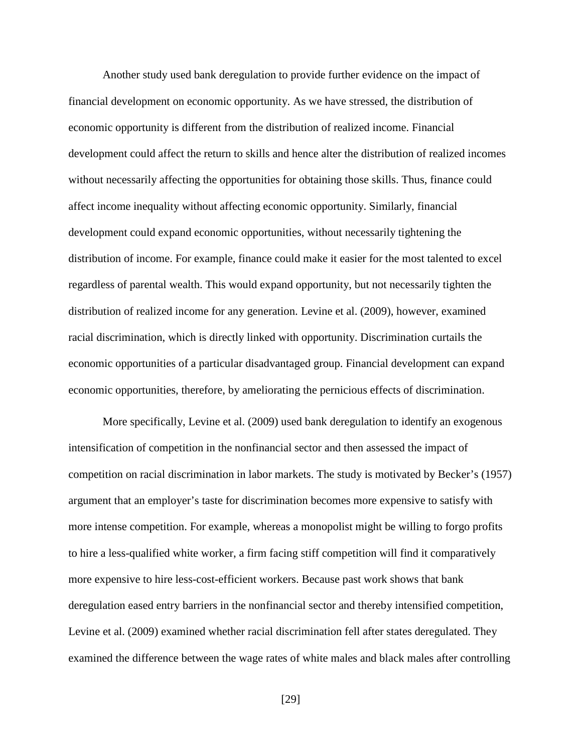Another study used bank deregulation to provide further evidence on the impact of financial development on economic opportunity. As we have stressed, the distribution of economic opportunity is different from the distribution of realized income. Financial development could affect the return to skills and hence alter the distribution of realized incomes without necessarily affecting the opportunities for obtaining those skills. Thus, finance could affect income inequality without affecting economic opportunity. Similarly, financial development could expand economic opportunities, without necessarily tightening the distribution of income. For example, finance could make it easier for the most talented to excel regardless of parental wealth. This would expand opportunity, but not necessarily tighten the distribution of realized income for any generation. Levine et al. (2009), however, examined racial discrimination, which is directly linked with opportunity. Discrimination curtails the economic opportunities of a particular disadvantaged group. Financial development can expand economic opportunities, therefore, by ameliorating the pernicious effects of discrimination.

More specifically, Levine et al. (2009) used bank deregulation to identify an exogenous intensification of competition in the nonfinancial sector and then assessed the impact of competition on racial discrimination in labor markets. The study is motivated by Becker's (1957) argument that an employer's taste for discrimination becomes more expensive to satisfy with more intense competition. For example, whereas a monopolist might be willing to forgo profits to hire a less-qualified white worker, a firm facing stiff competition will find it comparatively more expensive to hire less-cost-efficient workers. Because past work shows that bank deregulation eased entry barriers in the nonfinancial sector and thereby intensified competition, Levine et al. (2009) examined whether racial discrimination fell after states deregulated. They examined the difference between the wage rates of white males and black males after controlling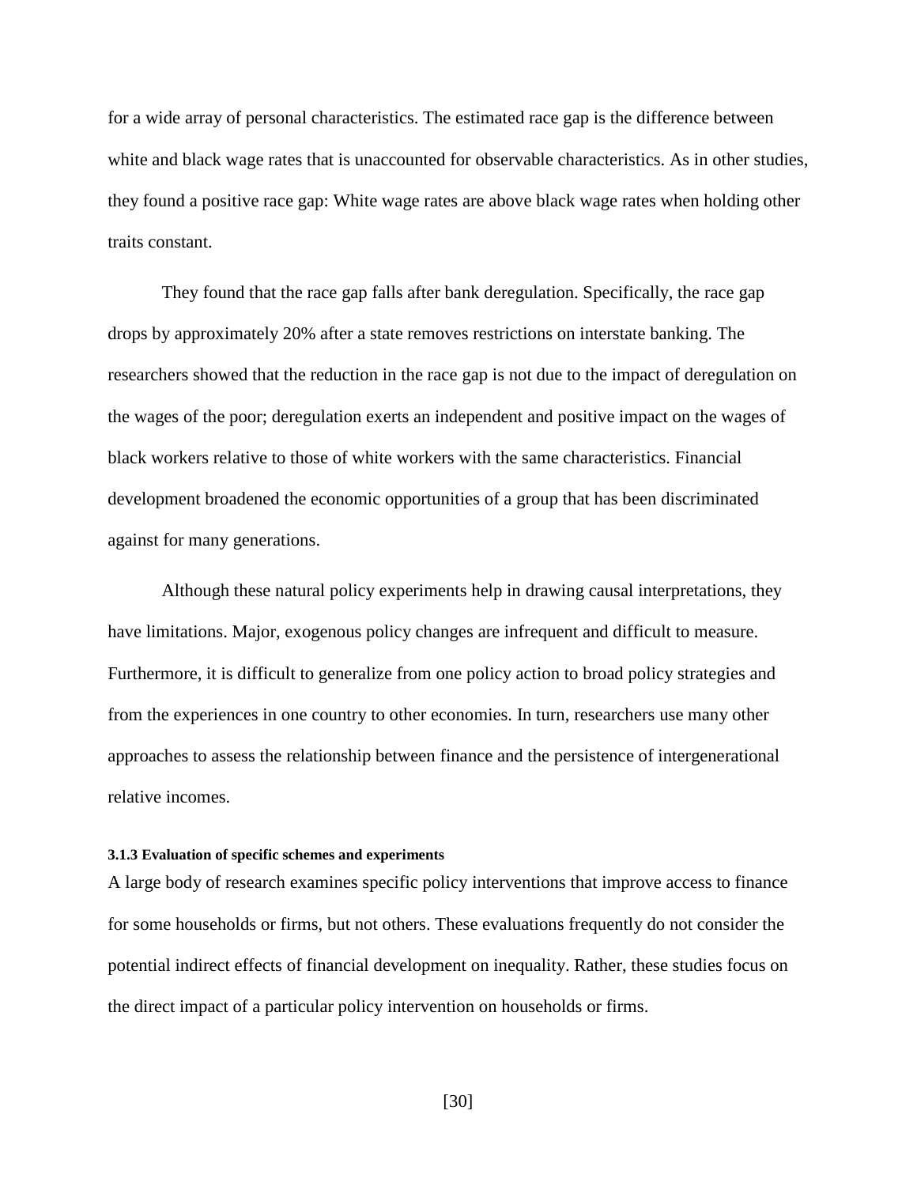for a wide array of personal characteristics. The estimated race gap is the difference between white and black wage rates that is unaccounted for observable characteristics. As in other studies, they found a positive race gap: White wage rates are above black wage rates when holding other traits constant.

They found that the race gap falls after bank deregulation. Specifically, the race gap drops by approximately 20% after a state removes restrictions on interstate banking. The researchers showed that the reduction in the race gap is not due to the impact of deregulation on the wages of the poor; deregulation exerts an independent and positive impact on the wages of black workers relative to those of white workers with the same characteristics. Financial development broadened the economic opportunities of a group that has been discriminated against for many generations.

Although these natural policy experiments help in drawing causal interpretations, they have limitations. Major, exogenous policy changes are infrequent and difficult to measure. Furthermore, it is difficult to generalize from one policy action to broad policy strategies and from the experiences in one country to other economies. In turn, researchers use many other approaches to assess the relationship between finance and the persistence of intergenerational relative incomes.

#### 3.1.3 Evaluation of specific schemes and experiments

A large body of research examines specific policy interventions that improve access to finance for some households or firms, but not others. These evaluations frequently do not consider the potential indirect effects of financial development on inequality. Rather, these studies focus on the direct impact of a particular policy intervention on households or firms.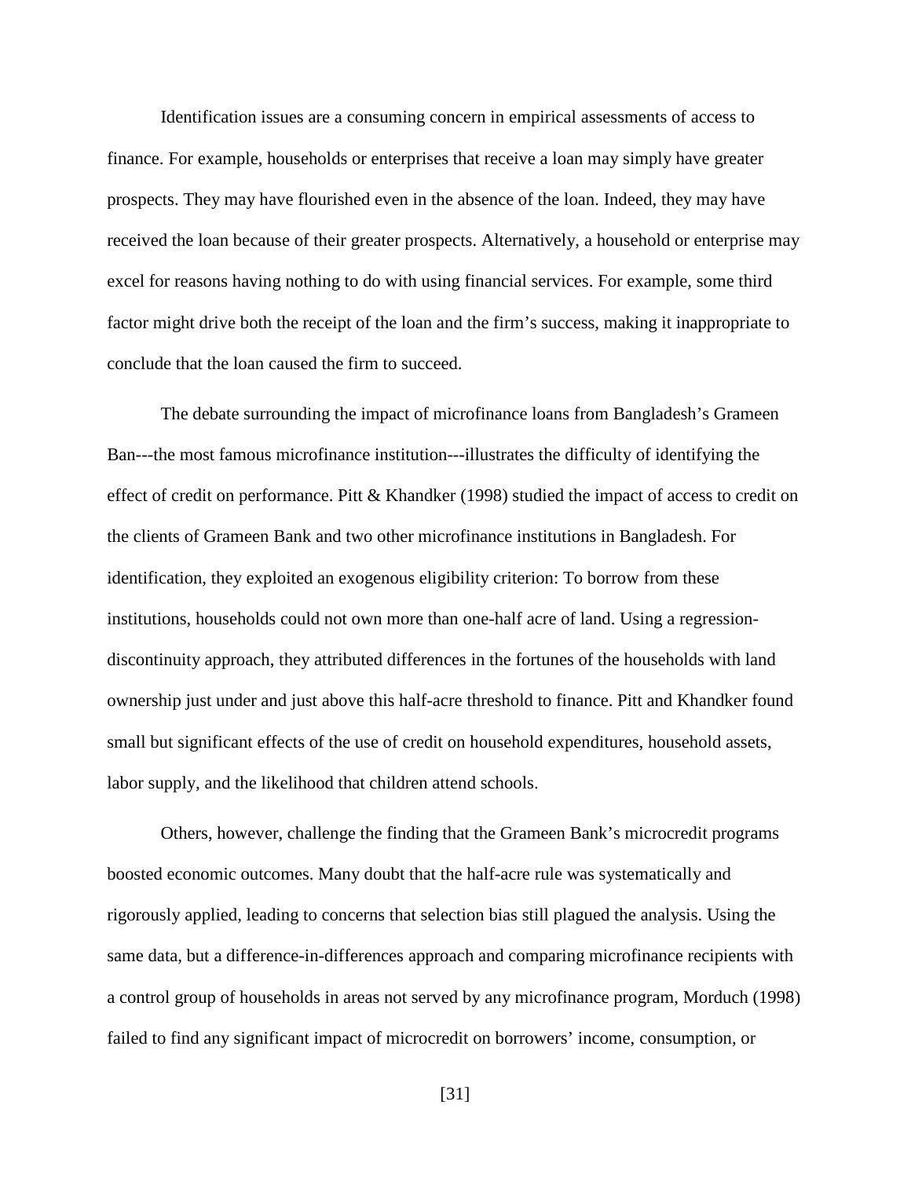Identification issues are a consuming concern in empirical assessments of access to finance. For example, households or enterprises that receive a loan may simply have greater prospects. They may have flourished even in the absence of the loan. Indeed, they may have received the loan because of their greater prospects. Alternatively, a household or enterprise may excel for reasons having nothing to do with using financial services. For example, some third factor might drive both the receipt of the loan and the firm's success, making it inappropriate to conclude that the loan caused the firm to succeed.

The debate surrounding the impact of microfinance loans from Bangladesh's Grameen Ban---the most famous microfinance institution---illustrates the difficulty of identifying the effect of credit on performance. Pitt & Khandker (1998) studied the impact of access to credit on the clients of Grameen Bank and two other microfinance institutions in Bangladesh. For identification, they exploited an exogenous eligibility criterion: To borrow from these institutions, households could not own more than one-half acre of land. Using a regression-discontinuity approach, they attributed differences in the fortunes of the households with land ownership just under and just above this half-acre threshold to finance. Pitt and Khandker found small but significant effects of the use of credit on household expenditures, household assets, labor supply, and the likelihood that children attend schools.

Others, however, challenge the finding that the Grameen Bank's microcredit programs boosted economic outcomes. Many doubt that the half-acre rule was systematically and rigorously applied, leading to concerns that selection bias still plagued the analysis. Using the same data, but a difference-in-differences approach and comparing microfinance recipients with a control group of households in areas not served by any microfinance program, Morduch (1998) failed to find any significant impact of microcredit on borrowers' income, consumption, or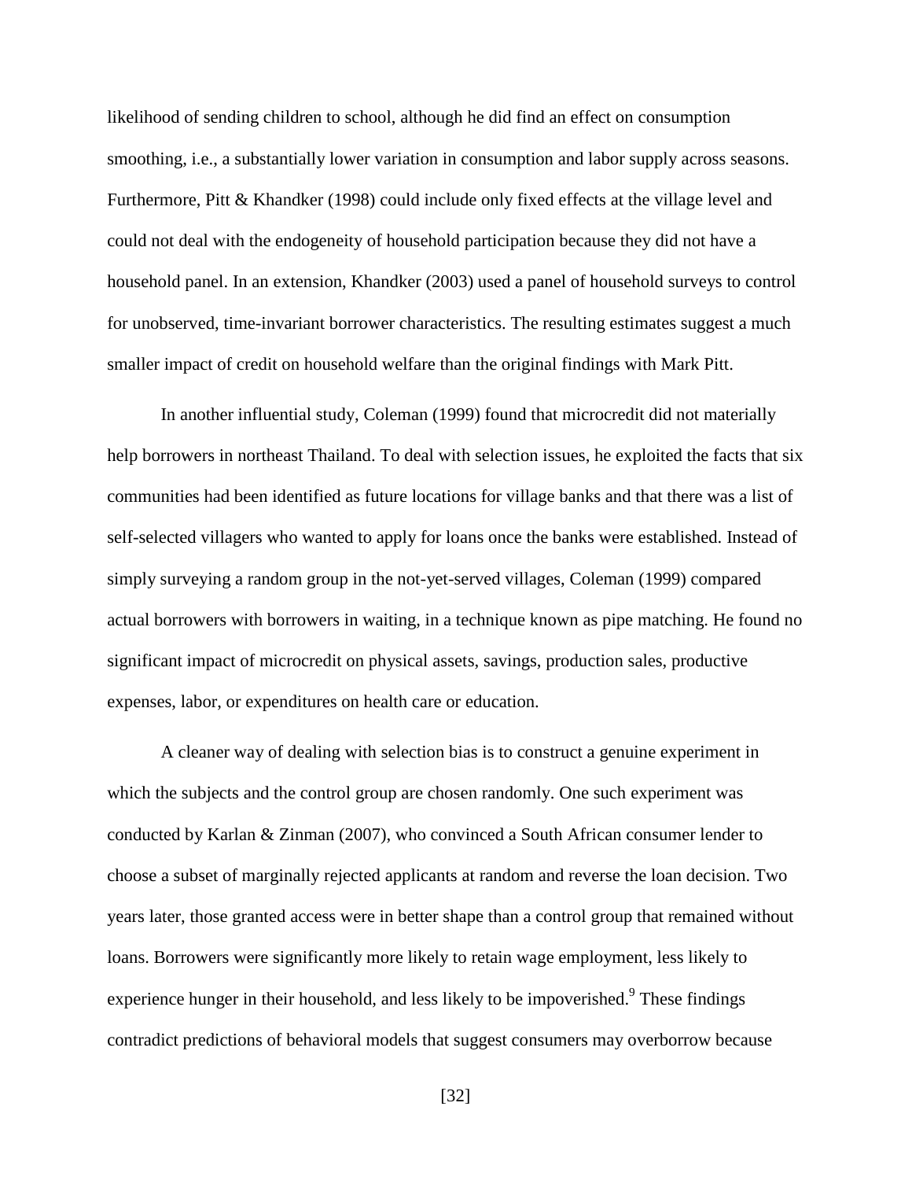likelihood of sending children to school, although he did find an effect on consumption smoothing, i.e., a substantially lower variation in consumption and labor supply across seasons. Furthermore, Pitt & Khandker (1998) could include only fixed effects at the village level and could not deal with the endogeneity of household participation because they did not have a household panel. In an extension, Khandker (2003) used a panel of household surveys to control for unobserved, time-invariant borrower characteristics. The resulting estimates suggest a much smaller impact of credit on household welfare than the original findings with Mark Pitt.

In another influential study, Coleman (1999) found that microcredit did not materially help borrowers in northeast Thailand. To deal with selection issues, he exploited the facts that six communities had been identified as future locations for village banks and that there was a list of self-selected villagers who wanted to apply for loans once the banks were established. Instead of simply surveying a random group in the not-yet-served villages, Coleman (1999) compared actual borrowers with borrowers in waiting, in a technique known as pipe matching. He found no significant impact of microcredit on physical assets, savings, production sales, productive expenses, labor, or expenditures on health care or education.

A cleaner way of dealing with selection bias is to construct a genuine experiment in which the subjects and the control group are chosen randomly. One such experiment was conducted by Karlan & Zinman (2007), who convinced a South African consumer lender to choose a subset of marginally rejected applicants at random and reverse the loan decision. Two years later, those granted access were in better shape than a control group that remained without loans. Borrowers were significantly more likely to retain wage employment, less likely to experience hunger in their household, and less likely to be impoverished.[9] These findings contradict predictions of behavioral models that suggest consumers may overborrow because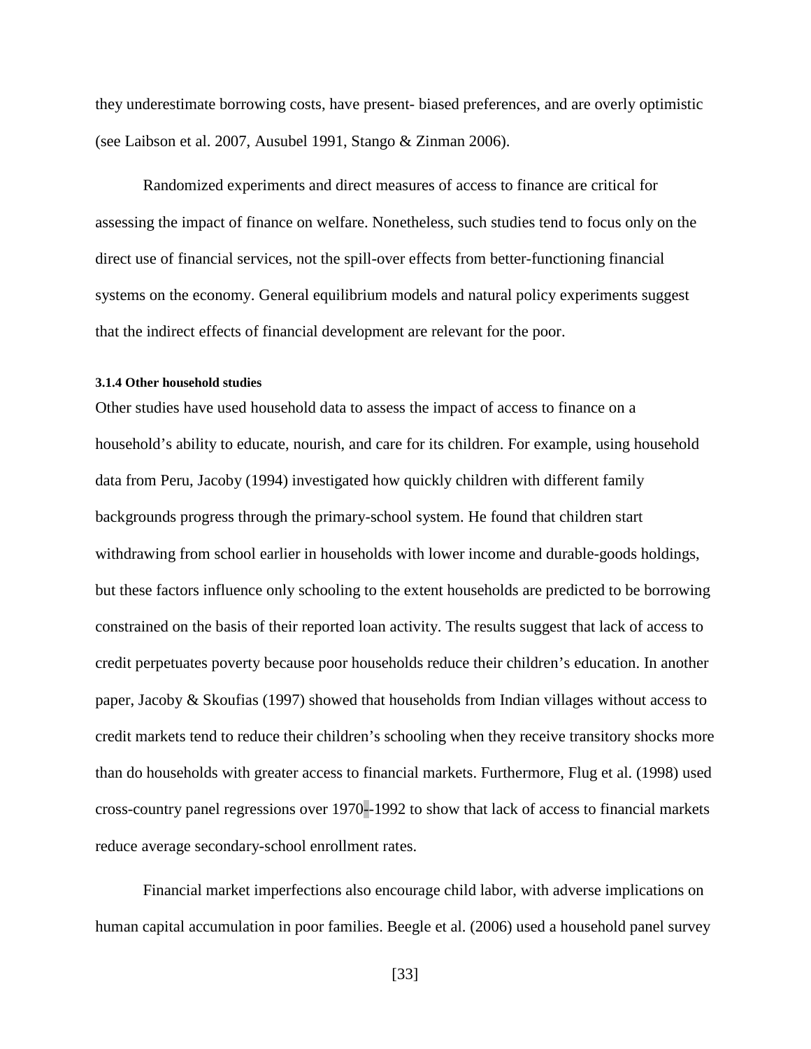they underestimate borrowing costs, have present- biased preferences, and are overly optimistic (see Laibson et al. 2007, Ausubel 1991, Stango & Zinman 2006).

Randomized experiments and direct measures of access to finance are critical for assessing the impact of finance on welfare. Nonetheless, such studies tend to focus only on the direct use of financial services, not the spill-over effects from better-functioning financial systems on the economy. General equilibrium models and natural policy experiments suggest that the indirect effects of financial development are relevant for the poor.

#### 3.1.4 Other household studies

Other studies have used household data to assess the impact of access to finance on a household's ability to educate, nourish, and care for its children. For example, using household data from Peru, Jacoby (1994) investigated how quickly children with different family backgrounds progress through the primary-school system. He found that children start withdrawing from school earlier in households with lower income and durable-goods holdings, but these factors influence only schooling to the extent households are predicted to be borrowing constrained on the basis of their reported loan activity. The results suggest that lack of access to credit perpetuates poverty because poor households reduce their children's education. In another paper, Jacoby & Skoufias (1997) showed that households from Indian villages without access to credit markets tend to reduce their children's schooling when they receive transitory shocks more than do households with greater access to financial markets. Furthermore, Flug et al. (1998) used cross-country panel regressions over 1970--1992 to show that lack of access to financial markets reduce average secondary-school enrollment rates.

Financial market imperfections also encourage child labor, with adverse implications on human capital accumulation in poor families. Beegle et al. (2006) used a household panel survey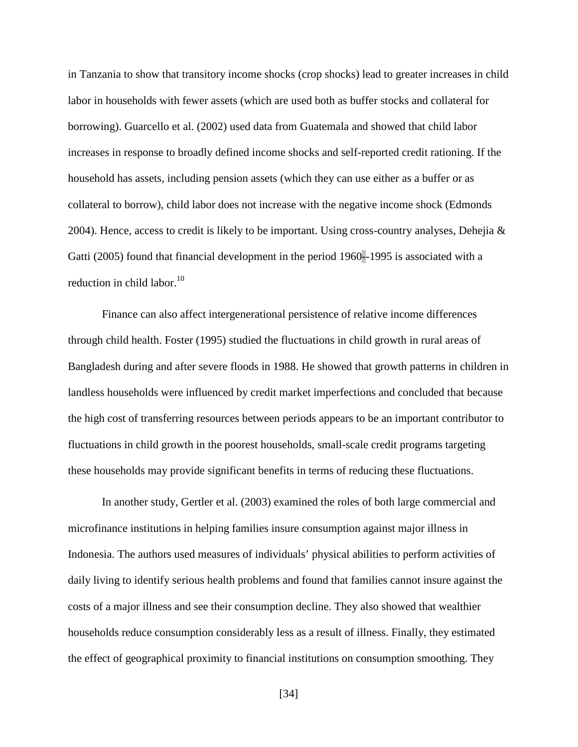in Tanzania to show that transitory income shocks (crop shocks) lead to greater increases in child labor in households with fewer assets (which are used both as buffer stocks and collateral for borrowing). Guarcello et al. (2002) used data from Guatemala and showed that child labor increases in response to broadly defined income shocks and self-reported credit rationing. If the household has assets, including pension assets (which they can use either as a buffer or as collateral to borrow), child labor does not increase with the negative income shock (Edmonds 2004). Hence, access to credit is likely to be important. Using cross-country analyses, Dehejia & Gatti (2005) found that financial development in the period 1960--1995 is associated with a reduction in child labor.[10]

Finance can also affect intergenerational persistence of relative income differences through child health. Foster (1995) studied the fluctuations in child growth in rural areas of Bangladesh during and after severe floods in 1988. He showed that growth patterns in children in landless households were influenced by credit market imperfections and concluded that because the high cost of transferring resources between periods appears to be an important contributor to fluctuations in child growth in the poorest households, small-scale credit programs targeting these households may provide significant benefits in terms of reducing these fluctuations.

In another study, Gertler et al. (2003) examined the roles of both large commercial and microfinance institutions in helping families insure consumption against major illness in Indonesia. The authors used measures of individuals' physical abilities to perform activities of daily living to identify serious health problems and found that families cannot insure against the costs of a major illness and see their consumption decline. They also showed that wealthier households reduce consumption considerably less as a result of illness. Finally, they estimated the effect of geographical proximity to financial institutions on consumption smoothing. They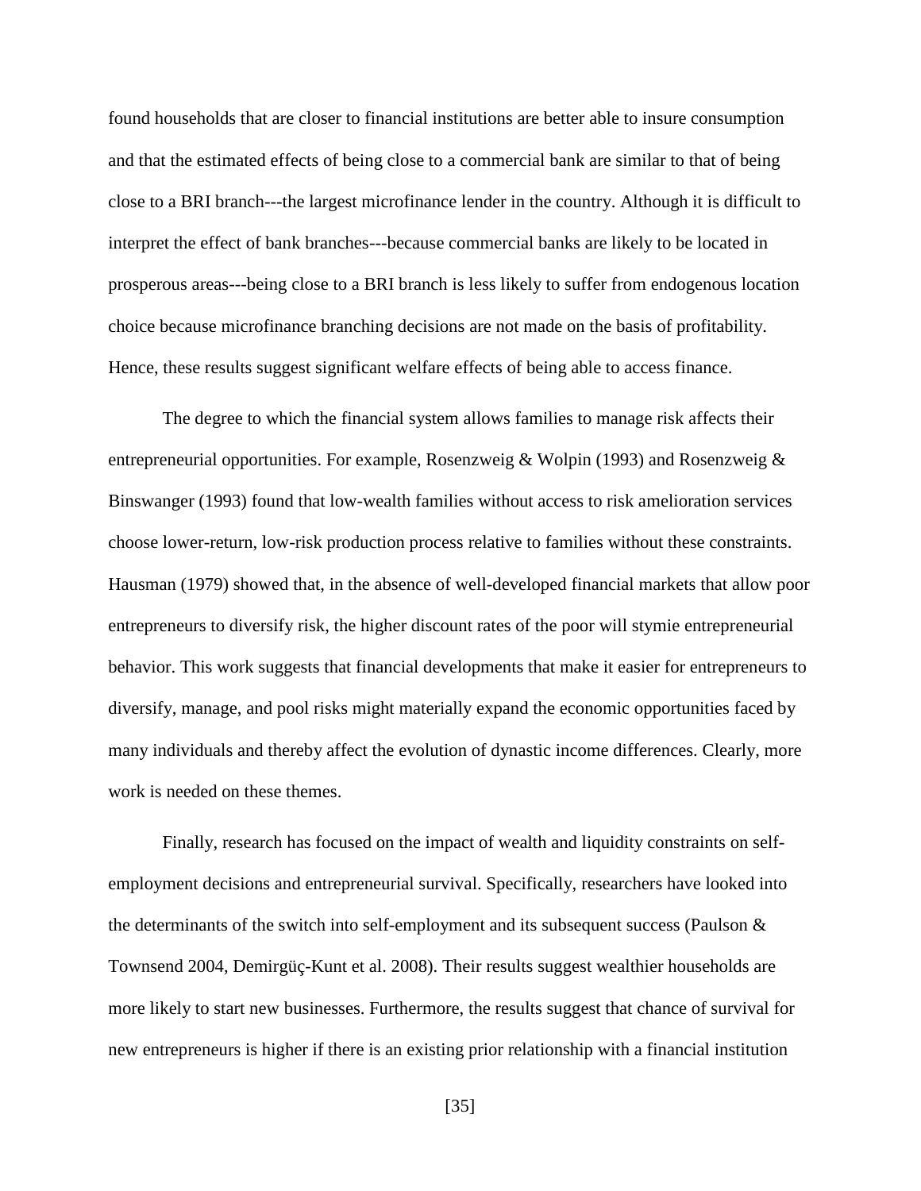found households that are closer to financial institutions are better able to insure consumption and that the estimated effects of being close to a commercial bank are similar to that of being close to a BRI branch---the largest microfinance lender in the country. Although it is difficult to interpret the effect of bank branches---because commercial banks are likely to be located in prosperous areas---being close to a BRI branch is less likely to suffer from endogenous location choice because microfinance branching decisions are not made on the basis of profitability. Hence, these results suggest significant welfare effects of being able to access finance.

The degree to which the financial system allows families to manage risk affects their entrepreneurial opportunities. For example, Rosenzweig & Wolpin (1993) and Rosenzweig & Binswanger (1993) found that low-wealth families without access to risk amelioration services choose lower-return, low-risk production process relative to families without these constraints. Hausman (1979) showed that, in the absence of well-developed financial markets that allow poor entrepreneurs to diversify risk, the higher discount rates of the poor will stymie entrepreneurial behavior. This work suggests that financial developments that make it easier for entrepreneurs to diversify, manage, and pool risks might materially expand the economic opportunities faced by many individuals and thereby affect the evolution of dynastic income differences. Clearly, more work is needed on these themes.

Finally, research has focused on the impact of wealth and liquidity constraints on self-employment decisions and entrepreneurial survival. Specifically, researchers have looked into the determinants of the switch into self-employment and its subsequent success (Paulson & Townsend 2004, Demirgüç-Kunt et al. 2008). Their results suggest wealthier households are more likely to start new businesses. Furthermore, the results suggest that chance of survival for new entrepreneurs is higher if there is an existing prior relationship with a financial institution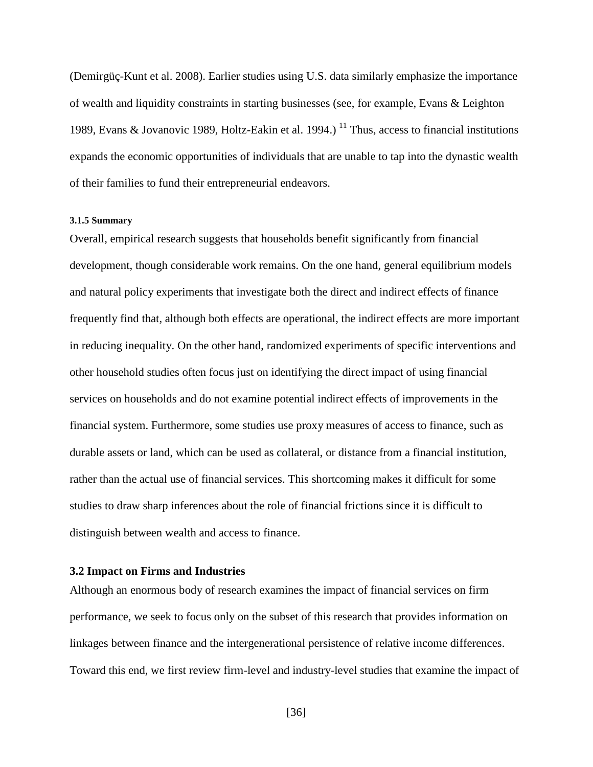(Demirgüç-Kunt et al. 2008). Earlier studies using U.S. data similarly emphasize the importance of wealth and liquidity constraints in starting businesses (see, for example, Evans & Leighton 1989, Evans & Jovanovic 1989, Holtz-Eakin et al. 1994.) [11] Thus, access to financial institutions expands the economic opportunities of individuals that are unable to tap into the dynastic wealth of their families to fund their entrepreneurial endeavors.

#### 3.1.5 Summary

Overall, empirical research suggests that households benefit significantly from financial development, though considerable work remains. On the one hand, general equilibrium models and natural policy experiments that investigate both the direct and indirect effects of finance frequently find that, although both effects are operational, the indirect effects are more important in reducing inequality. On the other hand, randomized experiments of specific interventions and other household studies often focus just on identifying the direct impact of using financial services on households and do not examine potential indirect effects of improvements in the financial system. Furthermore, some studies use proxy measures of access to finance, such as durable assets or land, which can be used as collateral, or distance from a financial institution, rather than the actual use of financial services. This shortcoming makes it difficult for some studies to draw sharp inferences about the role of financial frictions since it is difficult to distinguish between wealth and access to finance.

### 3.2 Impact on Firms and Industries

Although an enormous body of research examines the impact of financial services on firm performance, we seek to focus only on the subset of this research that provides information on linkages between finance and the intergenerational persistence of relative income differences. Toward this end, we first review firm-level and industry-level studies that examine the impact of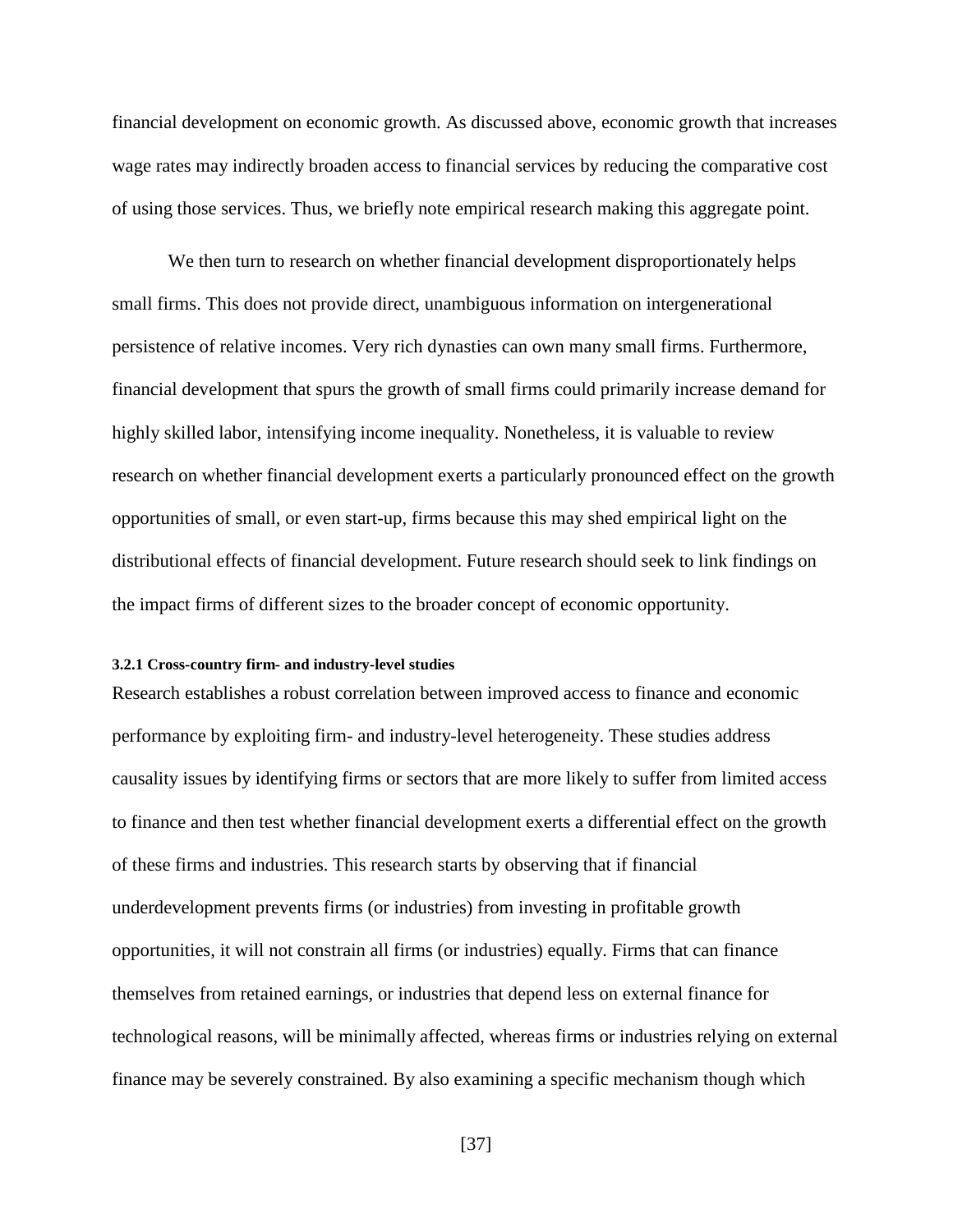financial development on economic growth. As discussed above, economic growth that increases wage rates may indirectly broaden access to financial services by reducing the comparative cost of using those services. Thus, we briefly note empirical research making this aggregate point.

We then turn to research on whether financial development disproportionately helps small firms. This does not provide direct, unambiguous information on intergenerational persistence of relative incomes. Very rich dynasties can own many small firms. Furthermore, financial development that spurs the growth of small firms could primarily increase demand for highly skilled labor, intensifying income inequality. Nonetheless, it is valuable to review research on whether financial development exerts a particularly pronounced effect on the growth opportunities of small, or even start-up, firms because this may shed empirical light on the distributional effects of financial development. Future research should seek to link findings on the impact firms of different sizes to the broader concept of economic opportunity.

#### 3.2.1 Cross-country firm- and industry-level studies

Research establishes a robust correlation between improved access to finance and economic performance by exploiting firm- and industry-level heterogeneity. These studies address causality issues by identifying firms or sectors that are more likely to suffer from limited access to finance and then test whether financial development exerts a differential effect on the growth of these firms and industries. This research starts by observing that if financial underdevelopment prevents firms (or industries) from investing in profitable growth opportunities, it will not constrain all firms (or industries) equally. Firms that can finance themselves from retained earnings, or industries that depend less on external finance for technological reasons, will be minimally affected, whereas firms or industries relying on external finance may be severely constrained. By also examining a specific mechanism though which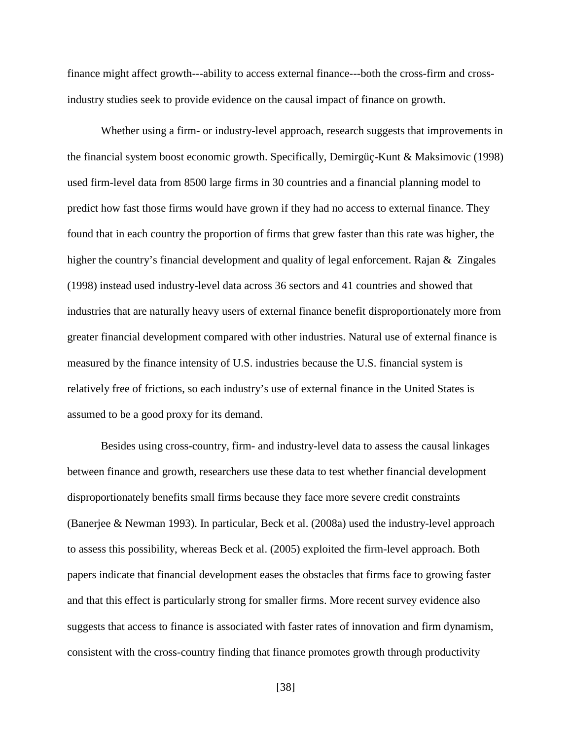finance might affect growth---ability to access external finance---both the cross-firm and cross-industry studies seek to provide evidence on the causal impact of finance on growth.

Whether using a firm- or industry-level approach, research suggests that improvements in the financial system boost economic growth. Specifically, Demirgüç-Kunt & Maksimovic (1998) used firm-level data from 8500 large firms in 30 countries and a financial planning model to predict how fast those firms would have grown if they had no access to external finance. They found that in each country the proportion of firms that grew faster than this rate was higher, the higher the country's financial development and quality of legal enforcement. Rajan & Zingales (1998) instead used industry-level data across 36 sectors and 41 countries and showed that industries that are naturally heavy users of external finance benefit disproportionately more from greater financial development compared with other industries. Natural use of external finance is measured by the finance intensity of U.S. industries because the U.S. financial system is relatively free of frictions, so each industry's use of external finance in the United States is assumed to be a good proxy for its demand.

Besides using cross-country, firm- and industry-level data to assess the causal linkages between finance and growth, researchers use these data to test whether financial development disproportionately benefits small firms because they face more severe credit constraints (Banerjee & Newman 1993). In particular, Beck et al. (2008a) used the industry-level approach to assess this possibility, whereas Beck et al. (2005) exploited the firm-level approach. Both papers indicate that financial development eases the obstacles that firms face to growing faster and that this effect is particularly strong for smaller firms. More recent survey evidence also suggests that access to finance is associated with faster rates of innovation and firm dynamism, consistent with the cross-country finding that finance promotes growth through productivity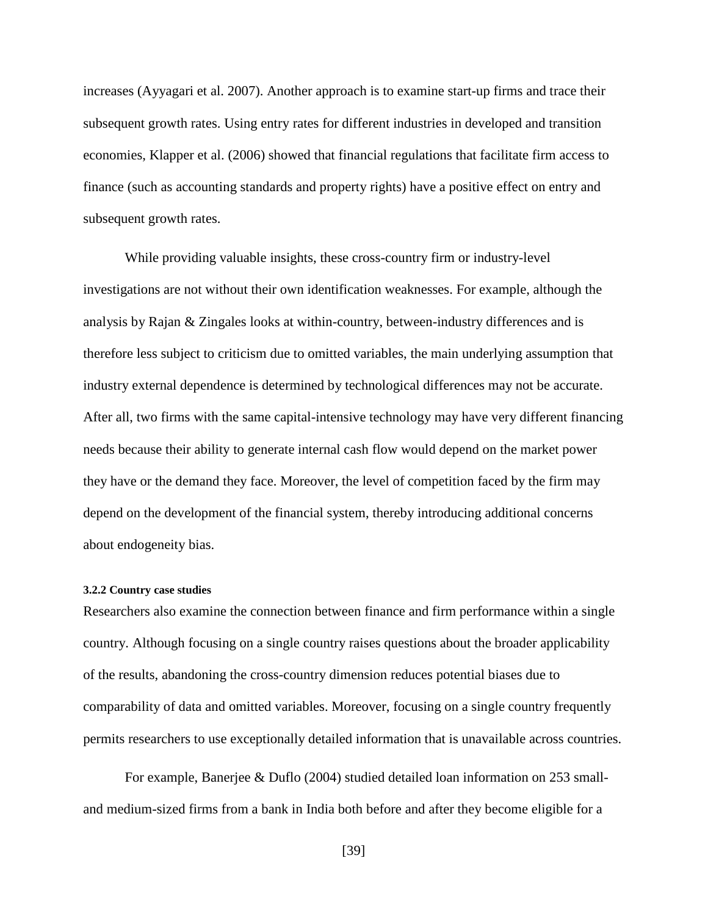increases (Ayyagari et al. 2007). Another approach is to examine start-up firms and trace their subsequent growth rates. Using entry rates for different industries in developed and transition economies, Klapper et al. (2006) showed that financial regulations that facilitate firm access to finance (such as accounting standards and property rights) have a positive effect on entry and subsequent growth rates.

While providing valuable insights, these cross-country firm or industry-level investigations are not without their own identification weaknesses. For example, although the analysis by Rajan & Zingales looks at within-country, between-industry differences and is therefore less subject to criticism due to omitted variables, the main underlying assumption that industry external dependence is determined by technological differences may not be accurate. After all, two firms with the same capital-intensive technology may have very different financing needs because their ability to generate internal cash flow would depend on the market power they have or the demand they face. Moreover, the level of competition faced by the firm may depend on the development of the financial system, thereby introducing additional concerns about endogeneity bias.

#### 3.2.2 Country case studies

Researchers also examine the connection between finance and firm performance within a single country. Although focusing on a single country raises questions about the broader applicability of the results, abandoning the cross-country dimension reduces potential biases due to comparability of data and omitted variables. Moreover, focusing on a single country frequently permits researchers to use exceptionally detailed information that is unavailable across countries.

For example, Banerjee & Duflo (2004) studied detailed loan information on 253 small- and medium-sized firms from a bank in India both before and after they become eligible for a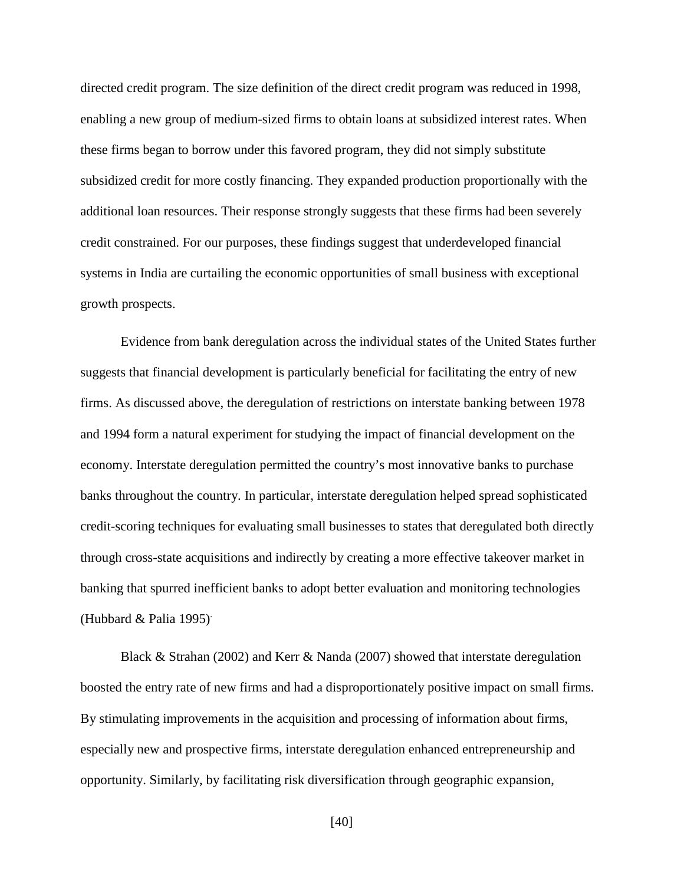directed credit program. The size definition of the direct credit program was reduced in 1998, enabling a new group of medium-sized firms to obtain loans at subsidized interest rates. When these firms began to borrow under this favored program, they did not simply substitute subsidized credit for more costly financing. They expanded production proportionally with the additional loan resources. Their response strongly suggests that these firms had been severely credit constrained. For our purposes, these findings suggest that underdeveloped financial systems in India are curtailing the economic opportunities of small business with exceptional growth prospects.

Evidence from bank deregulation across the individual states of the United States further suggests that financial development is particularly beneficial for facilitating the entry of new firms. As discussed above, the deregulation of restrictions on interstate banking between 1978 and 1994 form a natural experiment for studying the impact of financial development on the economy. Interstate deregulation permitted the country's most innovative banks to purchase banks throughout the country. In particular, interstate deregulation helped spread sophisticated credit-scoring techniques for evaluating small businesses to states that deregulated both directly through cross-state acquisitions and indirectly by creating a more effective takeover market in banking that spurred inefficient banks to adopt better evaluation and monitoring technologies (Hubbard & Palia 1995).

Black & Strahan (2002) and Kerr & Nanda (2007) showed that interstate deregulation boosted the entry rate of new firms and had a disproportionately positive impact on small firms. By stimulating improvements in the acquisition and processing of information about firms, especially new and prospective firms, interstate deregulation enhanced entrepreneurship and opportunity. Similarly, by facilitating risk diversification through geographic expansion,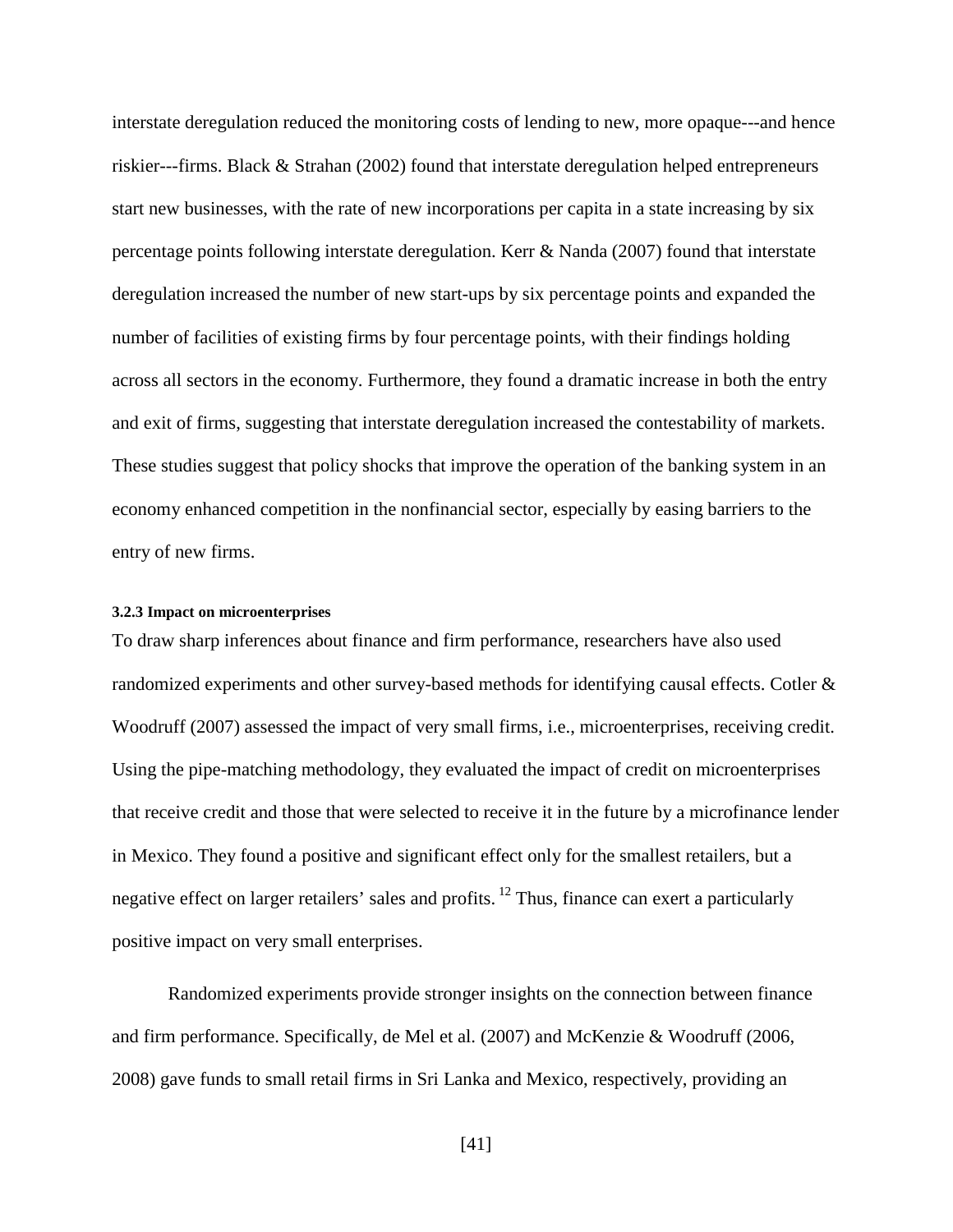interstate deregulation reduced the monitoring costs of lending to new, more opaque---and hence riskier---firms. Black & Strahan (2002) found that interstate deregulation helped entrepreneurs start new businesses, with the rate of new incorporations per capita in a state increasing by six percentage points following interstate deregulation. Kerr & Nanda (2007) found that interstate deregulation increased the number of new start-ups by six percentage points and expanded the number of facilities of existing firms by four percentage points, with their findings holding across all sectors in the economy. Furthermore, they found a dramatic increase in both the entry and exit of firms, suggesting that interstate deregulation increased the contestability of markets. These studies suggest that policy shocks that improve the operation of the banking system in an economy enhanced competition in the nonfinancial sector, especially by easing barriers to the entry of new firms.

#### 3.2.3 Impact on microenterprises

To draw sharp inferences about finance and firm performance, researchers have also used randomized experiments and other survey-based methods for identifying causal effects. Cotler & Woodruff (2007) assessed the impact of very small firms, i.e., microenterprises, receiving credit. Using the pipe-matching methodology, they evaluated the impact of credit on microenterprises that receive credit and those that were selected to receive it in the future by a microfinance lender in Mexico. They found a positive and significant effect only for the smallest retailers, but a negative effect on larger retailers' sales and profits. [12] Thus, finance can exert a particularly positive impact on very small enterprises.

Randomized experiments provide stronger insights on the connection between finance and firm performance. Specifically, de Mel et al. (2007) and McKenzie & Woodruff (2006, 2008) gave funds to small retail firms in Sri Lanka and Mexico, respectively, providing an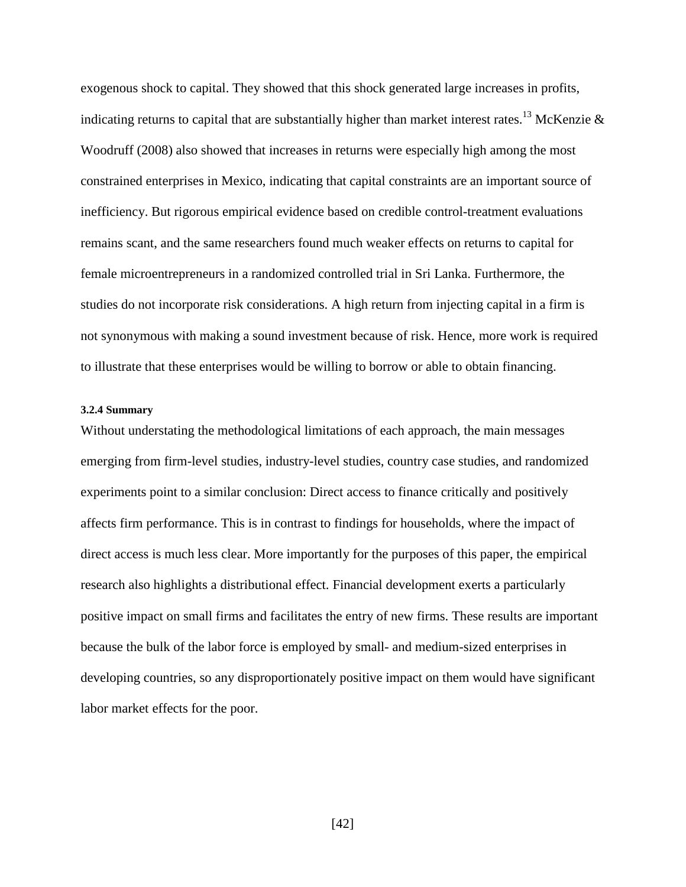exogenous shock to capital. They showed that this shock generated large increases in profits, indicating returns to capital that are substantially higher than market interest rates.[13] McKenzie & Woodruff (2008) also showed that increases in returns were especially high among the most constrained enterprises in Mexico, indicating that capital constraints are an important source of inefficiency. But rigorous empirical evidence based on credible control-treatment evaluations remains scant, and the same researchers found much weaker effects on returns to capital for female microentrepreneurs in a randomized controlled trial in Sri Lanka. Furthermore, the studies do not incorporate risk considerations. A high return from injecting capital in a firm is not synonymous with making a sound investment because of risk. Hence, more work is required to illustrate that these enterprises would be willing to borrow or able to obtain financing.

#### 3.2.4 Summary

Without understating the methodological limitations of each approach, the main messages emerging from firm-level studies, industry-level studies, country case studies, and randomized experiments point to a similar conclusion: Direct access to finance critically and positively affects firm performance. This is in contrast to findings for households, where the impact of direct access is much less clear. More importantly for the purposes of this paper, the empirical research also highlights a distributional effect. Financial development exerts a particularly positive impact on small firms and facilitates the entry of new firms. These results are important because the bulk of the labor force is employed by small- and medium-sized enterprises in developing countries, so any disproportionately positive impact on them would have significant labor market effects for the poor.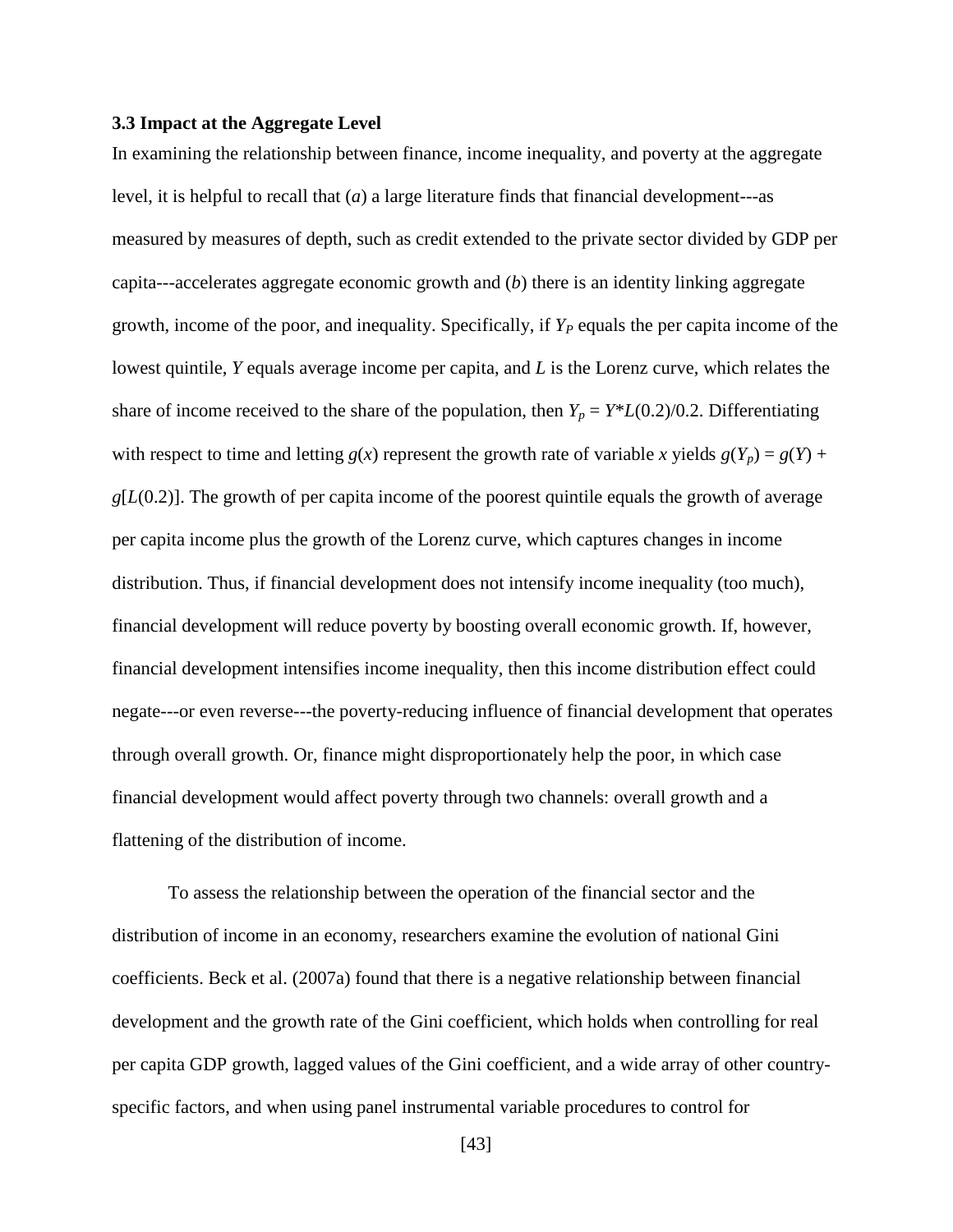### 3.3 Impact at the Aggregate Level

In examining the relationship between finance, income inequality, and poverty at the aggregate level, it is helpful to recall that (*a*) a large literature finds that financial development---as measured by measures of depth, such as credit extended to the private sector divided by GDP per capita---accelerates aggregate economic growth and (*b*) there is an identity linking aggregate growth, income of the poor, and inequality. Specifically, if $Y_P$ equals the per capita income of the lowest quintile, $Y$ equals average income per capita, and $L$ is the Lorenz curve, which relates the share of income received to the share of the population, then $Y_p = Y{*}L(0.2)/0.2$. Differentiating with respect to time and letting $g(x)$ represent the growth rate of variable $x$ yields $g(Y_p) = g(Y) + g[L(0.2)]$. The growth of per capita income of the poorest quintile equals the growth of average per capita income plus the growth of the Lorenz curve, which captures changes in income distribution. Thus, if financial development does not intensify income inequality (too much), financial development will reduce poverty by boosting overall economic growth. If, however, financial development intensifies income inequality, then this income distribution effect could negate---or even reverse---the poverty-reducing influence of financial development that operates through overall growth. Or, finance might disproportionately help the poor, in which case financial development would affect poverty through two channels: overall growth and a flattening of the distribution of income.

To assess the relationship between the operation of the financial sector and the distribution of income in an economy, researchers examine the evolution of national Gini coefficients. Beck et al. (2007a) found that there is a negative relationship between financial development and the growth rate of the Gini coefficient, which holds when controlling for real per capita GDP growth, lagged values of the Gini coefficient, and a wide array of other country-specific factors, and when using panel instrumental variable procedures to control for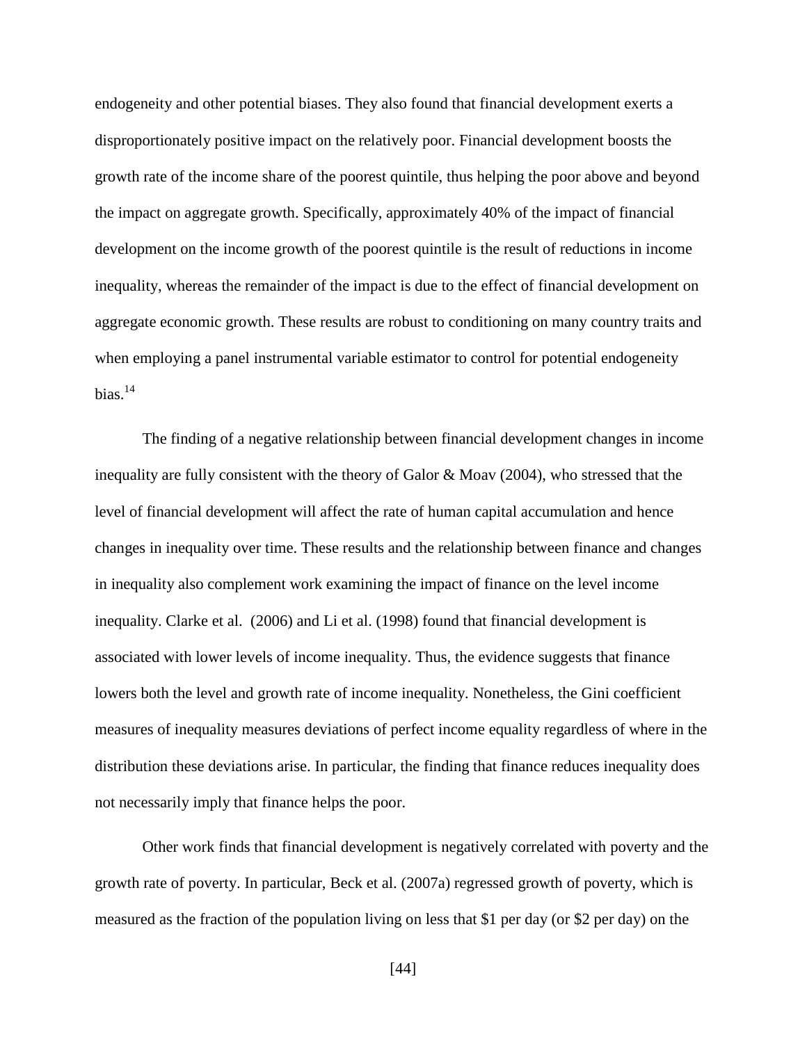endogeneity and other potential biases. They also found that financial development exerts a disproportionately positive impact on the relatively poor. Financial development boosts the growth rate of the income share of the poorest quintile, thus helping the poor above and beyond the impact on aggregate growth. Specifically, approximately 40% of the impact of financial development on the income growth of the poorest quintile is the result of reductions in income inequality, whereas the remainder of the impact is due to the effect of financial development on aggregate economic growth. These results are robust to conditioning on many country traits and when employing a panel instrumental variable estimator to control for potential endogeneity bias.[14]

The finding of a negative relationship between financial development changes in income inequality are fully consistent with the theory of Galor & Moav (2004), who stressed that the level of financial development will affect the rate of human capital accumulation and hence changes in inequality over time. These results and the relationship between finance and changes in inequality also complement work examining the impact of finance on the level income inequality. Clarke et al. (2006) and Li et al. (1998) found that financial development is associated with lower levels of income inequality. Thus, the evidence suggests that finance lowers both the level and growth rate of income inequality. Nonetheless, the Gini coefficient measures of inequality measures deviations of perfect income equality regardless of where in the distribution these deviations arise. In particular, the finding that finance reduces inequality does not necessarily imply that finance helps the poor.

Other work finds that financial development is negatively correlated with poverty and the growth rate of poverty. In particular, Beck et al. (2007a) regressed growth of poverty, which is measured as the fraction of the population living on less that $1 per day (or $2 per day) on the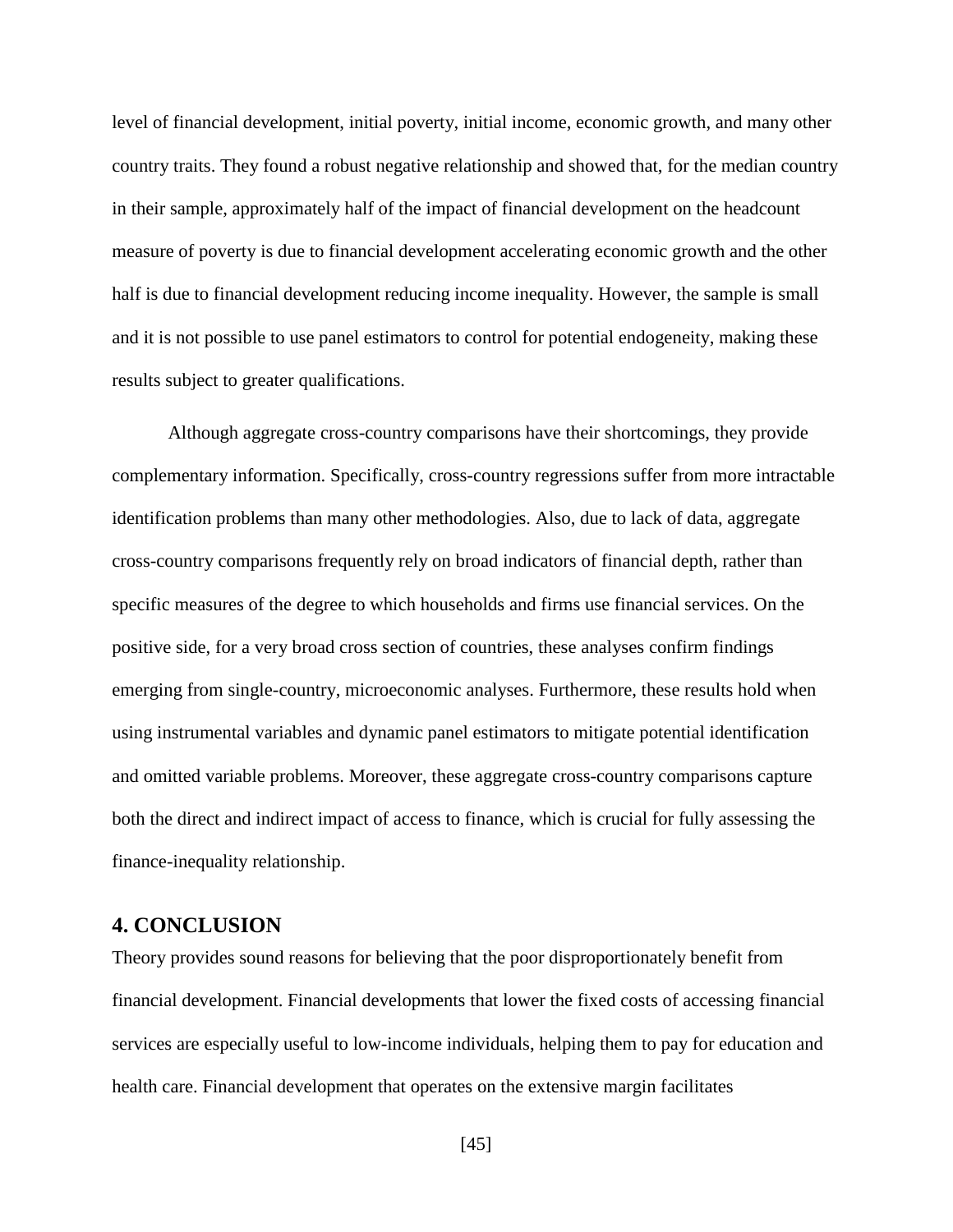level of financial development, initial poverty, initial income, economic growth, and many other country traits. They found a robust negative relationship and showed that, for the median country in their sample, approximately half of the impact of financial development on the headcount measure of poverty is due to financial development accelerating economic growth and the other half is due to financial development reducing income inequality. However, the sample is small and it is not possible to use panel estimators to control for potential endogeneity, making these results subject to greater qualifications.

Although aggregate cross-country comparisons have their shortcomings, they provide complementary information. Specifically, cross-country regressions suffer from more intractable identification problems than many other methodologies. Also, due to lack of data, aggregate cross-country comparisons frequently rely on broad indicators of financial depth, rather than specific measures of the degree to which households and firms use financial services. On the positive side, for a very broad cross section of countries, these analyses confirm findings emerging from single-country, microeconomic analyses. Furthermore, these results hold when using instrumental variables and dynamic panel estimators to mitigate potential identification and omitted variable problems. Moreover, these aggregate cross-country comparisons capture both the direct and indirect impact of access to finance, which is crucial for fully assessing the finance-inequality relationship.

## 4. CONCLUSION

Theory provides sound reasons for believing that the poor disproportionately benefit from financial development. Financial developments that lower the fixed costs of accessing financial services are especially useful to low-income individuals, helping them to pay for education and health care. Financial development that operates on the extensive margin facilitates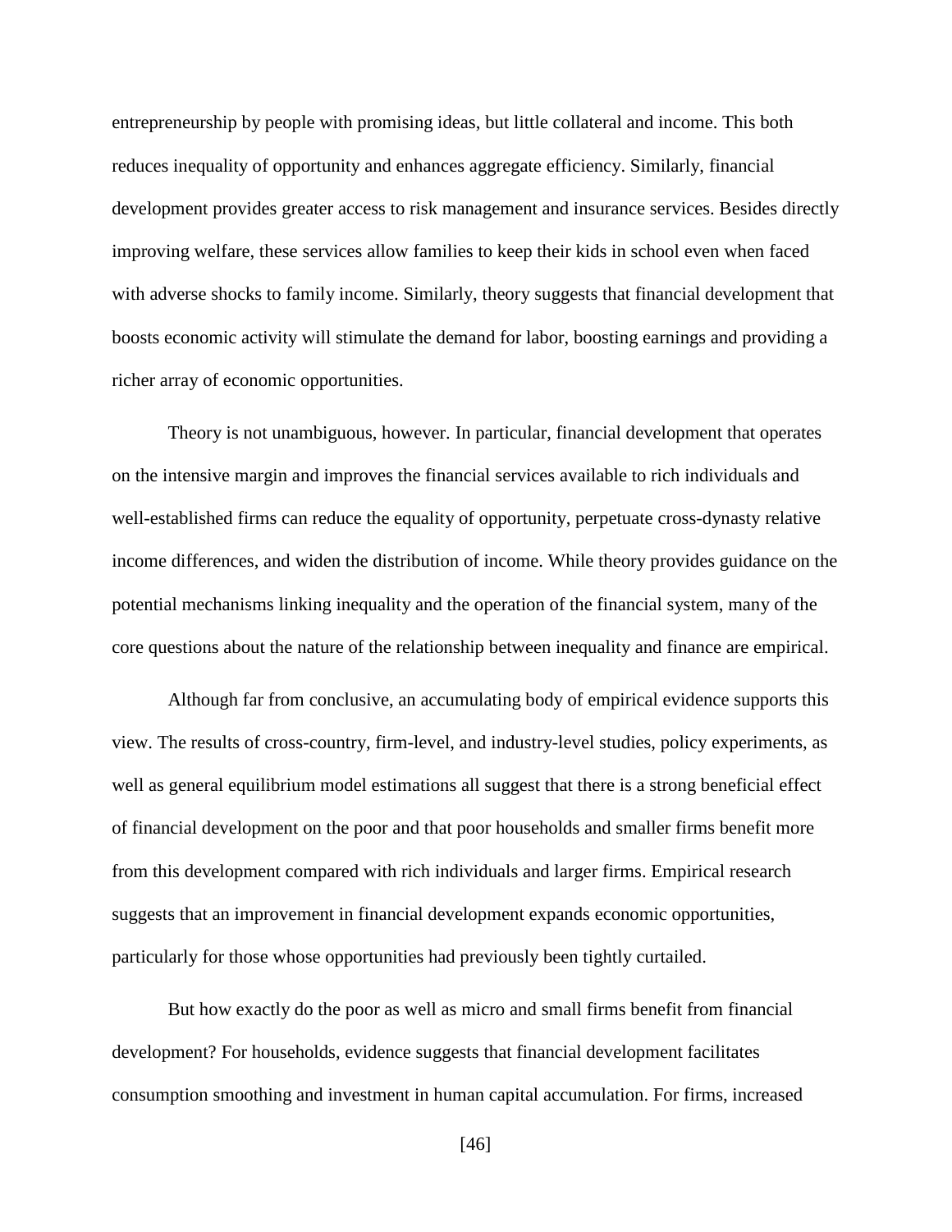entrepreneurship by people with promising ideas, but little collateral and income. This both reduces inequality of opportunity and enhances aggregate efficiency. Similarly, financial development provides greater access to risk management and insurance services. Besides directly improving welfare, these services allow families to keep their kids in school even when faced with adverse shocks to family income. Similarly, theory suggests that financial development that boosts economic activity will stimulate the demand for labor, boosting earnings and providing a richer array of economic opportunities.

Theory is not unambiguous, however. In particular, financial development that operates on the intensive margin and improves the financial services available to rich individuals and well-established firms can reduce the equality of opportunity, perpetuate cross-dynasty relative income differences, and widen the distribution of income. While theory provides guidance on the potential mechanisms linking inequality and the operation of the financial system, many of the core questions about the nature of the relationship between inequality and finance are empirical.

Although far from conclusive, an accumulating body of empirical evidence supports this view. The results of cross-country, firm-level, and industry-level studies, policy experiments, as well as general equilibrium model estimations all suggest that there is a strong beneficial effect of financial development on the poor and that poor households and smaller firms benefit more from this development compared with rich individuals and larger firms. Empirical research suggests that an improvement in financial development expands economic opportunities, particularly for those whose opportunities had previously been tightly curtailed.

But how exactly do the poor as well as micro and small firms benefit from financial development? For households, evidence suggests that financial development facilitates consumption smoothing and investment in human capital accumulation. For firms, increased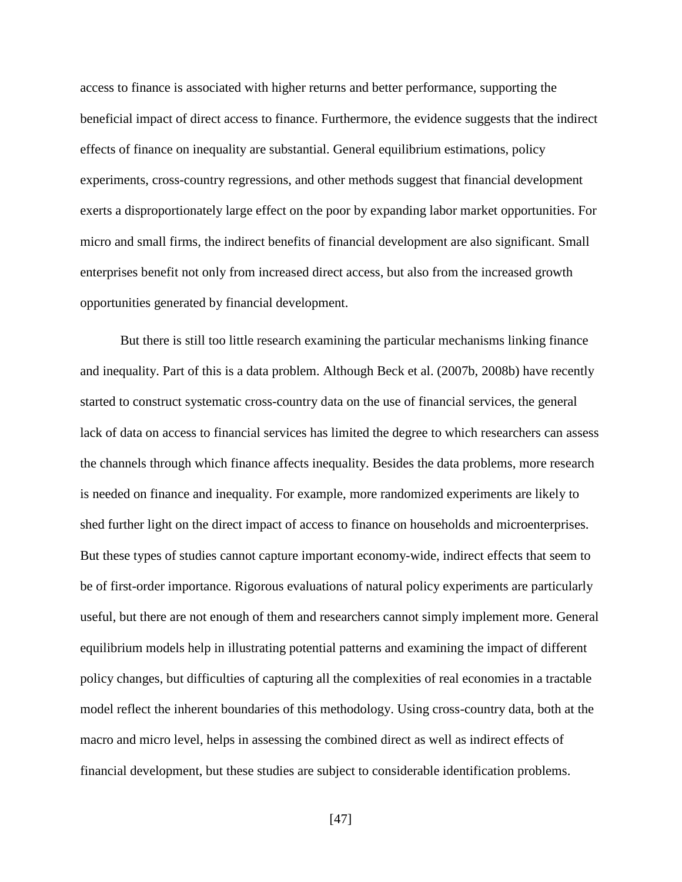access to finance is associated with higher returns and better performance, supporting the beneficial impact of direct access to finance. Furthermore, the evidence suggests that the indirect effects of finance on inequality are substantial. General equilibrium estimations, policy experiments, cross-country regressions, and other methods suggest that financial development exerts a disproportionately large effect on the poor by expanding labor market opportunities. For micro and small firms, the indirect benefits of financial development are also significant. Small enterprises benefit not only from increased direct access, but also from the increased growth opportunities generated by financial development.

But there is still too little research examining the particular mechanisms linking finance and inequality. Part of this is a data problem. Although Beck et al. (2007b, 2008b) have recently started to construct systematic cross-country data on the use of financial services, the general lack of data on access to financial services has limited the degree to which researchers can assess the channels through which finance affects inequality. Besides the data problems, more research is needed on finance and inequality. For example, more randomized experiments are likely to shed further light on the direct impact of access to finance on households and microenterprises. But these types of studies cannot capture important economy-wide, indirect effects that seem to be of first-order importance. Rigorous evaluations of natural policy experiments are particularly useful, but there are not enough of them and researchers cannot simply implement more. General equilibrium models help in illustrating potential patterns and examining the impact of different policy changes, but difficulties of capturing all the complexities of real economies in a tractable model reflect the inherent boundaries of this methodology. Using cross-country data, both at the macro and micro level, helps in assessing the combined direct as well as indirect effects of financial development, but these studies are subject to considerable identification problems.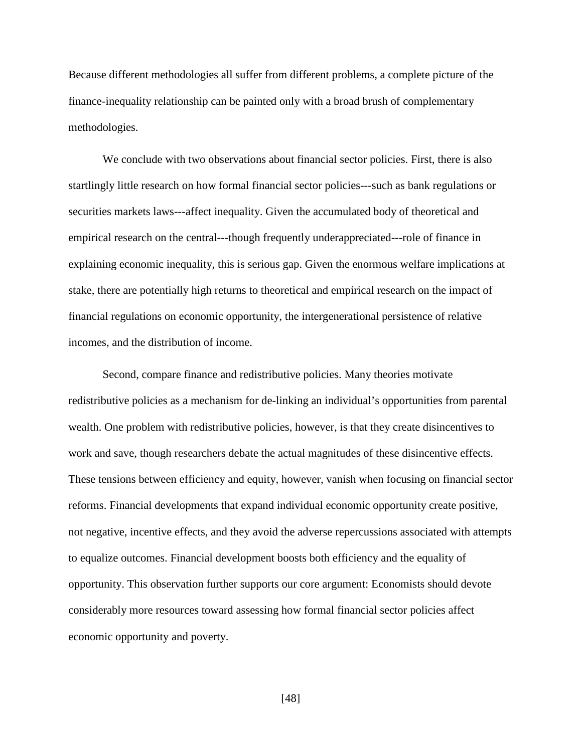Because different methodologies all suffer from different problems, a complete picture of the finance-inequality relationship can be painted only with a broad brush of complementary methodologies.

We conclude with two observations about financial sector policies. First, there is also startlingly little research on how formal financial sector policies---such as bank regulations or securities markets laws---affect inequality. Given the accumulated body of theoretical and empirical research on the central---though frequently underappreciated---role of finance in explaining economic inequality, this is serious gap. Given the enormous welfare implications at stake, there are potentially high returns to theoretical and empirical research on the impact of financial regulations on economic opportunity, the intergenerational persistence of relative incomes, and the distribution of income.

Second, compare finance and redistributive policies. Many theories motivate redistributive policies as a mechanism for de-linking an individual's opportunities from parental wealth. One problem with redistributive policies, however, is that they create disincentives to work and save, though researchers debate the actual magnitudes of these disincentive effects. These tensions between efficiency and equity, however, vanish when focusing on financial sector reforms. Financial developments that expand individual economic opportunity create positive, not negative, incentive effects, and they avoid the adverse repercussions associated with attempts to equalize outcomes. Financial development boosts both efficiency and the equality of opportunity. This observation further supports our core argument: Economists should devote considerably more resources toward assessing how formal financial sector policies affect economic opportunity and poverty.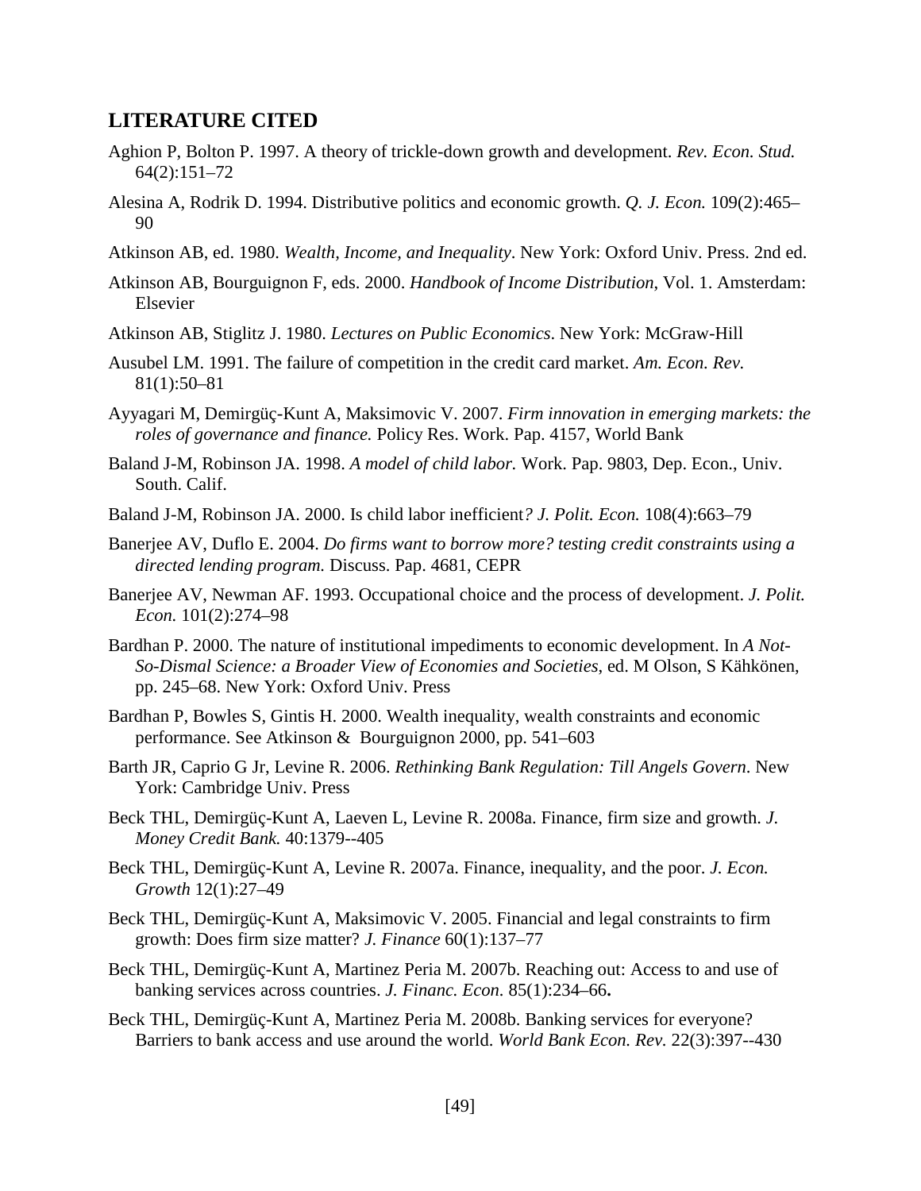## LITERATURE CITED

Aghion P, Bolton P. 1997. A theory of trickle-down growth and development. *Rev. Econ. Stud.* 64(2):151–72

Alesina A, Rodrik D. 1994. Distributive politics and economic growth. *Q. J. Econ.* 109(2):465–90

Atkinson AB, ed. 1980. *Wealth, Income, and Inequality*. New York: Oxford Univ. Press. 2nd ed.

Atkinson AB, Bourguignon F, eds. 2000. *Handbook of Income Distribution*, Vol. 1. Amsterdam: Elsevier

Atkinson AB, Stiglitz J. 1980. *Lectures on Public Economics*. New York: McGraw-Hill

Ausubel LM. 1991. The failure of competition in the credit card market. *Am. Econ. Rev.* 81(1):50–81

Ayyagari M, Demirgüç-Kunt A, Maksimovic V. 2007. *Firm innovation in emerging markets: the roles of governance and finance.* Policy Res. Work. Pap. 4157, World Bank

Baland J-M, Robinson JA. 1998. *A model of child labor.* Work. Pap. 9803, Dep. Econ., Univ. South. Calif.

Baland J-M, Robinson JA. 2000. Is child labor inefficient*? J. Polit. Econ.* 108(4):663–79

Banerjee AV, Duflo E. 2004. *Do firms want to borrow more? testing credit constraints using a directed lending program.* Discuss. Pap. 4681, CEPR

Banerjee AV, Newman AF. 1993. Occupational choice and the process of development. *J. Polit. Econ.* 101(2):274–98

Bardhan P. 2000. The nature of institutional impediments to economic development. In *A Not-So-Dismal Science: a Broader View of Economies and Societies*, ed. M Olson, S Kähkönen, pp. 245–68. New York: Oxford Univ. Press

Bardhan P, Bowles S, Gintis H. 2000. Wealth inequality, wealth constraints and economic performance. See Atkinson & Bourguignon 2000, pp. 541–603

Barth JR, Caprio G Jr, Levine R. 2006. *Rethinking Bank Regulation: Till Angels Govern*. New York: Cambridge Univ. Press

Beck THL, Demirgüç-Kunt A, Laeven L, Levine R. 2008a. Finance, firm size and growth. *J. Money Credit Bank.* 40:1379--405

Beck THL, Demirgüç-Kunt A, Levine R. 2007a. Finance, inequality, and the poor. *J. Econ. Growth* 12(1):27–49

Beck THL, Demirgüç-Kunt A, Maksimovic V. 2005. Financial and legal constraints to firm growth: Does firm size matter? *J. Finance* 60(1):137–77

Beck THL, Demirgüç-Kunt A, Martinez Peria M. 2007b. Reaching out: Access to and use of banking services across countries. *J. Financ. Econ.* 85(1):234–66**.**

Beck THL, Demirgüç-Kunt A, Martinez Peria M. 2008b. Banking services for everyone? Barriers to bank access and use around the world. *World Bank Econ. Rev.* 22(3):397--430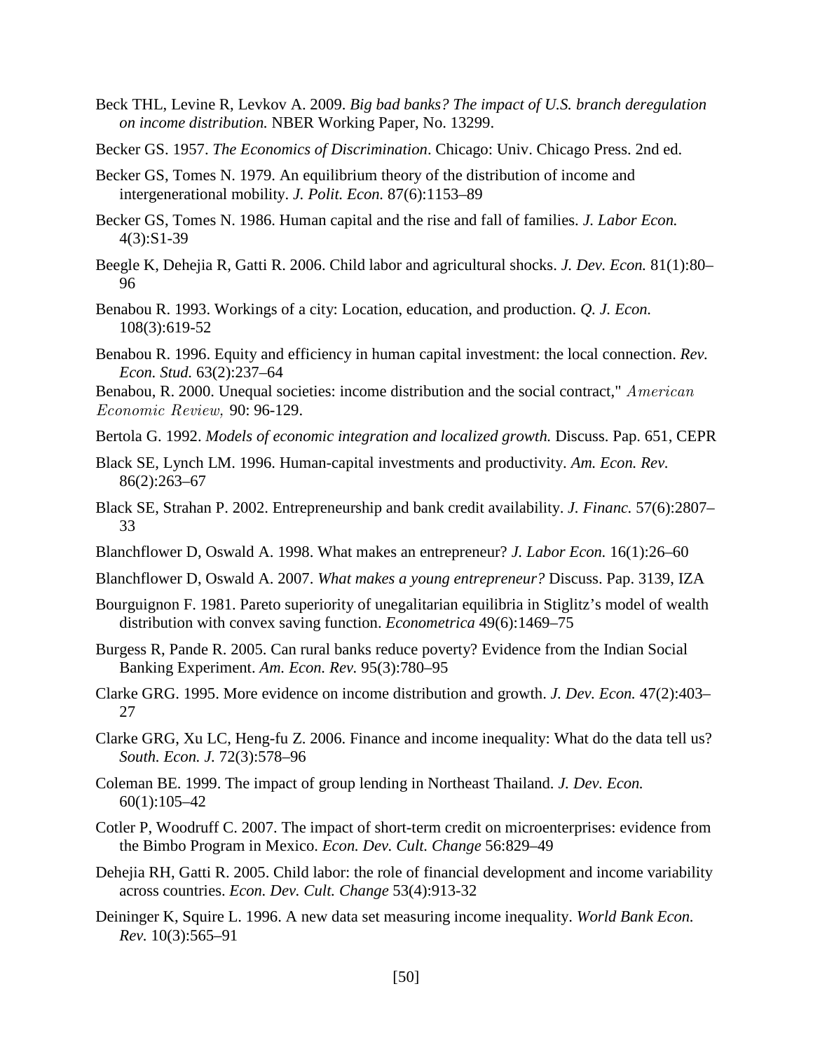Beck THL, Levine R, Levkov A. 2009. *Big bad banks? The impact of U.S. branch deregulation on income distribution.* NBER Working Paper, No. 13299.

Becker GS. 1957. *The Economics of Discrimination*. Chicago: Univ. Chicago Press. 2nd ed.

Becker GS, Tomes N. 1979. An equilibrium theory of the distribution of income and intergenerational mobility. *J. Polit. Econ.* 87(6):1153–89

Becker GS, Tomes N. 1986. Human capital and the rise and fall of families. *J. Labor Econ.* 4(3):S1-39

Beegle K, Dehejia R, Gatti R. 2006. Child labor and agricultural shocks. *J. Dev. Econ.* 81(1):80–96

Benabou R. 1993. Workings of a city: Location, education, and production. *Q. J. Econ.* 108(3):619-52

Benabou R. 1996. Equity and efficiency in human capital investment: the local connection. *Rev. Econ. Stud.* 63(2):237–64

Benabou, R. 2000. Unequal societies: income distribution and the social contract," *American Economic Review,* 90: 96-129.

Bertola G. 1992. *Models of economic integration and localized growth.* Discuss. Pap. 651, CEPR

Black SE, Lynch LM. 1996. Human-capital investments and productivity. *Am. Econ. Rev.* 86(2):263–67

Black SE, Strahan P. 2002. Entrepreneurship and bank credit availability. *J. Financ.* 57(6):2807–33

Blanchflower D, Oswald A. 1998. What makes an entrepreneur? *J. Labor Econ.* 16(1):26–60

Blanchflower D, Oswald A. 2007. *What makes a young entrepreneur?* Discuss. Pap. 3139, IZA

Bourguignon F. 1981. Pareto superiority of unegalitarian equilibria in Stiglitz's model of wealth distribution with convex saving function. *Econometrica* 49(6):1469–75

Burgess R, Pande R. 2005. Can rural banks reduce poverty? Evidence from the Indian Social Banking Experiment. *Am. Econ. Rev.* 95(3):780–95

Clarke GRG. 1995. More evidence on income distribution and growth. *J. Dev. Econ.* 47(2):403–27

Clarke GRG, Xu LC, Heng-fu Z. 2006. Finance and income inequality: What do the data tell us? *South. Econ. J.* 72(3):578–96

Coleman BE. 1999. The impact of group lending in Northeast Thailand. *J. Dev. Econ.* 60(1):105–42

Cotler P, Woodruff C. 2007. The impact of short-term credit on microenterprises: evidence from the Bimbo Program in Mexico. *Econ. Dev. Cult. Change* 56:829–49

Dehejia RH, Gatti R. 2005. Child labor: the role of financial development and income variability across countries. *Econ. Dev. Cult. Change* 53(4):913-32

Deininger K, Squire L. 1996. A new data set measuring income inequality. *World Bank Econ. Rev.* 10(3):565–91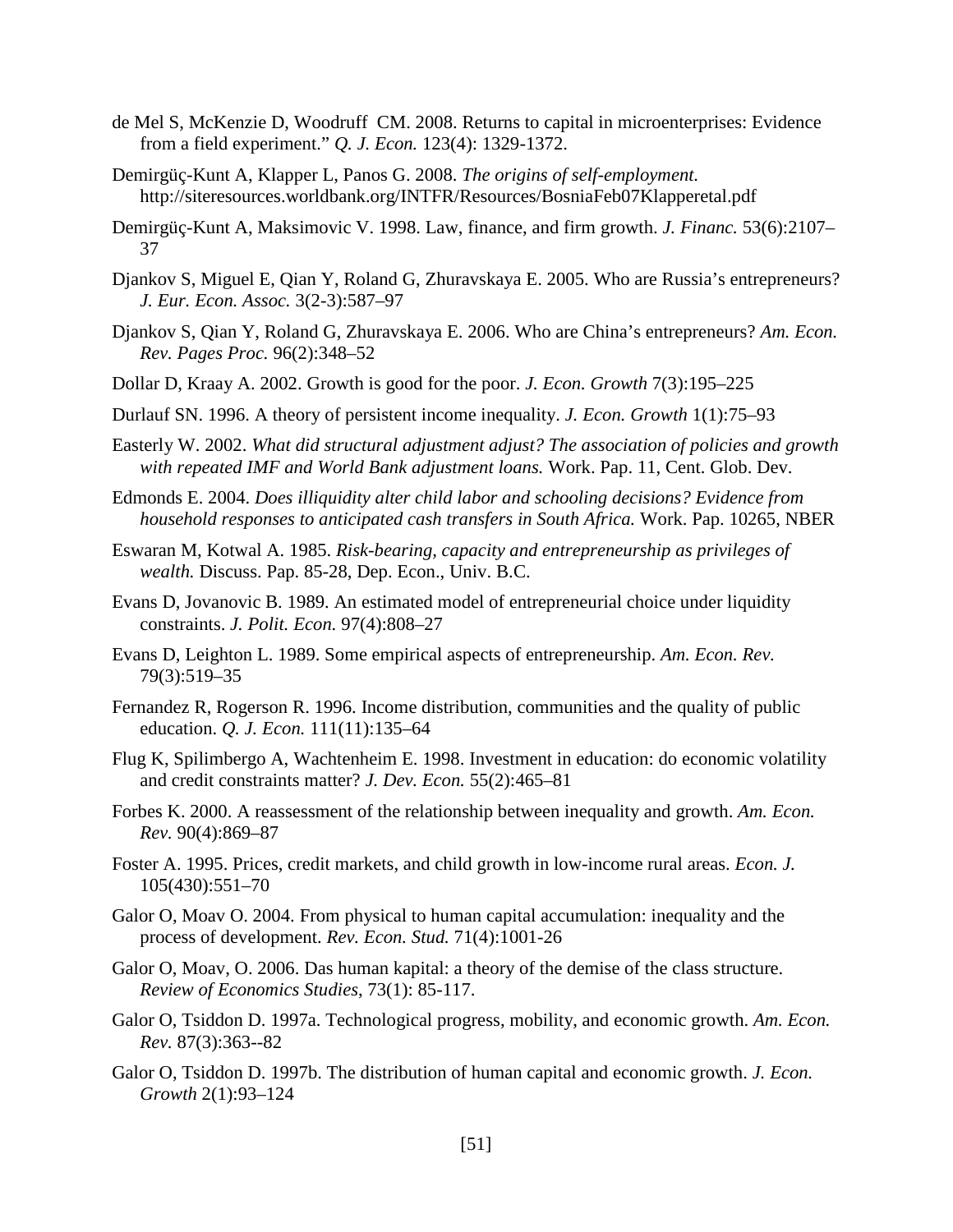de Mel S, McKenzie D, Woodruff CM. 2008. Returns to capital in microenterprises: Evidence from a field experiment." *Q. J. Econ.* 123(4): 1329-1372.

Demirgüç-Kunt A, Klapper L, Panos G. 2008. *The origins of self-employment.* http://siteresources.worldbank.org/INTFR/Resources/BosniaFeb07Klapperetal.pdf

Demirgüç-Kunt A, Maksimovic V. 1998. Law, finance, and firm growth. *J. Financ.* 53(6):2107–37

Djankov S, Miguel E, Qian Y, Roland G, Zhuravskaya E. 2005. Who are Russia's entrepreneurs? *J. Eur. Econ. Assoc.* 3(2-3):587–97

Djankov S, Qian Y, Roland G, Zhuravskaya E. 2006. Who are China's entrepreneurs? *Am. Econ. Rev. Pages Proc.* 96(2):348–52

Dollar D, Kraay A. 2002. Growth is good for the poor. *J. Econ. Growth* 7(3):195–225

Durlauf SN. 1996. A theory of persistent income inequality. *J. Econ. Growth* 1(1):75–93

Easterly W. 2002. *What did structural adjustment adjust? The association of policies and growth with repeated IMF and World Bank adjustment loans.* Work. Pap. 11, Cent. Glob. Dev.

Edmonds E. 2004. *Does illiquidity alter child labor and schooling decisions? Evidence from household responses to anticipated cash transfers in South Africa.* Work. Pap. 10265, NBER

Eswaran M, Kotwal A. 1985. *Risk-bearing, capacity and entrepreneurship as privileges of wealth.* Discuss. Pap. 85-28, Dep. Econ., Univ. B.C.

Evans D, Jovanovic B. 1989. An estimated model of entrepreneurial choice under liquidity constraints. *J. Polit. Econ.* 97(4):808–27

Evans D, Leighton L. 1989. Some empirical aspects of entrepreneurship. *Am. Econ. Rev.* 79(3):519–35

Fernandez R, Rogerson R. 1996. Income distribution, communities and the quality of public education. *Q. J. Econ.* 111(11):135–64

Flug K, Spilimbergo A, Wachtenheim E. 1998. Investment in education: do economic volatility and credit constraints matter? *J. Dev. Econ.* 55(2):465–81

Forbes K. 2000. A reassessment of the relationship between inequality and growth. *Am. Econ. Rev.* 90(4):869–87

Foster A. 1995. Prices, credit markets, and child growth in low-income rural areas. *Econ. J.* 105(430):551–70

Galor O, Moav O. 2004. From physical to human capital accumulation: inequality and the process of development. *Rev. Econ. Stud.* 71(4):1001-26

Galor O, Moav, O. 2006. Das human kapital: a theory of the demise of the class structure. *Review of Economics Studies*, 73(1): 85-117.

Galor O, Tsiddon D. 1997a. Technological progress, mobility, and economic growth. *Am. Econ. Rev.* 87(3):363--82

Galor O, Tsiddon D. 1997b. The distribution of human capital and economic growth. *J. Econ. Growth* 2(1):93–124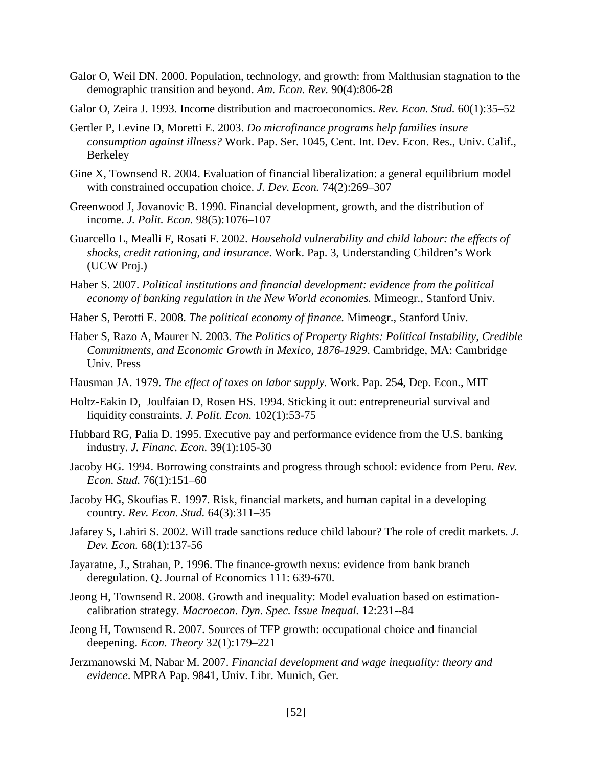Galor O, Weil DN. 2000. Population, technology, and growth: from Malthusian stagnation to the demographic transition and beyond. *Am. Econ. Rev.* 90(4):806-28

Galor O, Zeira J. 1993. Income distribution and macroeconomics. *Rev. Econ. Stud.* 60(1):35–52

Gertler P, Levine D, Moretti E. 2003. *Do microfinance programs help families insure consumption against illness?* Work. Pap. Ser. 1045, Cent. Int. Dev. Econ. Res., Univ. Calif., Berkeley

Gine X, Townsend R. 2004. Evaluation of financial liberalization: a general equilibrium model with constrained occupation choice. *J. Dev. Econ.* 74(2):269–307

Greenwood J, Jovanovic B. 1990. Financial development, growth, and the distribution of income. *J. Polit. Econ.* 98(5):1076–107

Guarcello L, Mealli F, Rosati F. 2002. *Household vulnerability and child labour: the effects of shocks, credit rationing, and insurance*. Work. Pap. 3, Understanding Children's Work (UCW Proj.)

Haber S. 2007. *Political institutions and financial development: evidence from the political economy of banking regulation in the New World economies.* Mimeogr., Stanford Univ.

Haber S, Perotti E. 2008. *The political economy of finance.* Mimeogr., Stanford Univ.

Haber S, Razo A, Maurer N. 2003. *The Politics of Property Rights: Political Instability, Credible Commitments, and Economic Growth in Mexico, 1876-1929*. Cambridge, MA: Cambridge Univ. Press

Hausman JA. 1979. *The effect of taxes on labor supply.* Work. Pap. 254, Dep. Econ., MIT

Holtz-Eakin D, Joulfaian D, Rosen HS. 1994. Sticking it out: entrepreneurial survival and liquidity constraints. *J. Polit. Econ.* 102(1):53-75

Hubbard RG, Palia D. 1995. Executive pay and performance evidence from the U.S. banking industry. *J. Financ. Econ.* 39(1):105-30

Jacoby HG. 1994. Borrowing constraints and progress through school: evidence from Peru. *Rev. Econ. Stud.* 76(1):151–60

Jacoby HG, Skoufias E. 1997. Risk, financial markets, and human capital in a developing country. *Rev. Econ. Stud.* 64(3):311–35

Jafarey S, Lahiri S. 2002. Will trade sanctions reduce child labour? The role of credit markets. *J. Dev. Econ.* 68(1):137-56

Jayaratne, J., Strahan, P. 1996. The finance-growth nexus: evidence from bank branch deregulation. Q. Journal of Economics 111: 639-670.

Jeong H, Townsend R. 2008. Growth and inequality: Model evaluation based on estimation-calibration strategy. *Macroecon. Dyn. Spec. Issue Inequal.* 12:231--84

Jeong H, Townsend R. 2007. Sources of TFP growth: occupational choice and financial deepening. *Econ. Theory* 32(1):179–221

Jerzmanowski M, Nabar M. 2007. *Financial development and wage inequality: theory and evidence*. MPRA Pap. 9841, Univ. Libr. Munich, Ger.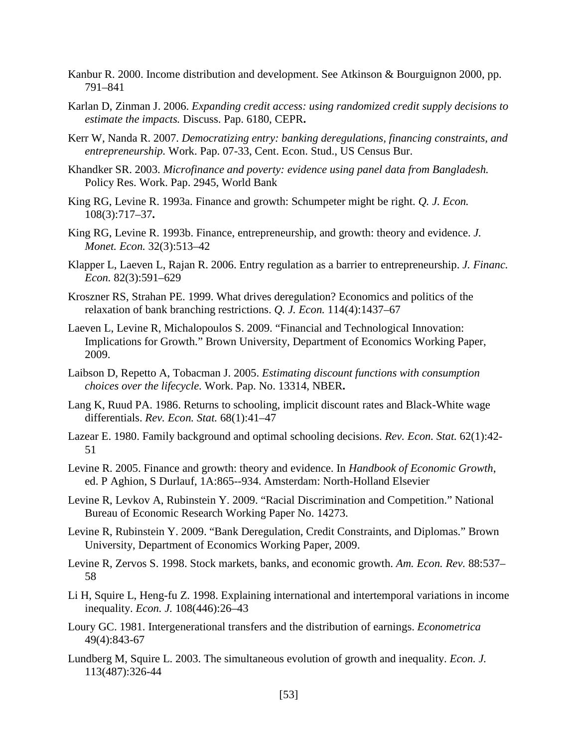Kanbur R. 2000. Income distribution and development. See Atkinson & Bourguignon 2000, pp. 791–841

Karlan D, Zinman J. 2006. *Expanding credit access: using randomized credit supply decisions to estimate the impacts.* Discuss. Pap. 6180, CEPR**.**

Kerr W, Nanda R. 2007. *Democratizing entry: banking deregulations, financing constraints, and entrepreneurship.* Work. Pap. 07-33, Cent. Econ. Stud., US Census Bur.

Khandker SR. 2003. *Microfinance and poverty: evidence using panel data from Bangladesh.* Policy Res. Work. Pap. 2945, World Bank

King RG, Levine R. 1993a. Finance and growth: Schumpeter might be right. *Q. J. Econ.* 108(3):717–37**.**

King RG, Levine R. 1993b. Finance, entrepreneurship, and growth: theory and evidence. *J. Monet. Econ.* 32(3):513–42

Klapper L, Laeven L, Rajan R. 2006. Entry regulation as a barrier to entrepreneurship. *J. Financ. Econ.* 82(3):591–629

Kroszner RS, Strahan PE. 1999. What drives deregulation? Economics and politics of the relaxation of bank branching restrictions. *Q. J. Econ.* 114(4):1437–67

Laeven L, Levine R, Michalopoulos S. 2009. "Financial and Technological Innovation: Implications for Growth." Brown University, Department of Economics Working Paper, 2009.

Laibson D, Repetto A, Tobacman J. 2005. *Estimating discount functions with consumption choices over the lifecycle.* Work. Pap. No. 13314, NBER**.**

Lang K, Ruud PA. 1986. Returns to schooling, implicit discount rates and Black-White wage differentials. *Rev. Econ. Stat.* 68(1):41–47

Lazear E. 1980. Family background and optimal schooling decisions. *Rev. Econ. Stat.* 62(1):42-51

Levine R. 2005. Finance and growth: theory and evidence. In *Handbook of Economic Growth*, ed. P Aghion, S Durlauf, 1A:865--934. Amsterdam: North-Holland Elsevier

Levine R, Levkov A, Rubinstein Y. 2009. "Racial Discrimination and Competition." National Bureau of Economic Research Working Paper No. 14273.

Levine R, Rubinstein Y. 2009. "Bank Deregulation, Credit Constraints, and Diplomas." Brown University, Department of Economics Working Paper, 2009.

Levine R, Zervos S. 1998. Stock markets, banks, and economic growth. *Am. Econ. Rev.* 88:537–58

Li H, Squire L, Heng-fu Z. 1998. Explaining international and intertemporal variations in income inequality. *Econ. J.* 108(446):26–43

Loury GC. 1981. Intergenerational transfers and the distribution of earnings. *Econometrica* 49(4):843-67

Lundberg M, Squire L. 2003. The simultaneous evolution of growth and inequality. *Econ. J.* 113(487):326-44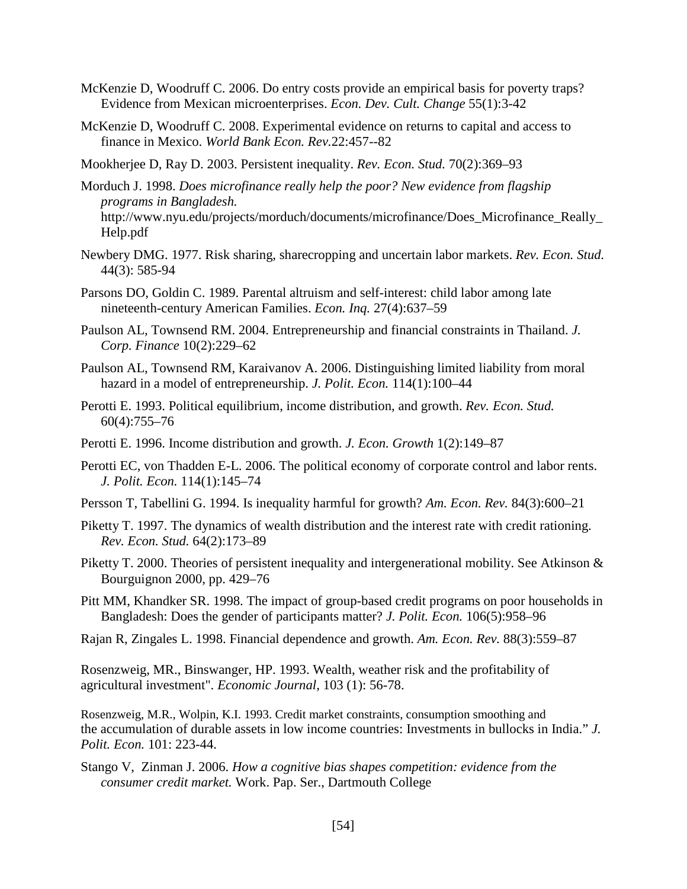McKenzie D, Woodruff C. 2006. Do entry costs provide an empirical basis for poverty traps? Evidence from Mexican microenterprises. *Econ. Dev. Cult. Change* 55(1):3-42

McKenzie D, Woodruff C. 2008. Experimental evidence on returns to capital and access to finance in Mexico. *World Bank Econ. Rev.*22:457--82

Mookherjee D, Ray D. 2003. Persistent inequality. *Rev. Econ. Stud.* 70(2):369–93

Morduch J. 1998. *Does microfinance really help the poor? New evidence from flagship programs in Bangladesh.* http://www.nyu.edu/projects/morduch/documents/microfinance/Does_Microfinance_Really_Help.pdf

Newbery DMG. 1977. Risk sharing, sharecropping and uncertain labor markets. *Rev. Econ. Stud.* 44(3): 585-94

Parsons DO, Goldin C. 1989. Parental altruism and self-interest: child labor among late nineteenth-century American Families. *Econ. Inq.* 27(4):637–59

Paulson AL, Townsend RM. 2004. Entrepreneurship and financial constraints in Thailand. *J. Corp. Finance* 10(2):229–62

Paulson AL, Townsend RM, Karaivanov A. 2006. Distinguishing limited liability from moral hazard in a model of entrepreneurship. *J. Polit. Econ.* 114(1):100–44

Perotti E. 1993. Political equilibrium, income distribution, and growth. *Rev. Econ. Stud.* 60(4):755–76

Perotti E. 1996. Income distribution and growth. *J. Econ. Growth* 1(2):149–87

Perotti EC, von Thadden E-L. 2006. The political economy of corporate control and labor rents. *J. Polit. Econ.* 114(1):145–74

Persson T, Tabellini G. 1994. Is inequality harmful for growth? *Am. Econ. Rev.* 84(3):600–21

Piketty T. 1997. The dynamics of wealth distribution and the interest rate with credit rationing. *Rev. Econ. Stud.* 64(2):173–89

Piketty T. 2000. Theories of persistent inequality and intergenerational mobility. See Atkinson & Bourguignon 2000, pp. 429–76

Pitt MM, Khandker SR. 1998. The impact of group-based credit programs on poor households in Bangladesh: Does the gender of participants matter? *J. Polit. Econ.* 106(5):958–96

Rajan R, Zingales L. 1998. Financial dependence and growth. *Am. Econ. Rev.* 88(3):559–87

Rosenzweig, MR., Binswanger, HP. 1993. Wealth, weather risk and the profitability of agricultural investment". *Economic Journal*, 103 (1): 56-78.

Rosenzweig, M.R., Wolpin, K.I. 1993. Credit market constraints, consumption smoothing and the accumulation of durable assets in low income countries: Investments in bullocks in India." *J. Polit. Econ.* 101: 223-44.

Stango V, Zinman J. 2006. *How a cognitive bias shapes competition: evidence from the consumer credit market.* Work. Pap. Ser., Dartmouth College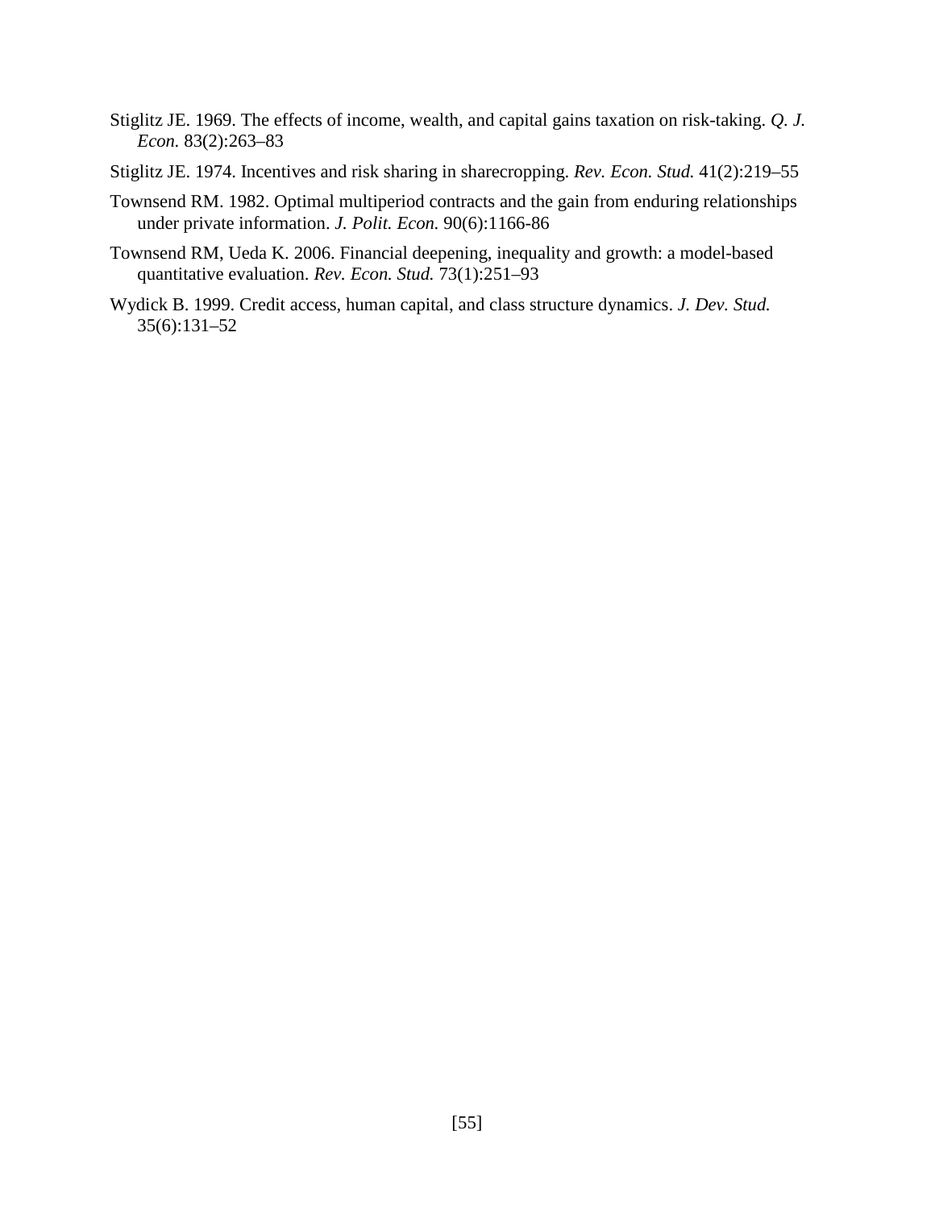Stiglitz JE. 1969. The effects of income, wealth, and capital gains taxation on risk-taking. *Q. J. Econ.* 83(2):263–83

Stiglitz JE. 1974. Incentives and risk sharing in sharecropping. *Rev. Econ. Stud.* 41(2):219–55

Townsend RM. 1982. Optimal multiperiod contracts and the gain from enduring relationships under private information. *J. Polit. Econ.* 90(6):1166-86

Townsend RM, Ueda K. 2006. Financial deepening, inequality and growth: a model-based quantitative evaluation. *Rev. Econ. Stud.* 73(1):251–93

Wydick B. 1999. Credit access, human capital, and class structure dynamics. *J. Dev. Stud.* 35(6):131–52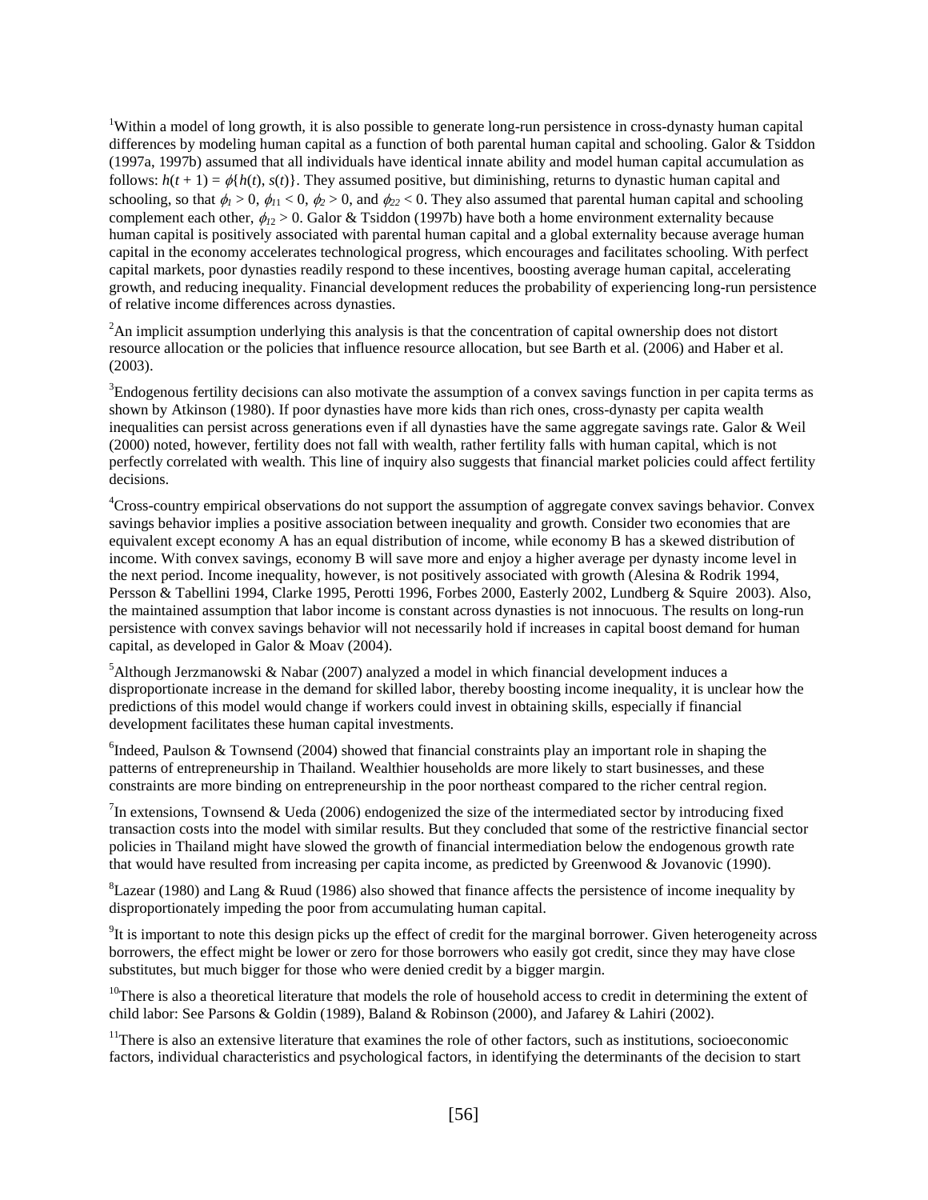[1]Within a model of long growth, it is also possible to generate long-run persistence in cross-dynasty human capital differences by modeling human capital as a function of both parental human capital and schooling. Galor & Tsiddon (1997a, 1997b) assumed that all individuals have identical innate ability and model human capital accumulation as follows: $h(t + 1) = \phi\{h(t), s(t)\}$. They assumed positive, but diminishing, returns to dynastic human capital and schooling, so that $\phi_1 > 0$, $\phi_{11} < 0$, $\phi_2 > 0$, and $\phi_{22} < 0$. They also assumed that parental human capital and schooling complement each other, $\phi_{12} > 0$. Galor & Tsiddon (1997b) have both a home environment externality because human capital is positively associated with parental human capital and a global externality because average human capital in the economy accelerates technological progress, which encourages and facilitates schooling. With perfect capital markets, poor dynasties readily respond to these incentives, boosting average human capital, accelerating growth, and reducing inequality. Financial development reduces the probability of experiencing long-run persistence of relative income differences across dynasties.

[2]An implicit assumption underlying this analysis is that the concentration of capital ownership does not distort resource allocation or the policies that influence resource allocation, but see Barth et al. (2006) and Haber et al. (2003).

[3]Endogenous fertility decisions can also motivate the assumption of a convex savings function in per capita terms as shown by Atkinson (1980). If poor dynasties have more kids than rich ones, cross-dynasty per capita wealth inequalities can persist across generations even if all dynasties have the same aggregate savings rate. Galor & Weil (2000) noted, however, fertility does not fall with wealth, rather fertility falls with human capital, which is not perfectly correlated with wealth. This line of inquiry also suggests that financial market policies could affect fertility decisions.

[4]Cross-country empirical observations do not support the assumption of aggregate convex savings behavior. Convex savings behavior implies a positive association between inequality and growth. Consider two economies that are equivalent except economy A has an equal distribution of income, while economy B has a skewed distribution of income. With convex savings, economy B will save more and enjoy a higher average per dynasty income level in the next period. Income inequality, however, is not positively associated with growth (Alesina & Rodrik 1994, Persson & Tabellini 1994, Clarke 1995, Perotti 1996, Forbes 2000, Easterly 2002, Lundberg & Squire 2003). Also, the maintained assumption that labor income is constant across dynasties is not innocuous. The results on long-run persistence with convex savings behavior will not necessarily hold if increases in capital boost demand for human capital, as developed in Galor & Moav (2004).

[5]Although Jerzmanowski & Nabar (2007) analyzed a model in which financial development induces a disproportionate increase in the demand for skilled labor, thereby boosting income inequality, it is unclear how the predictions of this model would change if workers could invest in obtaining skills, especially if financial development facilitates these human capital investments.

[6]Indeed, Paulson & Townsend (2004) showed that financial constraints play an important role in shaping the patterns of entrepreneurship in Thailand. Wealthier households are more likely to start businesses, and these constraints are more binding on entrepreneurship in the poor northeast compared to the richer central region.

[7]In extensions, Townsend & Ueda (2006) endogenized the size of the intermediated sector by introducing fixed transaction costs into the model with similar results. But they concluded that some of the restrictive financial sector policies in Thailand might have slowed the growth of financial intermediation below the endogenous growth rate that would have resulted from increasing per capita income, as predicted by Greenwood & Jovanovic (1990).

[8]Lazear (1980) and Lang & Ruud (1986) also showed that finance affects the persistence of income inequality by disproportionately impeding the poor from accumulating human capital.

[9]It is important to note this design picks up the effect of credit for the marginal borrower. Given heterogeneity across borrowers, the effect might be lower or zero for those borrowers who easily got credit, since they may have close substitutes, but much bigger for those who were denied credit by a bigger margin.

[10]There is also a theoretical literature that models the role of household access to credit in determining the extent of child labor: See Parsons & Goldin (1989), Baland & Robinson (2000), and Jafarey & Lahiri (2002).

[11]There is also an extensive literature that examines the role of other factors, such as institutions, socioeconomic factors, individual characteristics and psychological factors, in identifying the determinants of the decision to start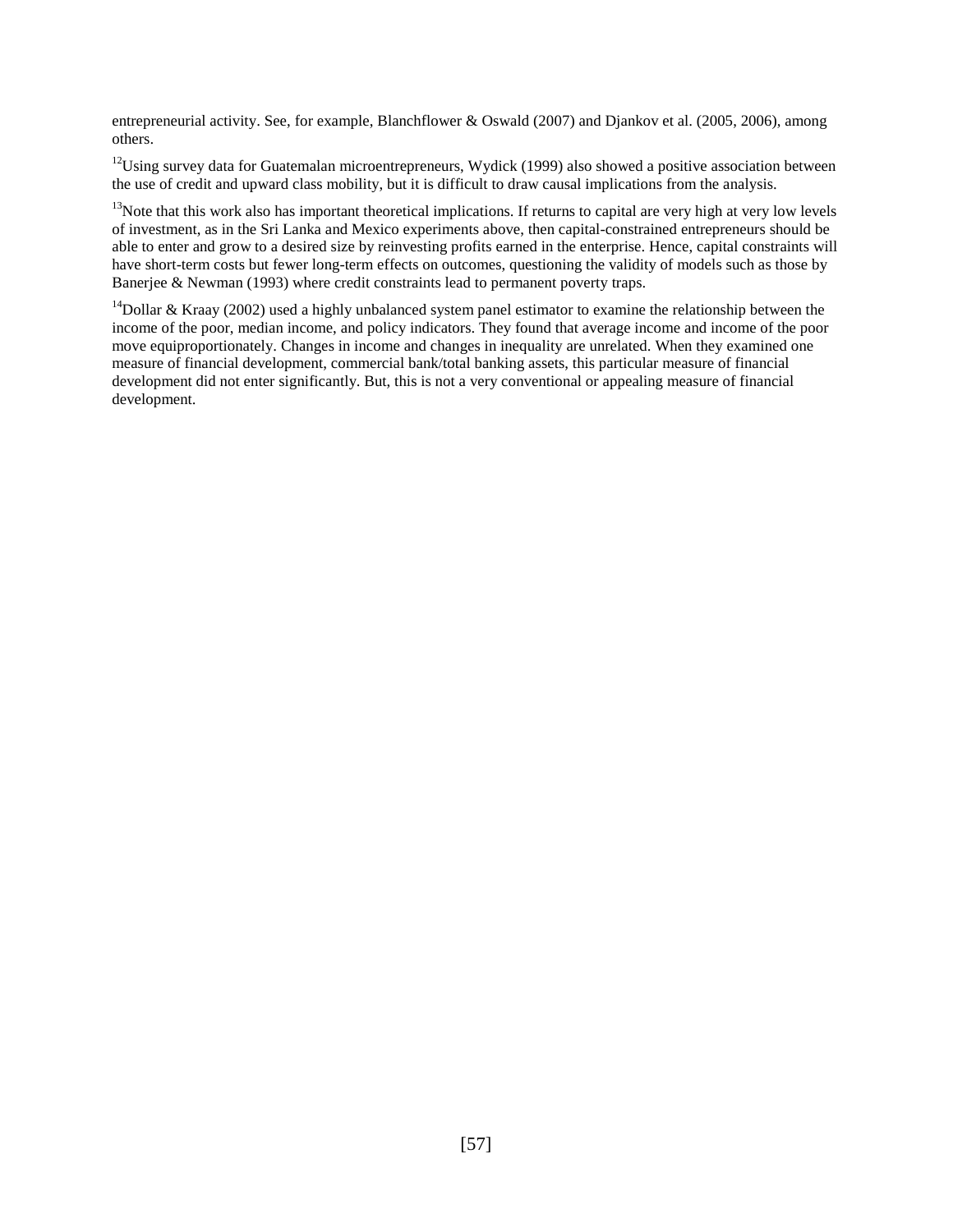entrepreneurial activity. See, for example, Blanchflower & Oswald (2007) and Djankov et al. (2005, 2006), among others.

[12]Using survey data for Guatemalan microentrepreneurs, Wydick (1999) also showed a positive association between the use of credit and upward class mobility, but it is difficult to draw causal implications from the analysis.

[13]Note that this work also has important theoretical implications. If returns to capital are very high at very low levels of investment, as in the Sri Lanka and Mexico experiments above, then capital-constrained entrepreneurs should be able to enter and grow to a desired size by reinvesting profits earned in the enterprise. Hence, capital constraints will have short-term costs but fewer long-term effects on outcomes, questioning the validity of models such as those by Banerjee & Newman (1993) where credit constraints lead to permanent poverty traps.

[14]Dollar & Kraay (2002) used a highly unbalanced system panel estimator to examine the relationship between the income of the poor, median income, and policy indicators. They found that average income and income of the poor move equiproportionately. Changes in income and changes in inequality are unrelated. When they examined one measure of financial development, commercial bank/total banking assets, this particular measure of financial development did not enter significantly. But, this is not a very conventional or appealing measure of financial development.